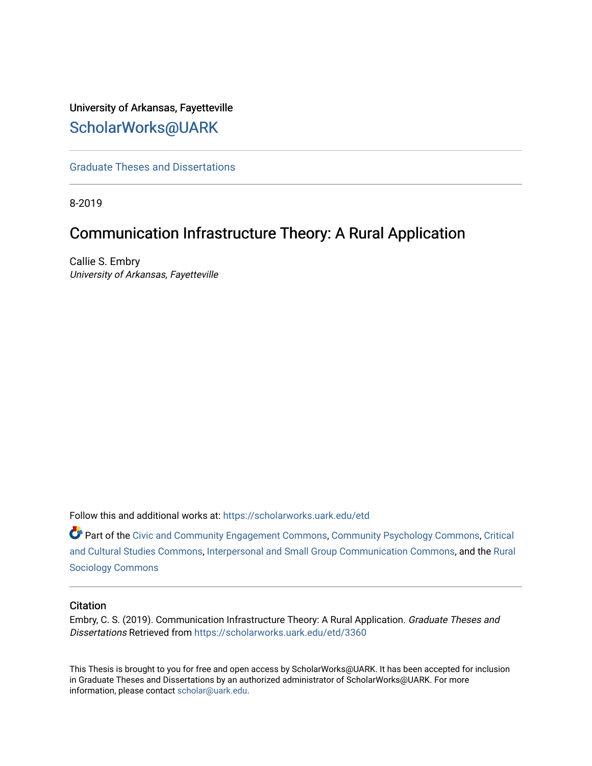University of Arkansas, Fayetteville

ScholarWorks@UARK

Graduate Theses and Dissertations

8-2019

# Communication Infrastructure Theory: A Rural Application

Callie S. Embry

*University of Arkansas, Fayetteville*

Follow this and additional works at: https://scholarworks.uark.edu/etd

Part of the Civic and Community Engagement Commons, Community Psychology Commons, Critical and Cultural Studies Commons, Interpersonal and Small Group Communication Commons, and the Rural Sociology Commons

## Citation

Embry, C. S. (2019). Communication Infrastructure Theory: A Rural Application. *Graduate Theses and Dissertations* Retrieved from https://scholarworks.uark.edu/etd/3360

This Thesis is brought to you for free and open access by ScholarWorks@UARK. It has been accepted for inclusion in Graduate Theses and Dissertations by an authorized administrator of ScholarWorks@UARK. For more information, please contact scholar@uark.edu.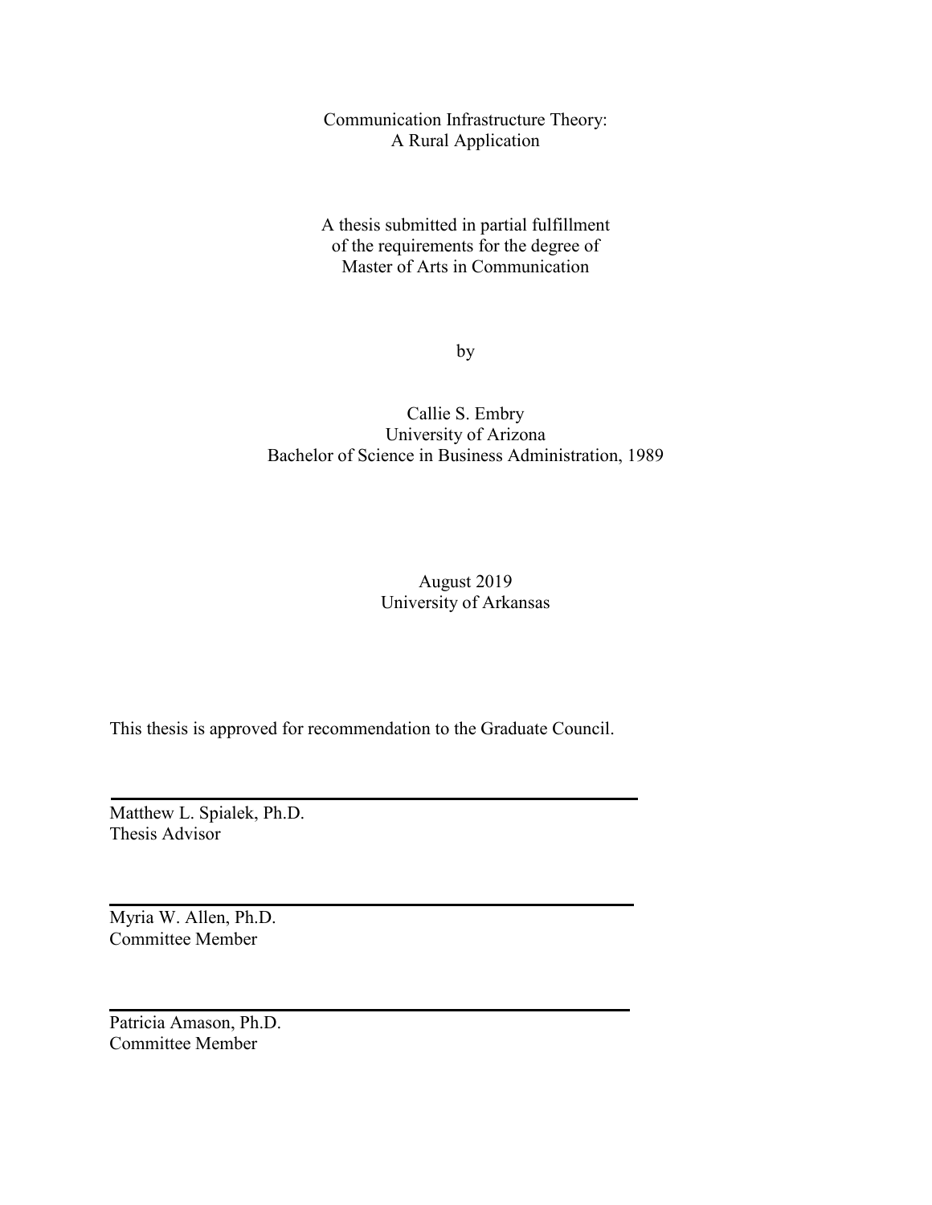Communication Infrastructure Theory:
A Rural Application

A thesis submitted in partial fulfillment
of the requirements for the degree of
Master of Arts in Communication

by

Callie S. Embry
University of Arizona
Bachelor of Science in Business Administration, 1989

August 2019
University of Arkansas

This thesis is approved for recommendation to the Graduate Council.

---

Matthew L. Spialek, Ph.D.
Thesis Advisor

---

Myria W. Allen, Ph.D.
Committee Member

---

Patricia Amason, Ph.D.
Committee Member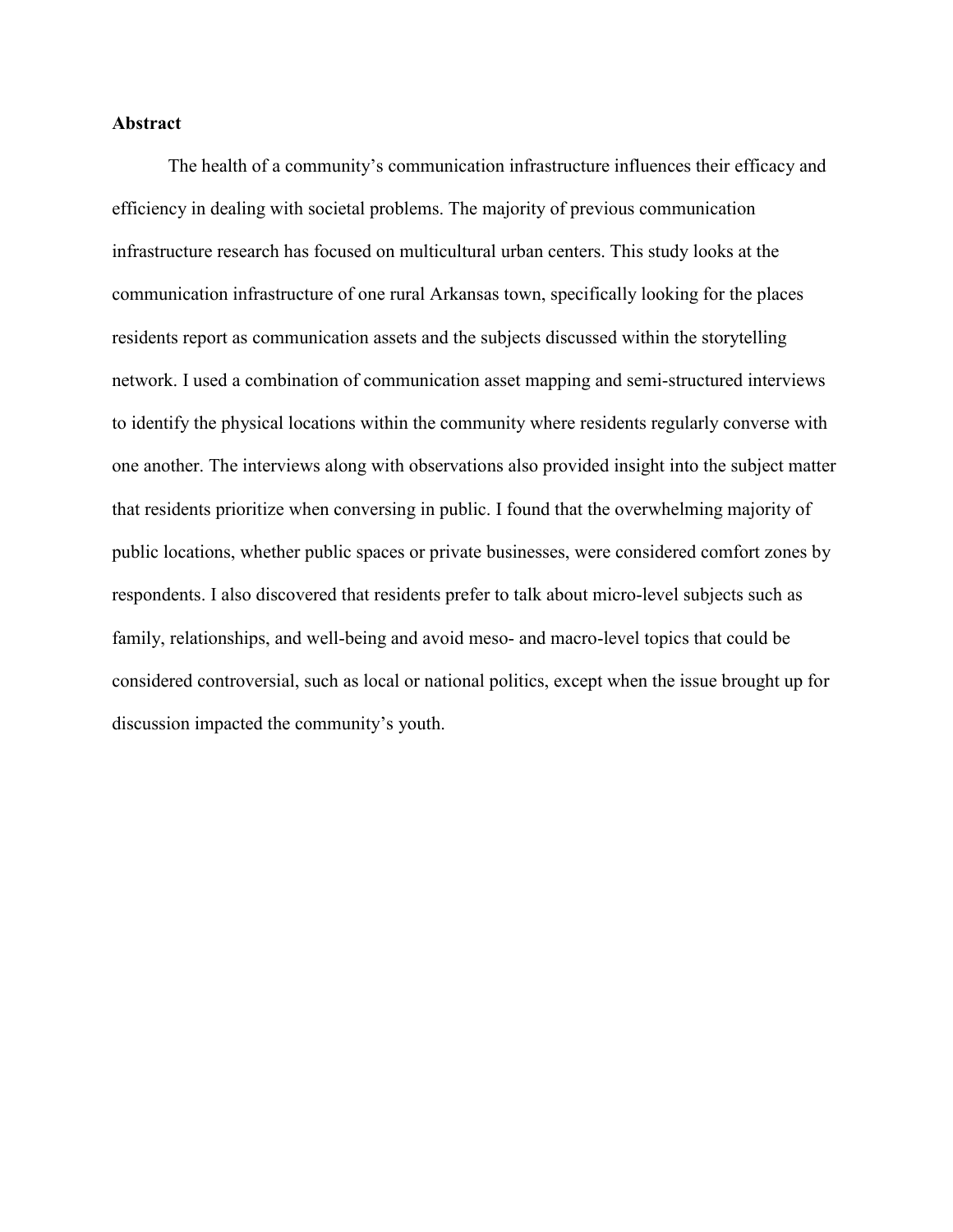**Abstract**

The health of a community's communication infrastructure influences their efficacy and efficiency in dealing with societal problems. The majority of previous communication infrastructure research has focused on multicultural urban centers. This study looks at the communication infrastructure of one rural Arkansas town, specifically looking for the places residents report as communication assets and the subjects discussed within the storytelling network. I used a combination of communication asset mapping and semi-structured interviews to identify the physical locations within the community where residents regularly converse with one another. The interviews along with observations also provided insight into the subject matter that residents prioritize when conversing in public. I found that the overwhelming majority of public locations, whether public spaces or private businesses, were considered comfort zones by respondents. I also discovered that residents prefer to talk about micro-level subjects such as family, relationships, and well-being and avoid meso- and macro-level topics that could be considered controversial, such as local or national politics, except when the issue brought up for discussion impacted the community's youth.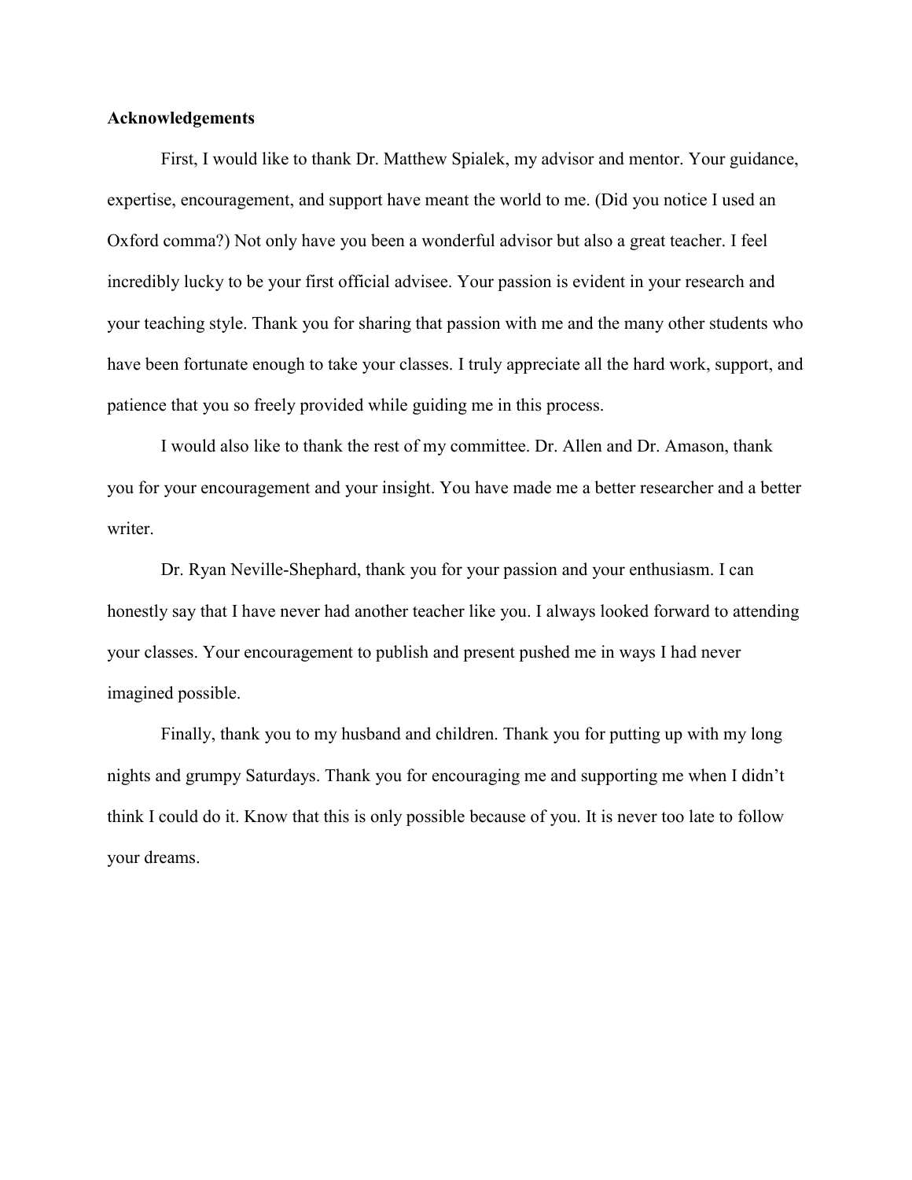## Acknowledgements

First, I would like to thank Dr. Matthew Spialek, my advisor and mentor. Your guidance, expertise, encouragement, and support have meant the world to me. (Did you notice I used an Oxford comma?) Not only have you been a wonderful advisor but also a great teacher. I feel incredibly lucky to be your first official advisee. Your passion is evident in your research and your teaching style. Thank you for sharing that passion with me and the many other students who have been fortunate enough to take your classes. I truly appreciate all the hard work, support, and patience that you so freely provided while guiding me in this process.

I would also like to thank the rest of my committee. Dr. Allen and Dr. Amason, thank you for your encouragement and your insight. You have made me a better researcher and a better writer.

Dr. Ryan Neville-Shephard, thank you for your passion and your enthusiasm. I can honestly say that I have never had another teacher like you. I always looked forward to attending your classes. Your encouragement to publish and present pushed me in ways I had never imagined possible.

Finally, thank you to my husband and children. Thank you for putting up with my long nights and grumpy Saturdays. Thank you for encouraging me and supporting me when I didn't think I could do it. Know that this is only possible because of you. It is never too late to follow your dreams.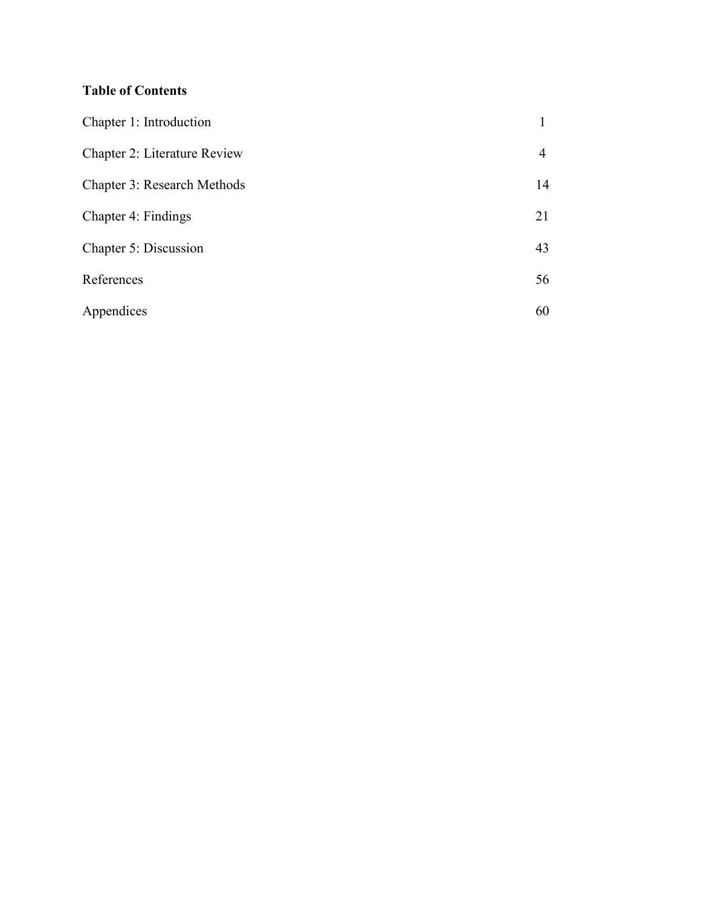**Table of Contents**

| | |
|---|---|
| Chapter 1: Introduction | 1 |
| Chapter 2: Literature Review | 4 |
| Chapter 3: Research Methods | 14 |
| Chapter 4: Findings | 21 |
| Chapter 5: Discussion | 43 |
| References | 56 |
| Appendices | 60 |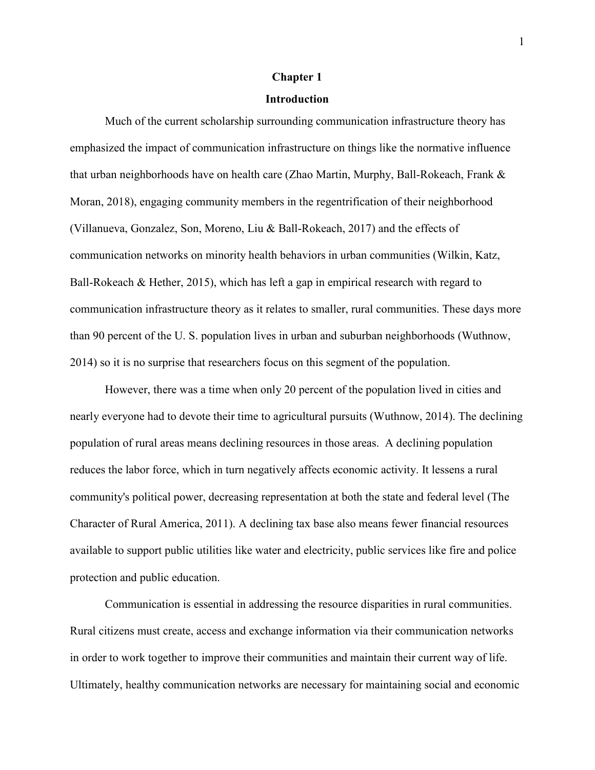# Chapter 1

## Introduction

Much of the current scholarship surrounding communication infrastructure theory has emphasized the impact of communication infrastructure on things like the normative influence that urban neighborhoods have on health care (Zhao Martin, Murphy, Ball-Rokeach, Frank & Moran, 2018), engaging community members in the regentrification of their neighborhood (Villanueva, Gonzalez, Son, Moreno, Liu & Ball-Rokeach, 2017) and the effects of communication networks on minority health behaviors in urban communities (Wilkin, Katz, Ball-Rokeach & Hether, 2015), which has left a gap in empirical research with regard to communication infrastructure theory as it relates to smaller, rural communities. These days more than 90 percent of the U. S. population lives in urban and suburban neighborhoods (Wuthnow, 2014) so it is no surprise that researchers focus on this segment of the population.

However, there was a time when only 20 percent of the population lived in cities and nearly everyone had to devote their time to agricultural pursuits (Wuthnow, 2014). The declining population of rural areas means declining resources in those areas. A declining population reduces the labor force, which in turn negatively affects economic activity. It lessens a rural community's political power, decreasing representation at both the state and federal level (The Character of Rural America, 2011). A declining tax base also means fewer financial resources available to support public utilities like water and electricity, public services like fire and police protection and public education.

Communication is essential in addressing the resource disparities in rural communities. Rural citizens must create, access and exchange information via their communication networks in order to work together to improve their communities and maintain their current way of life. Ultimately, healthy communication networks are necessary for maintaining social and economic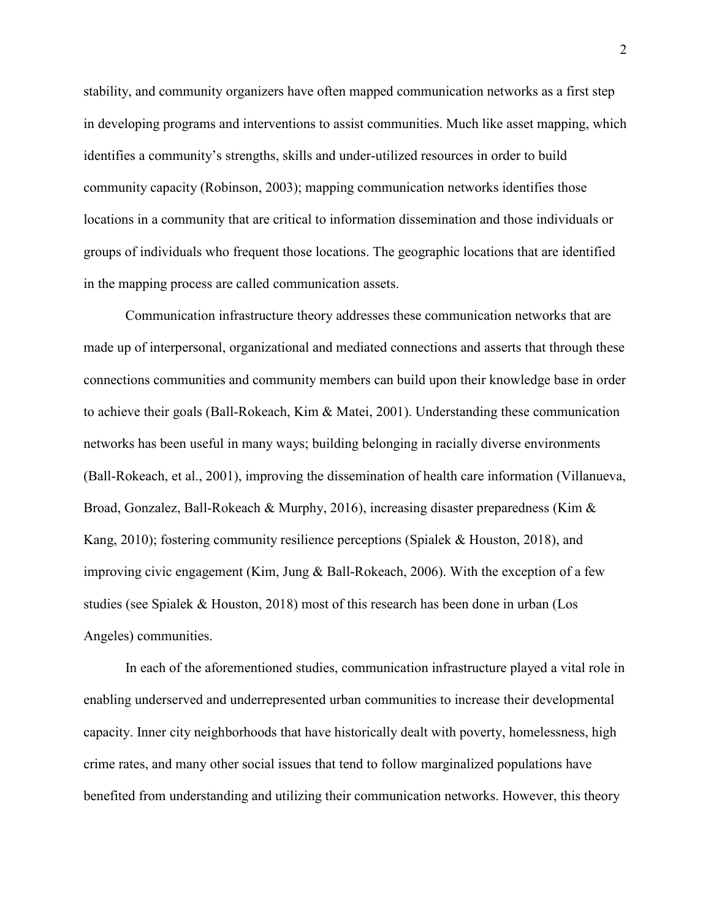stability, and community organizers have often mapped communication networks as a first step in developing programs and interventions to assist communities. Much like asset mapping, which identifies a community's strengths, skills and under-utilized resources in order to build community capacity (Robinson, 2003); mapping communication networks identifies those locations in a community that are critical to information dissemination and those individuals or groups of individuals who frequent those locations. The geographic locations that are identified in the mapping process are called communication assets.

Communication infrastructure theory addresses these communication networks that are made up of interpersonal, organizational and mediated connections and asserts that through these connections communities and community members can build upon their knowledge base in order to achieve their goals (Ball-Rokeach, Kim & Matei, 2001). Understanding these communication networks has been useful in many ways; building belonging in racially diverse environments (Ball-Rokeach, et al., 2001), improving the dissemination of health care information (Villanueva, Broad, Gonzalez, Ball-Rokeach & Murphy, 2016), increasing disaster preparedness (Kim & Kang, 2010); fostering community resilience perceptions (Spialek & Houston, 2018), and improving civic engagement (Kim, Jung & Ball-Rokeach, 2006). With the exception of a few studies (see Spialek & Houston, 2018) most of this research has been done in urban (Los Angeles) communities.

In each of the aforementioned studies, communication infrastructure played a vital role in enabling underserved and underrepresented urban communities to increase their developmental capacity. Inner city neighborhoods that have historically dealt with poverty, homelessness, high crime rates, and many other social issues that tend to follow marginalized populations have benefited from understanding and utilizing their communication networks. However, this theory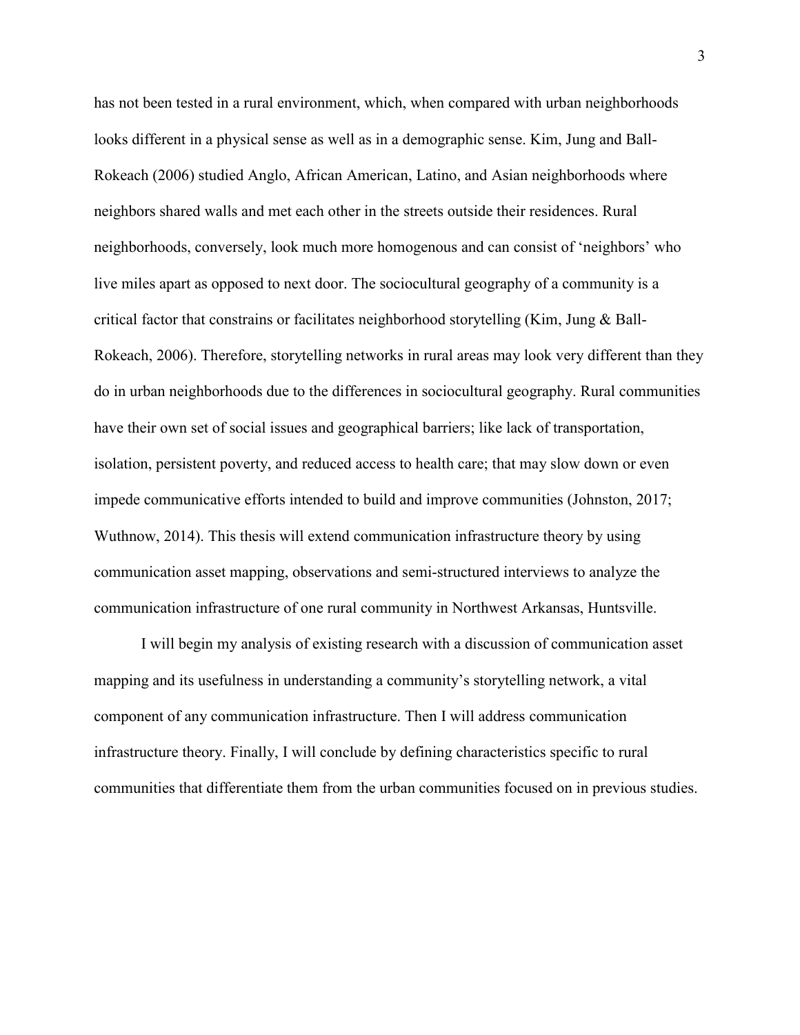has not been tested in a rural environment, which, when compared with urban neighborhoods looks different in a physical sense as well as in a demographic sense. Kim, Jung and Ball-Rokeach (2006) studied Anglo, African American, Latino, and Asian neighborhoods where neighbors shared walls and met each other in the streets outside their residences. Rural neighborhoods, conversely, look much more homogenous and can consist of 'neighbors' who live miles apart as opposed to next door. The sociocultural geography of a community is a critical factor that constrains or facilitates neighborhood storytelling (Kim, Jung & Ball-Rokeach, 2006). Therefore, storytelling networks in rural areas may look very different than they do in urban neighborhoods due to the differences in sociocultural geography. Rural communities have their own set of social issues and geographical barriers; like lack of transportation, isolation, persistent poverty, and reduced access to health care; that may slow down or even impede communicative efforts intended to build and improve communities (Johnston, 2017; Wuthnow, 2014). This thesis will extend communication infrastructure theory by using communication asset mapping, observations and semi-structured interviews to analyze the communication infrastructure of one rural community in Northwest Arkansas, Huntsville.

I will begin my analysis of existing research with a discussion of communication asset mapping and its usefulness in understanding a community's storytelling network, a vital component of any communication infrastructure. Then I will address communication infrastructure theory. Finally, I will conclude by defining characteristics specific to rural communities that differentiate them from the urban communities focused on in previous studies.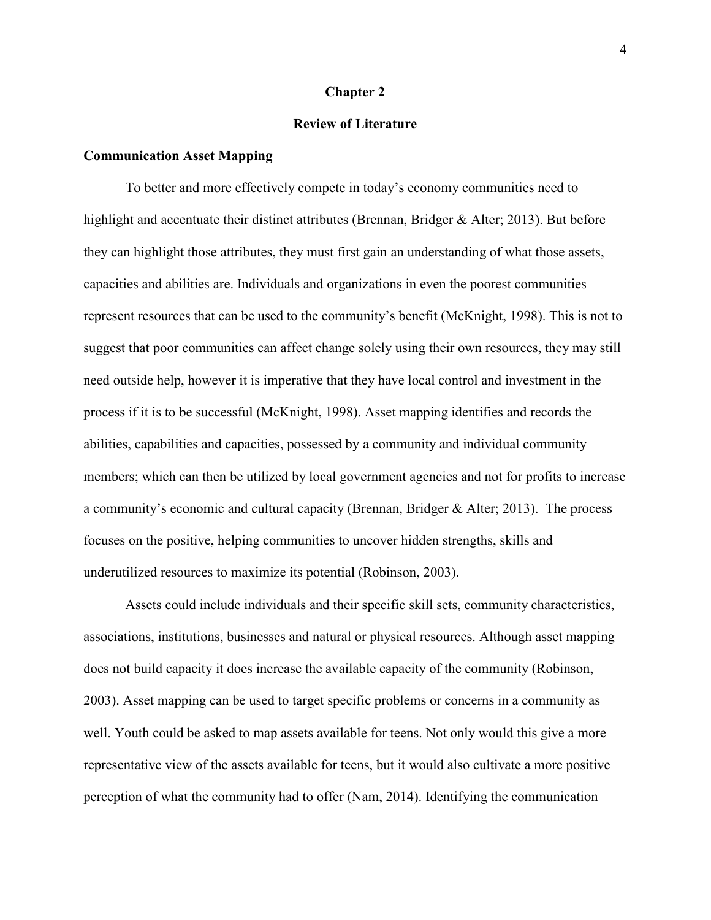# Chapter 2

## Review of Literature

### Communication Asset Mapping

To better and more effectively compete in today's economy communities need to highlight and accentuate their distinct attributes (Brennan, Bridger & Alter; 2013). But before they can highlight those attributes, they must first gain an understanding of what those assets, capacities and abilities are. Individuals and organizations in even the poorest communities represent resources that can be used to the community's benefit (McKnight, 1998). This is not to suggest that poor communities can affect change solely using their own resources, they may still need outside help, however it is imperative that they have local control and investment in the process if it is to be successful (McKnight, 1998). Asset mapping identifies and records the abilities, capabilities and capacities, possessed by a community and individual community members; which can then be utilized by local government agencies and not for profits to increase a community's economic and cultural capacity (Brennan, Bridger & Alter; 2013). The process focuses on the positive, helping communities to uncover hidden strengths, skills and underutilized resources to maximize its potential (Robinson, 2003).

Assets could include individuals and their specific skill sets, community characteristics, associations, institutions, businesses and natural or physical resources. Although asset mapping does not build capacity it does increase the available capacity of the community (Robinson, 2003). Asset mapping can be used to target specific problems or concerns in a community as well. Youth could be asked to map assets available for teens. Not only would this give a more representative view of the assets available for teens, but it would also cultivate a more positive perception of what the community had to offer (Nam, 2014). Identifying the communication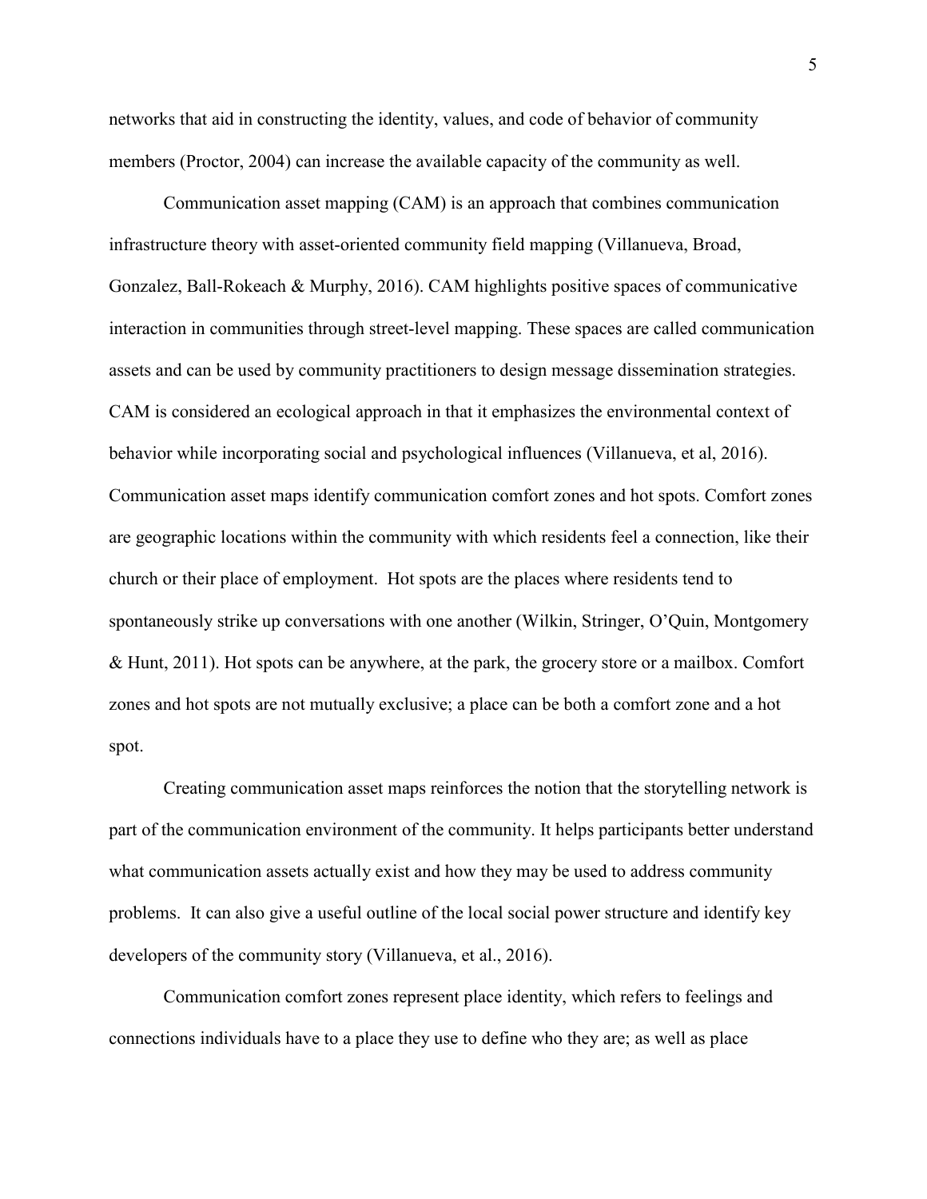networks that aid in constructing the identity, values, and code of behavior of community members (Proctor, 2004) can increase the available capacity of the community as well.

Communication asset mapping (CAM) is an approach that combines communication infrastructure theory with asset-oriented community field mapping (Villanueva, Broad, Gonzalez, Ball-Rokeach & Murphy, 2016). CAM highlights positive spaces of communicative interaction in communities through street-level mapping. These spaces are called communication assets and can be used by community practitioners to design message dissemination strategies. CAM is considered an ecological approach in that it emphasizes the environmental context of behavior while incorporating social and psychological influences (Villanueva, et al, 2016). Communication asset maps identify communication comfort zones and hot spots. Comfort zones are geographic locations within the community with which residents feel a connection, like their church or their place of employment. Hot spots are the places where residents tend to spontaneously strike up conversations with one another (Wilkin, Stringer, O'Quin, Montgomery & Hunt, 2011). Hot spots can be anywhere, at the park, the grocery store or a mailbox. Comfort zones and hot spots are not mutually exclusive; a place can be both a comfort zone and a hot spot.

Creating communication asset maps reinforces the notion that the storytelling network is part of the communication environment of the community. It helps participants better understand what communication assets actually exist and how they may be used to address community problems. It can also give a useful outline of the local social power structure and identify key developers of the community story (Villanueva, et al., 2016).

Communication comfort zones represent place identity, which refers to feelings and connections individuals have to a place they use to define who they are; as well as place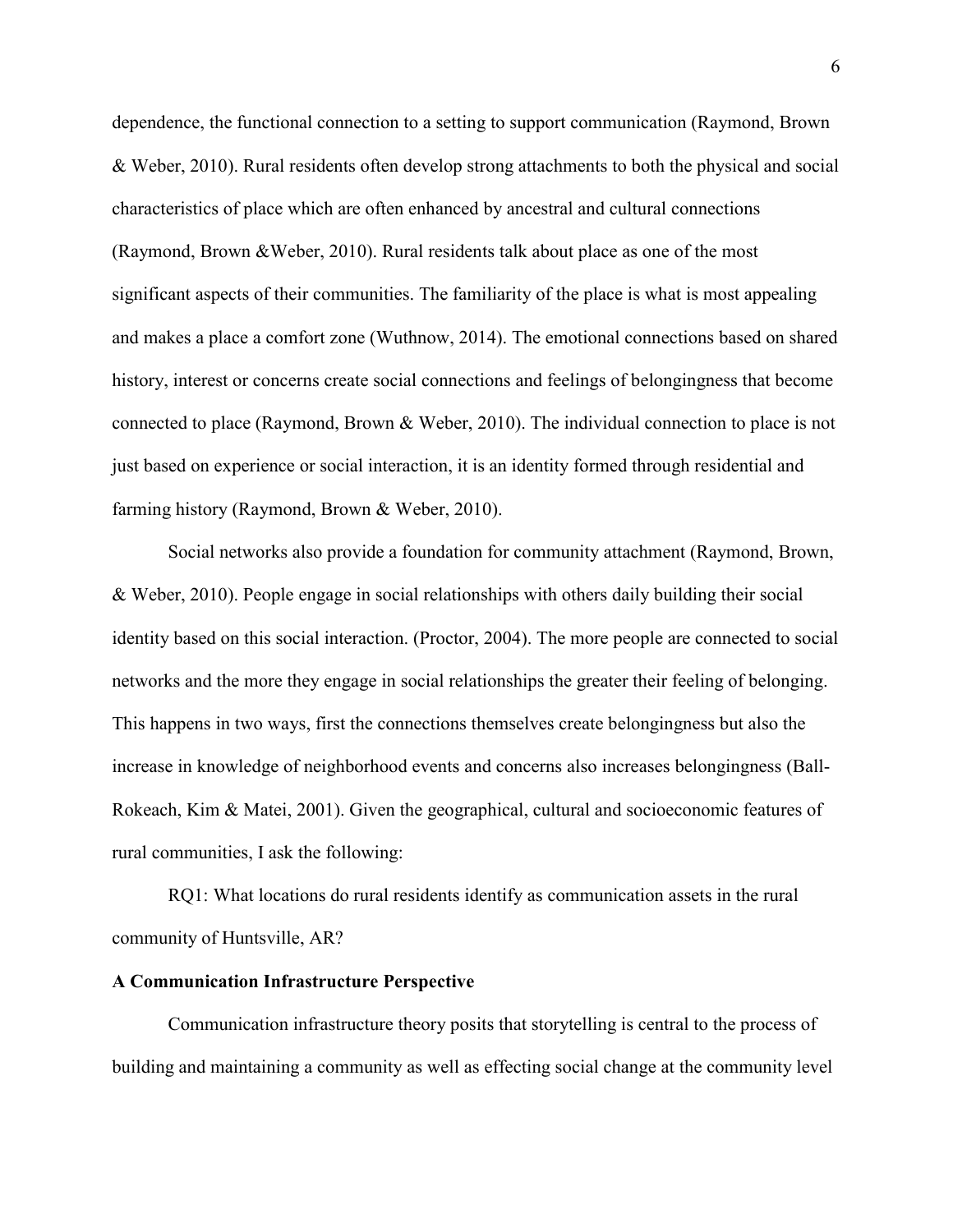dependence, the functional connection to a setting to support communication (Raymond, Brown & Weber, 2010). Rural residents often develop strong attachments to both the physical and social characteristics of place which are often enhanced by ancestral and cultural connections (Raymond, Brown &Weber, 2010). Rural residents talk about place as one of the most significant aspects of their communities. The familiarity of the place is what is most appealing and makes a place a comfort zone (Wuthnow, 2014). The emotional connections based on shared history, interest or concerns create social connections and feelings of belongingness that become connected to place (Raymond, Brown & Weber, 2010). The individual connection to place is not just based on experience or social interaction, it is an identity formed through residential and farming history (Raymond, Brown & Weber, 2010).

Social networks also provide a foundation for community attachment (Raymond, Brown, & Weber, 2010). People engage in social relationships with others daily building their social identity based on this social interaction. (Proctor, 2004). The more people are connected to social networks and the more they engage in social relationships the greater their feeling of belonging. This happens in two ways, first the connections themselves create belongingness but also the increase in knowledge of neighborhood events and concerns also increases belongingness (Ball-Rokeach, Kim & Matei, 2001). Given the geographical, cultural and socioeconomic features of rural communities, I ask the following:

RQ1: What locations do rural residents identify as communication assets in the rural community of Huntsville, AR?

**A Communication Infrastructure Perspective**

Communication infrastructure theory posits that storytelling is central to the process of building and maintaining a community as well as effecting social change at the community level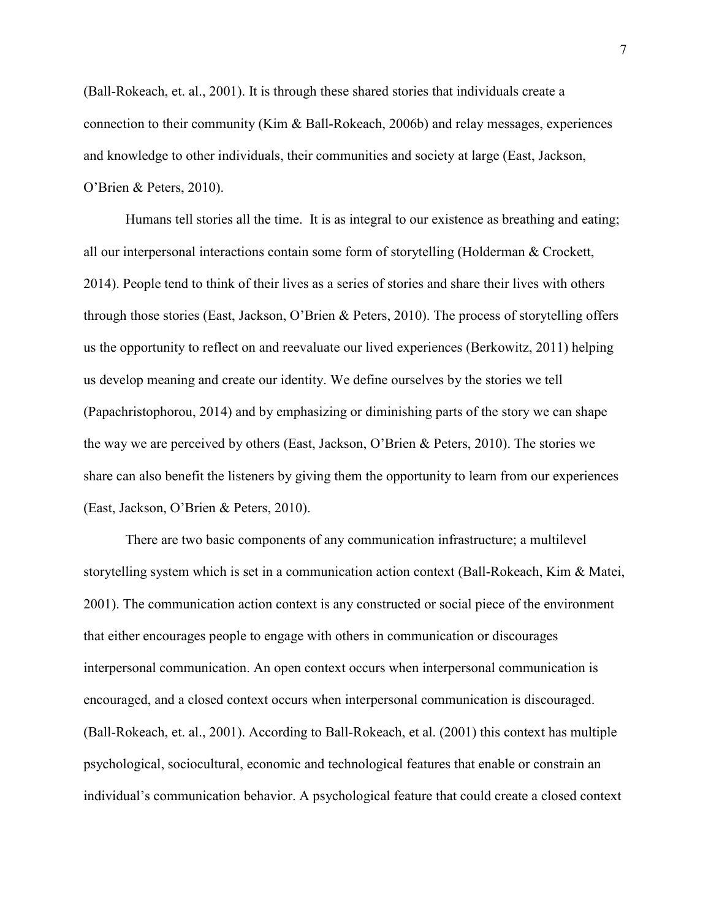(Ball-Rokeach, et. al., 2001). It is through these shared stories that individuals create a connection to their community (Kim & Ball-Rokeach, 2006b) and relay messages, experiences and knowledge to other individuals, their communities and society at large (East, Jackson, O'Brien & Peters, 2010).

Humans tell stories all the time. It is as integral to our existence as breathing and eating; all our interpersonal interactions contain some form of storytelling (Holderman & Crockett, 2014). People tend to think of their lives as a series of stories and share their lives with others through those stories (East, Jackson, O'Brien & Peters, 2010). The process of storytelling offers us the opportunity to reflect on and reevaluate our lived experiences (Berkowitz, 2011) helping us develop meaning and create our identity. We define ourselves by the stories we tell (Papachristophorou, 2014) and by emphasizing or diminishing parts of the story we can shape the way we are perceived by others (East, Jackson, O'Brien & Peters, 2010). The stories we share can also benefit the listeners by giving them the opportunity to learn from our experiences (East, Jackson, O'Brien & Peters, 2010).

There are two basic components of any communication infrastructure; a multilevel storytelling system which is set in a communication action context (Ball-Rokeach, Kim & Matei, 2001). The communication action context is any constructed or social piece of the environment that either encourages people to engage with others in communication or discourages interpersonal communication. An open context occurs when interpersonal communication is encouraged, and a closed context occurs when interpersonal communication is discouraged. (Ball-Rokeach, et. al., 2001). According to Ball-Rokeach, et al. (2001) this context has multiple psychological, sociocultural, economic and technological features that enable or constrain an individual's communication behavior. A psychological feature that could create a closed context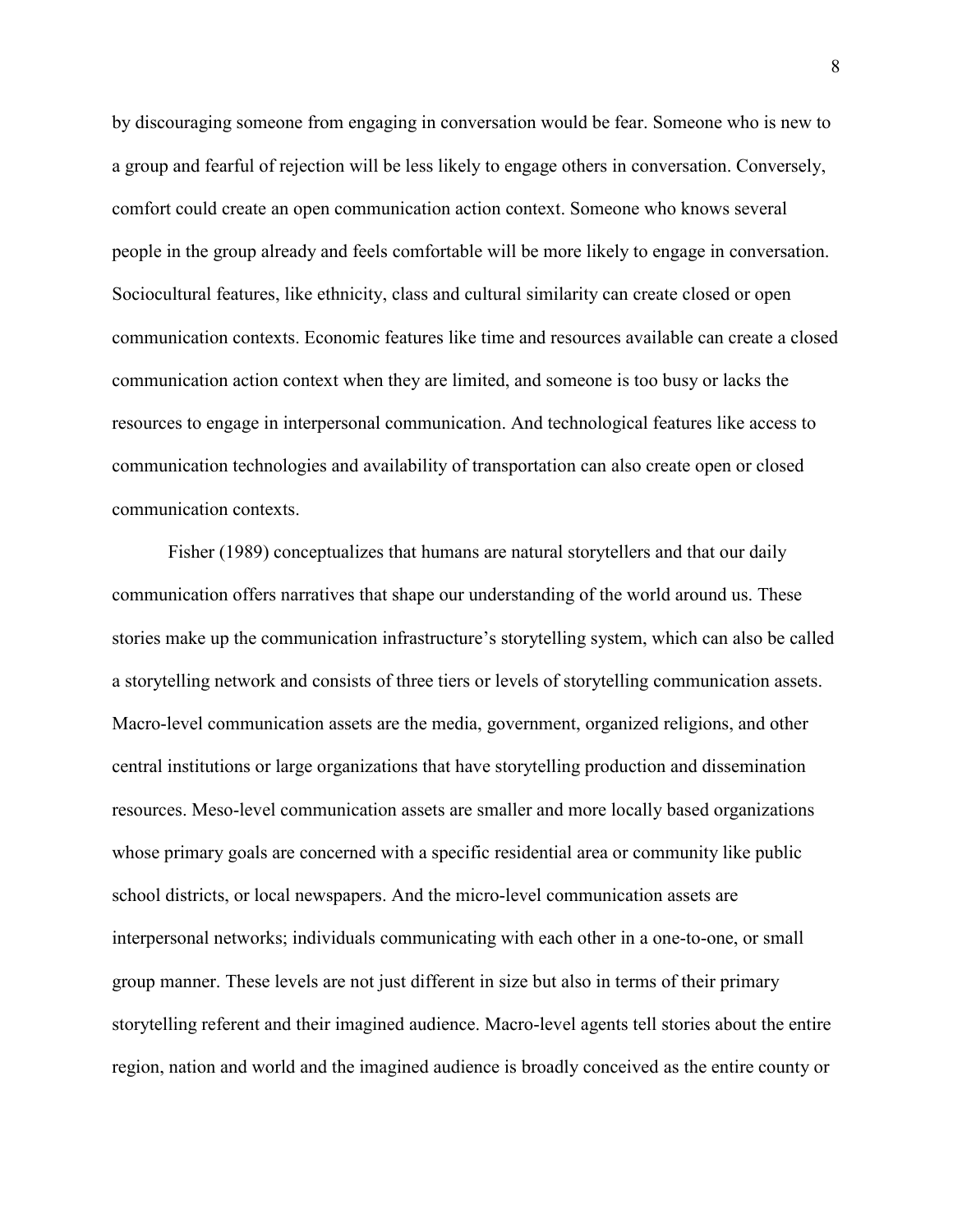by discouraging someone from engaging in conversation would be fear. Someone who is new to a group and fearful of rejection will be less likely to engage others in conversation. Conversely, comfort could create an open communication action context. Someone who knows several people in the group already and feels comfortable will be more likely to engage in conversation. Sociocultural features, like ethnicity, class and cultural similarity can create closed or open communication contexts. Economic features like time and resources available can create a closed communication action context when they are limited, and someone is too busy or lacks the resources to engage in interpersonal communication. And technological features like access to communication technologies and availability of transportation can also create open or closed communication contexts.

Fisher (1989) conceptualizes that humans are natural storytellers and that our daily communication offers narratives that shape our understanding of the world around us. These stories make up the communication infrastructure's storytelling system, which can also be called a storytelling network and consists of three tiers or levels of storytelling communication assets. Macro-level communication assets are the media, government, organized religions, and other central institutions or large organizations that have storytelling production and dissemination resources. Meso-level communication assets are smaller and more locally based organizations whose primary goals are concerned with a specific residential area or community like public school districts, or local newspapers. And the micro-level communication assets are interpersonal networks; individuals communicating with each other in a one-to-one, or small group manner. These levels are not just different in size but also in terms of their primary storytelling referent and their imagined audience. Macro-level agents tell stories about the entire region, nation and world and the imagined audience is broadly conceived as the entire county or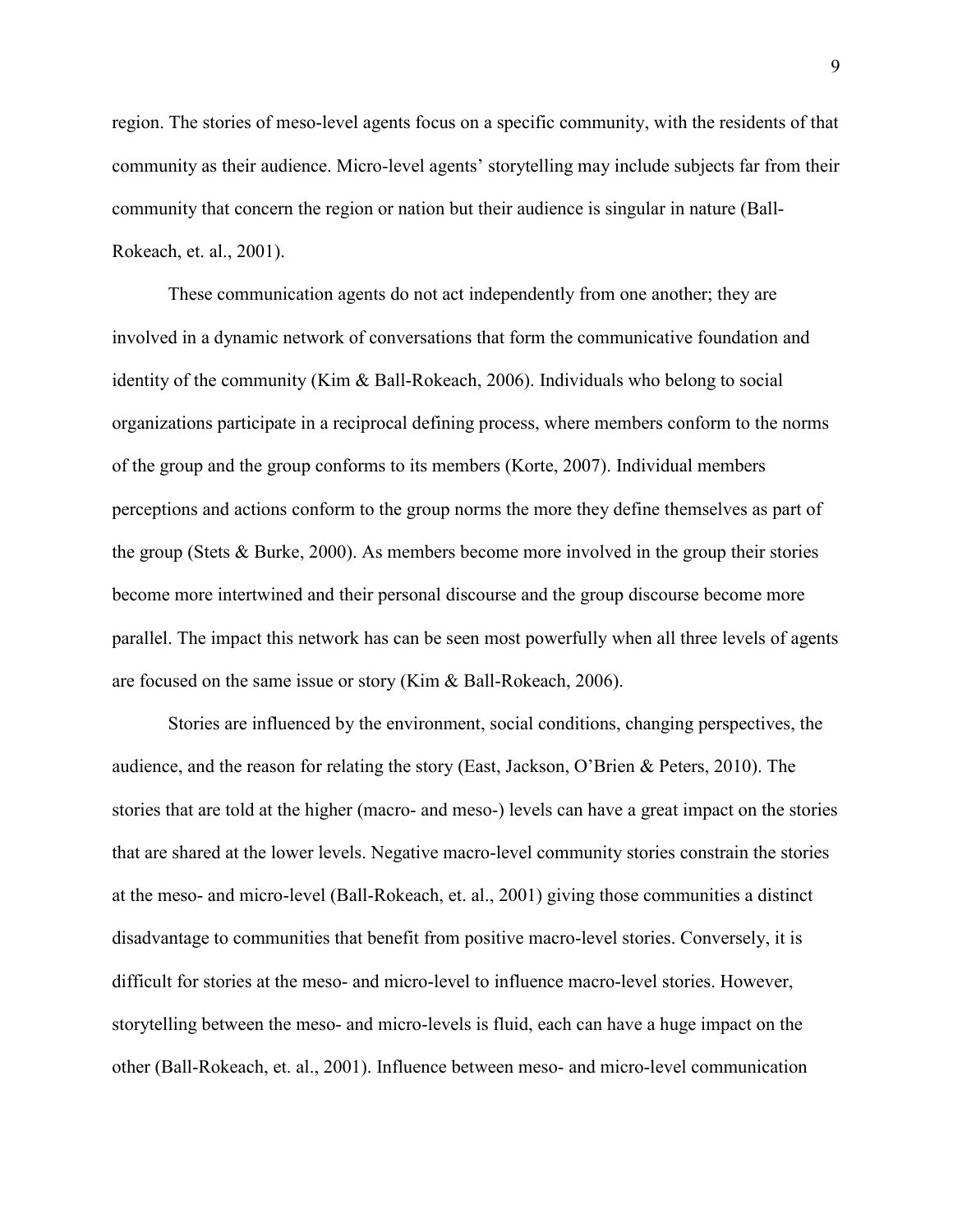region. The stories of meso-level agents focus on a specific community, with the residents of that community as their audience. Micro-level agents' storytelling may include subjects far from their community that concern the region or nation but their audience is singular in nature (Ball-Rokeach, et. al., 2001).

These communication agents do not act independently from one another; they are involved in a dynamic network of conversations that form the communicative foundation and identity of the community (Kim & Ball-Rokeach, 2006). Individuals who belong to social organizations participate in a reciprocal defining process, where members conform to the norms of the group and the group conforms to its members (Korte, 2007). Individual members perceptions and actions conform to the group norms the more they define themselves as part of the group (Stets & Burke, 2000). As members become more involved in the group their stories become more intertwined and their personal discourse and the group discourse become more parallel. The impact this network has can be seen most powerfully when all three levels of agents are focused on the same issue or story (Kim & Ball-Rokeach, 2006).

Stories are influenced by the environment, social conditions, changing perspectives, the audience, and the reason for relating the story (East, Jackson, O'Brien & Peters, 2010). The stories that are told at the higher (macro- and meso-) levels can have a great impact on the stories that are shared at the lower levels. Negative macro-level community stories constrain the stories at the meso- and micro-level (Ball-Rokeach, et. al., 2001) giving those communities a distinct disadvantage to communities that benefit from positive macro-level stories. Conversely, it is difficult for stories at the meso- and micro-level to influence macro-level stories. However, storytelling between the meso- and micro-levels is fluid, each can have a huge impact on the other (Ball-Rokeach, et. al., 2001). Influence between meso- and micro-level communication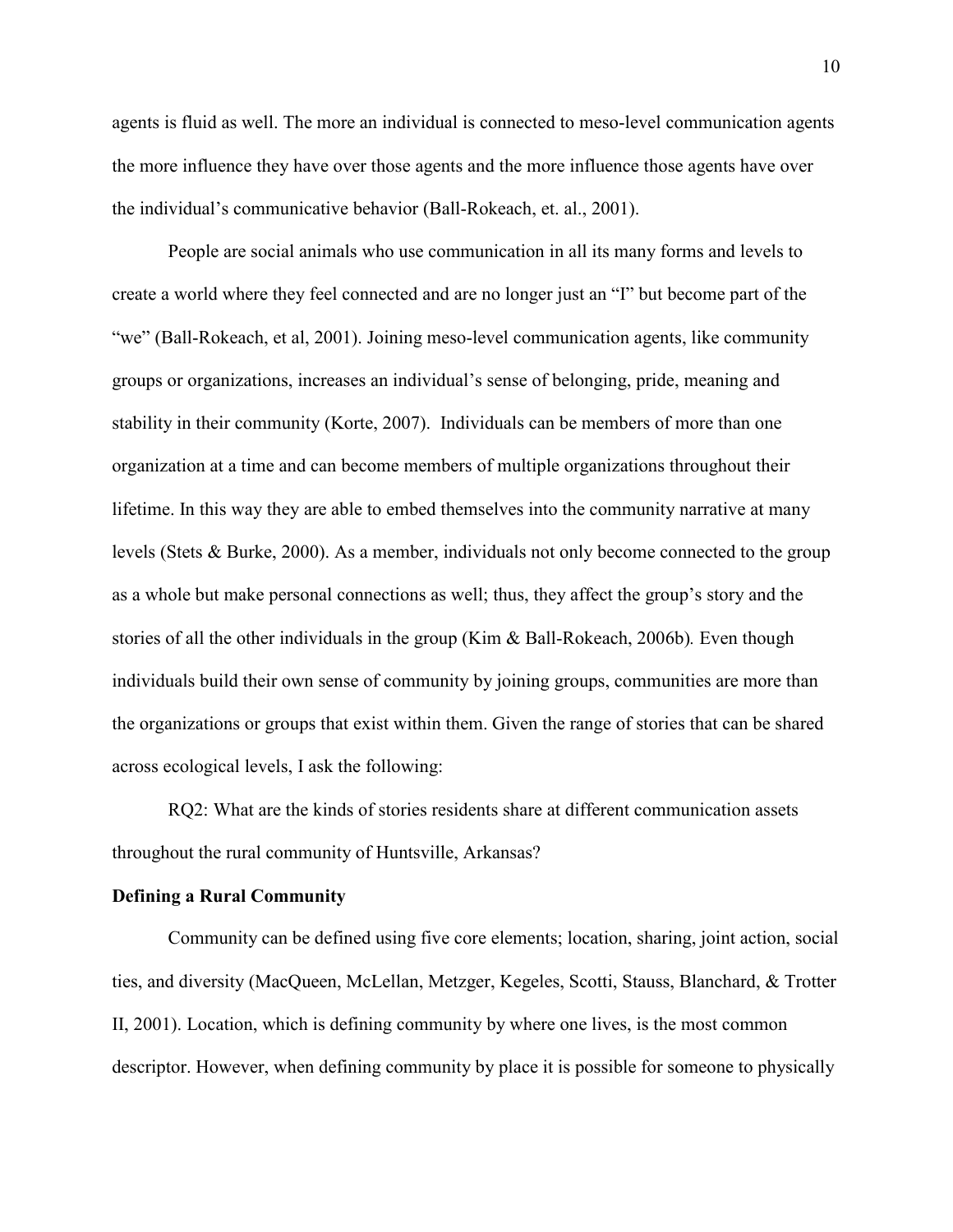agents is fluid as well. The more an individual is connected to meso-level communication agents the more influence they have over those agents and the more influence those agents have over the individual's communicative behavior (Ball-Rokeach, et. al., 2001).

People are social animals who use communication in all its many forms and levels to create a world where they feel connected and are no longer just an "I" but become part of the "we" (Ball-Rokeach, et al, 2001). Joining meso-level communication agents, like community groups or organizations, increases an individual's sense of belonging, pride, meaning and stability in their community (Korte, 2007). Individuals can be members of more than one organization at a time and can become members of multiple organizations throughout their lifetime. In this way they are able to embed themselves into the community narrative at many levels (Stets & Burke, 2000). As a member, individuals not only become connected to the group as a whole but make personal connections as well; thus, they affect the group's story and the stories of all the other individuals in the group (Kim & Ball-Rokeach, 2006b). Even though individuals build their own sense of community by joining groups, communities are more than the organizations or groups that exist within them. Given the range of stories that can be shared across ecological levels, I ask the following:

RQ2: What are the kinds of stories residents share at different communication assets throughout the rural community of Huntsville, Arkansas?

**Defining a Rural Community**

Community can be defined using five core elements; location, sharing, joint action, social ties, and diversity (MacQueen, McLellan, Metzger, Kegeles, Scotti, Stauss, Blanchard, & Trotter II, 2001). Location, which is defining community by where one lives, is the most common descriptor. However, when defining community by place it is possible for someone to physically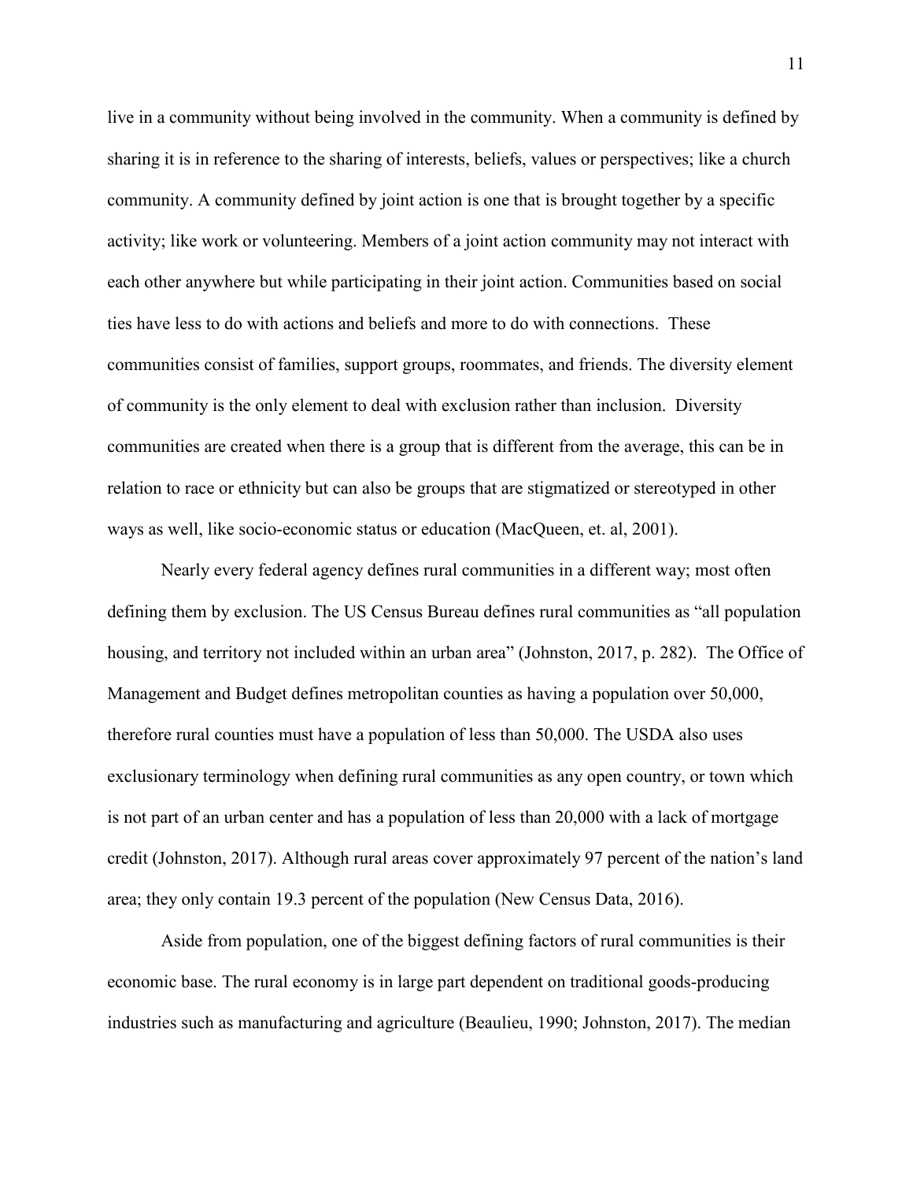live in a community without being involved in the community. When a community is defined by sharing it is in reference to the sharing of interests, beliefs, values or perspectives; like a church community. A community defined by joint action is one that is brought together by a specific activity; like work or volunteering. Members of a joint action community may not interact with each other anywhere but while participating in their joint action. Communities based on social ties have less to do with actions and beliefs and more to do with connections. These communities consist of families, support groups, roommates, and friends. The diversity element of community is the only element to deal with exclusion rather than inclusion. Diversity communities are created when there is a group that is different from the average, this can be in relation to race or ethnicity but can also be groups that are stigmatized or stereotyped in other ways as well, like socio-economic status or education (MacQueen, et. al, 2001).

Nearly every federal agency defines rural communities in a different way; most often defining them by exclusion. The US Census Bureau defines rural communities as "all population housing, and territory not included within an urban area" (Johnston, 2017, p. 282). The Office of Management and Budget defines metropolitan counties as having a population over 50,000, therefore rural counties must have a population of less than 50,000. The USDA also uses exclusionary terminology when defining rural communities as any open country, or town which is not part of an urban center and has a population of less than 20,000 with a lack of mortgage credit (Johnston, 2017). Although rural areas cover approximately 97 percent of the nation's land area; they only contain 19.3 percent of the population (New Census Data, 2016).

Aside from population, one of the biggest defining factors of rural communities is their economic base. The rural economy is in large part dependent on traditional goods-producing industries such as manufacturing and agriculture (Beaulieu, 1990; Johnston, 2017). The median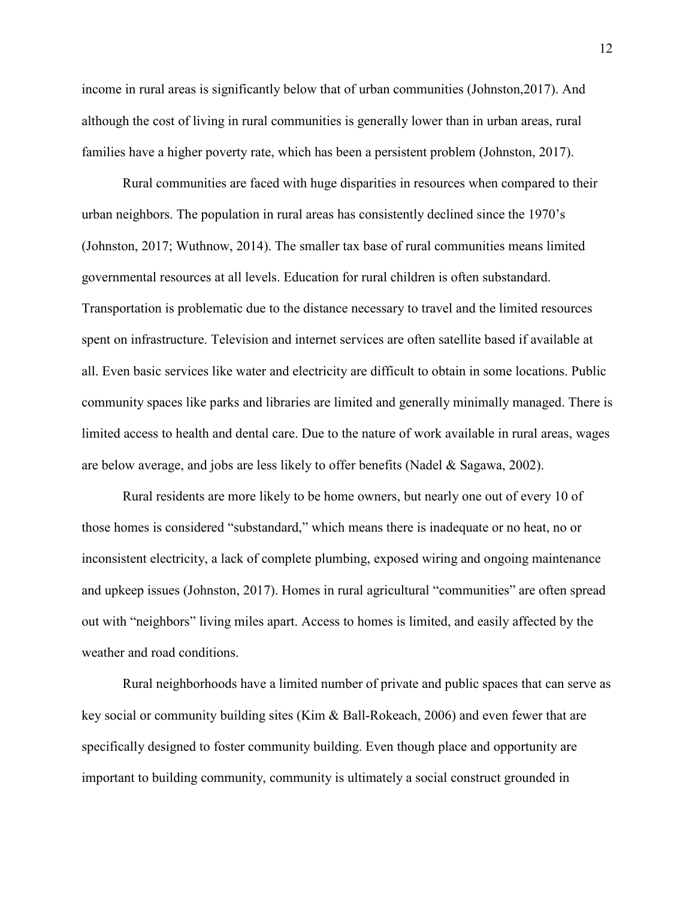income in rural areas is significantly below that of urban communities (Johnston,2017). And although the cost of living in rural communities is generally lower than in urban areas, rural families have a higher poverty rate, which has been a persistent problem (Johnston, 2017).

Rural communities are faced with huge disparities in resources when compared to their urban neighbors. The population in rural areas has consistently declined since the 1970's (Johnston, 2017; Wuthnow, 2014). The smaller tax base of rural communities means limited governmental resources at all levels. Education for rural children is often substandard. Transportation is problematic due to the distance necessary to travel and the limited resources spent on infrastructure. Television and internet services are often satellite based if available at all. Even basic services like water and electricity are difficult to obtain in some locations. Public community spaces like parks and libraries are limited and generally minimally managed. There is limited access to health and dental care. Due to the nature of work available in rural areas, wages are below average, and jobs are less likely to offer benefits (Nadel & Sagawa, 2002).

Rural residents are more likely to be home owners, but nearly one out of every 10 of those homes is considered "substandard," which means there is inadequate or no heat, no or inconsistent electricity, a lack of complete plumbing, exposed wiring and ongoing maintenance and upkeep issues (Johnston, 2017). Homes in rural agricultural "communities" are often spread out with "neighbors" living miles apart. Access to homes is limited, and easily affected by the weather and road conditions.

Rural neighborhoods have a limited number of private and public spaces that can serve as key social or community building sites (Kim & Ball-Rokeach, 2006) and even fewer that are specifically designed to foster community building. Even though place and opportunity are important to building community, community is ultimately a social construct grounded in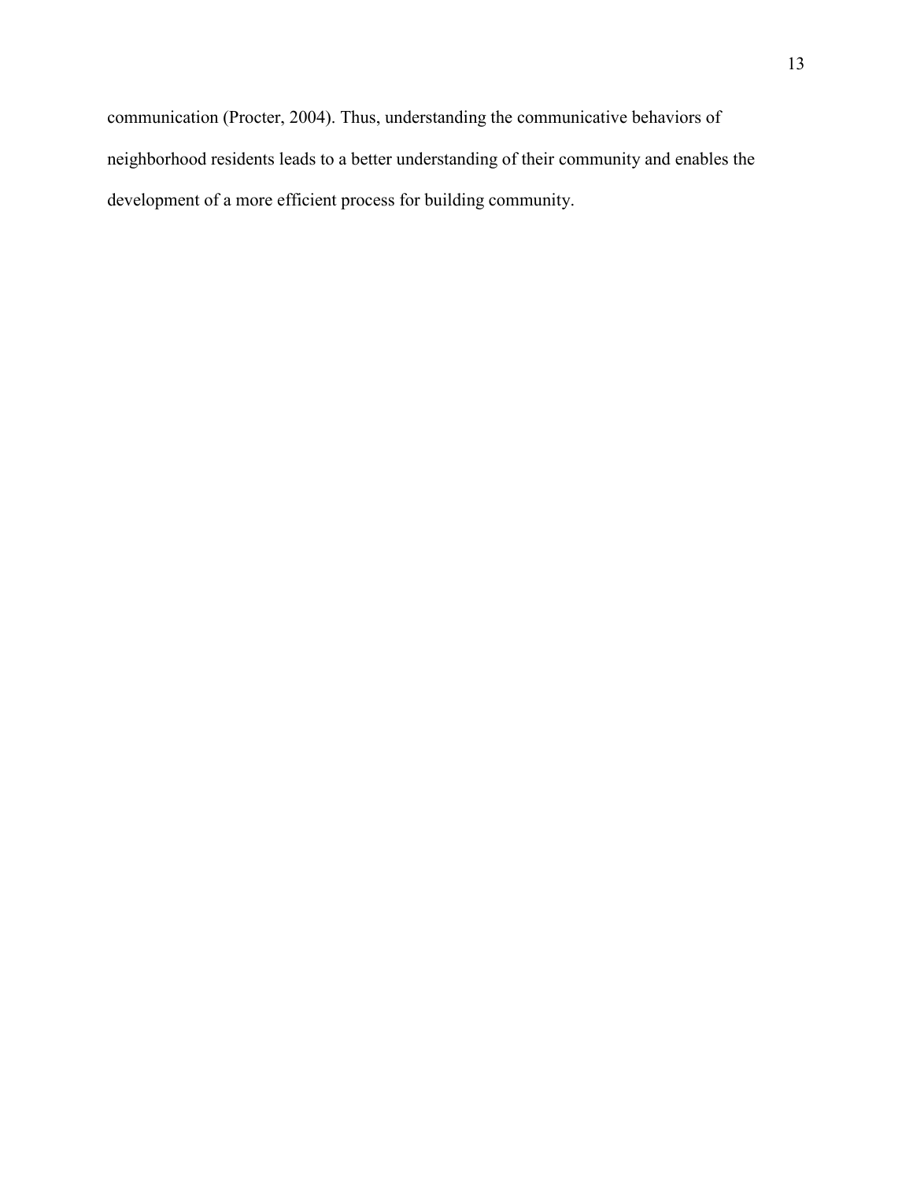communication (Procter, 2004). Thus, understanding the communicative behaviors of neighborhood residents leads to a better understanding of their community and enables the development of a more efficient process for building community.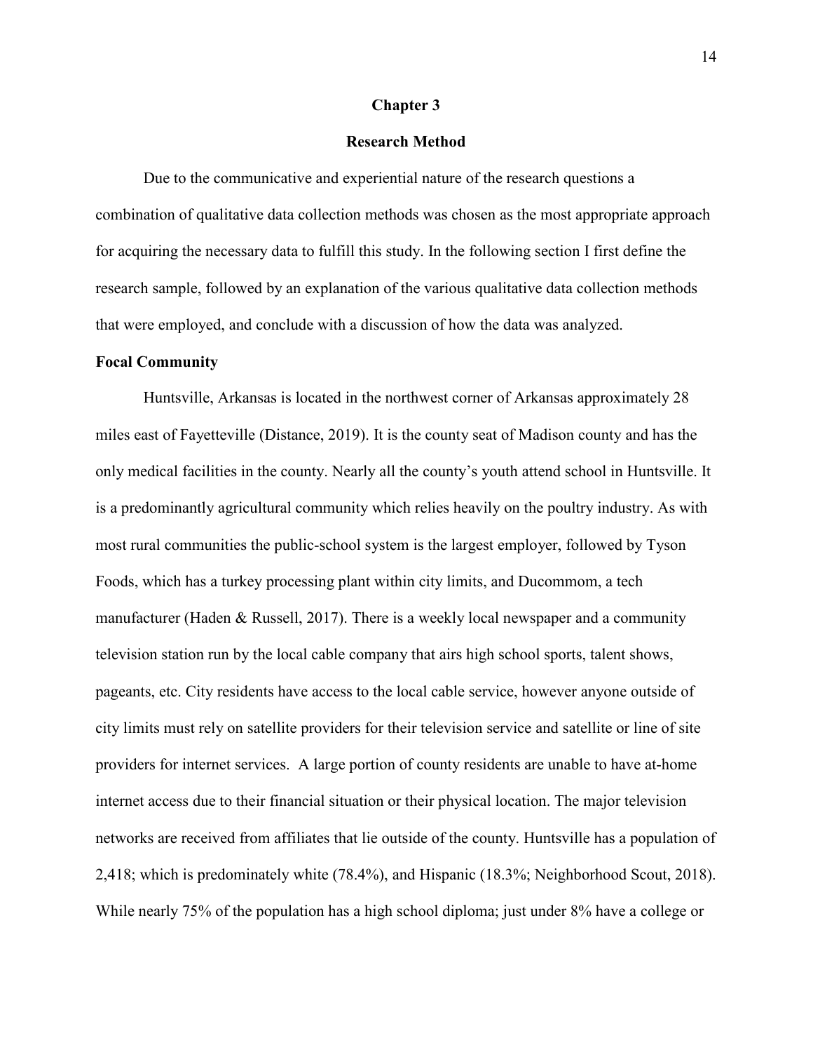# Chapter 3

## Research Method

Due to the communicative and experiential nature of the research questions a combination of qualitative data collection methods was chosen as the most appropriate approach for acquiring the necessary data to fulfill this study. In the following section I first define the research sample, followed by an explanation of the various qualitative data collection methods that were employed, and conclude with a discussion of how the data was analyzed.

### Focal Community

Huntsville, Arkansas is located in the northwest corner of Arkansas approximately 28 miles east of Fayetteville (Distance, 2019). It is the county seat of Madison county and has the only medical facilities in the county. Nearly all the county's youth attend school in Huntsville. It is a predominantly agricultural community which relies heavily on the poultry industry. As with most rural communities the public-school system is the largest employer, followed by Tyson Foods, which has a turkey processing plant within city limits, and Ducommom, a tech manufacturer (Haden & Russell, 2017). There is a weekly local newspaper and a community television station run by the local cable company that airs high school sports, talent shows, pageants, etc. City residents have access to the local cable service, however anyone outside of city limits must rely on satellite providers for their television service and satellite or line of site providers for internet services. A large portion of county residents are unable to have at-home internet access due to their financial situation or their physical location. The major television networks are received from affiliates that lie outside of the county. Huntsville has a population of 2,418; which is predominately white (78.4%), and Hispanic (18.3%; Neighborhood Scout, 2018). While nearly 75% of the population has a high school diploma; just under 8% have a college or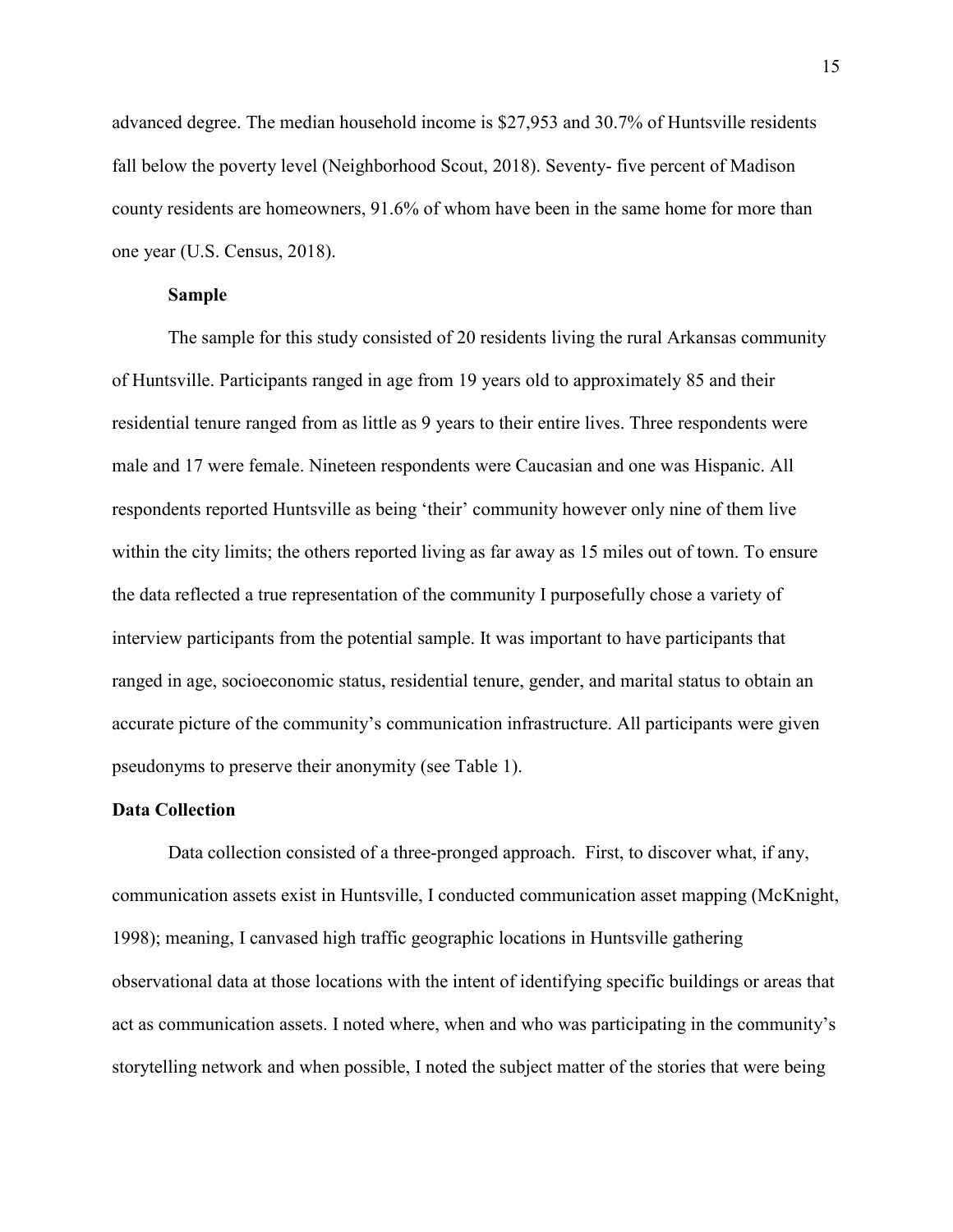advanced degree. The median household income is $27,953 and 30.7% of Huntsville residents fall below the poverty level (Neighborhood Scout, 2018). Seventy- five percent of Madison county residents are homeowners, 91.6% of whom have been in the same home for more than one year (U.S. Census, 2018).

### Sample

The sample for this study consisted of 20 residents living the rural Arkansas community of Huntsville. Participants ranged in age from 19 years old to approximately 85 and their residential tenure ranged from as little as 9 years to their entire lives. Three respondents were male and 17 were female. Nineteen respondents were Caucasian and one was Hispanic. All respondents reported Huntsville as being 'their' community however only nine of them live within the city limits; the others reported living as far away as 15 miles out of town. To ensure the data reflected a true representation of the community I purposefully chose a variety of interview participants from the potential sample. It was important to have participants that ranged in age, socioeconomic status, residential tenure, gender, and marital status to obtain an accurate picture of the community's communication infrastructure. All participants were given pseudonyms to preserve their anonymity (see Table 1).

## Data Collection

Data collection consisted of a three-pronged approach. First, to discover what, if any, communication assets exist in Huntsville, I conducted communication asset mapping (McKnight, 1998); meaning, I canvased high traffic geographic locations in Huntsville gathering observational data at those locations with the intent of identifying specific buildings or areas that act as communication assets. I noted where, when and who was participating in the community's storytelling network and when possible, I noted the subject matter of the stories that were being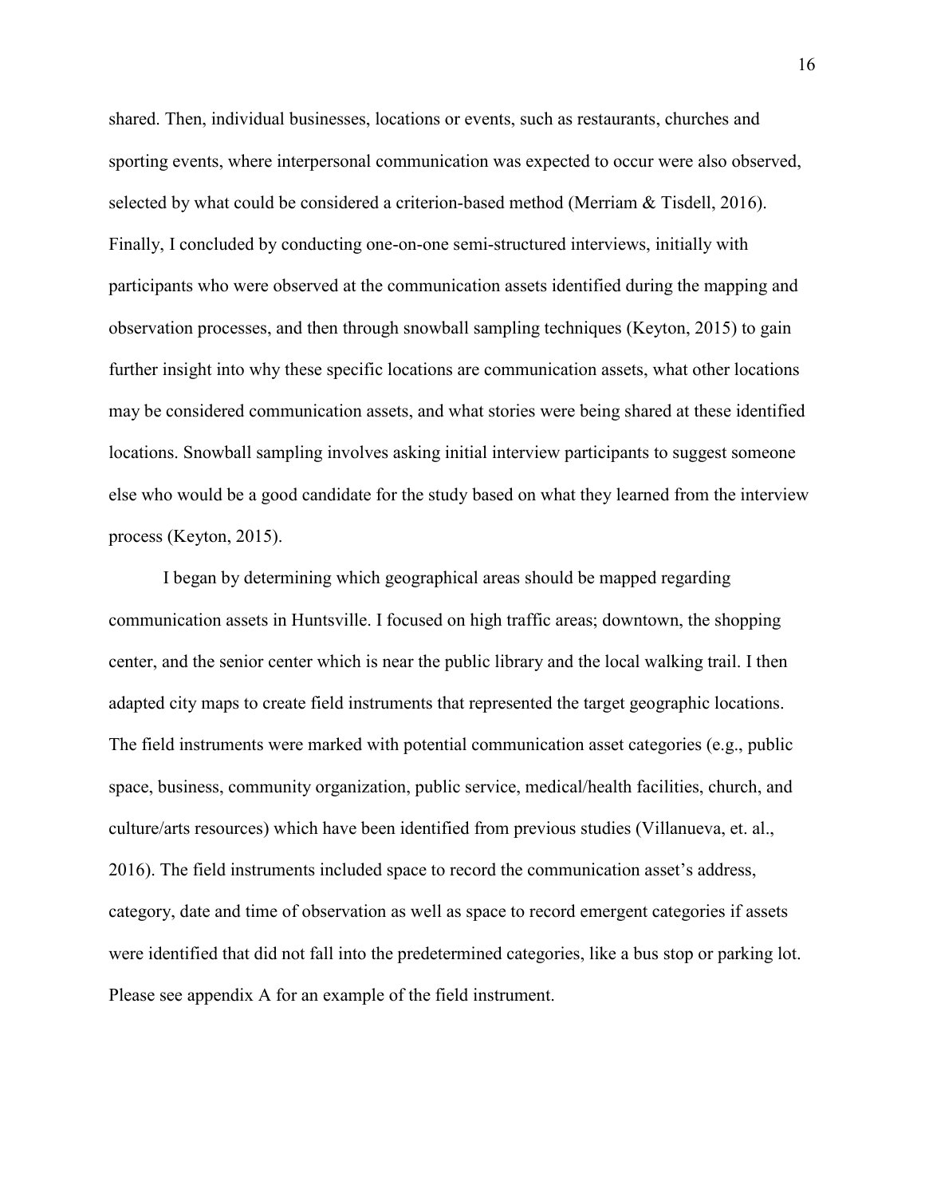shared. Then, individual businesses, locations or events, such as restaurants, churches and sporting events, where interpersonal communication was expected to occur were also observed, selected by what could be considered a criterion-based method (Merriam & Tisdell, 2016). Finally, I concluded by conducting one-on-one semi-structured interviews, initially with participants who were observed at the communication assets identified during the mapping and observation processes, and then through snowball sampling techniques (Keyton, 2015) to gain further insight into why these specific locations are communication assets, what other locations may be considered communication assets, and what stories were being shared at these identified locations. Snowball sampling involves asking initial interview participants to suggest someone else who would be a good candidate for the study based on what they learned from the interview process (Keyton, 2015).

I began by determining which geographical areas should be mapped regarding communication assets in Huntsville. I focused on high traffic areas; downtown, the shopping center, and the senior center which is near the public library and the local walking trail. I then adapted city maps to create field instruments that represented the target geographic locations. The field instruments were marked with potential communication asset categories (e.g., public space, business, community organization, public service, medical/health facilities, church, and culture/arts resources) which have been identified from previous studies (Villanueva, et. al., 2016). The field instruments included space to record the communication asset's address, category, date and time of observation as well as space to record emergent categories if assets were identified that did not fall into the predetermined categories, like a bus stop or parking lot. Please see appendix A for an example of the field instrument.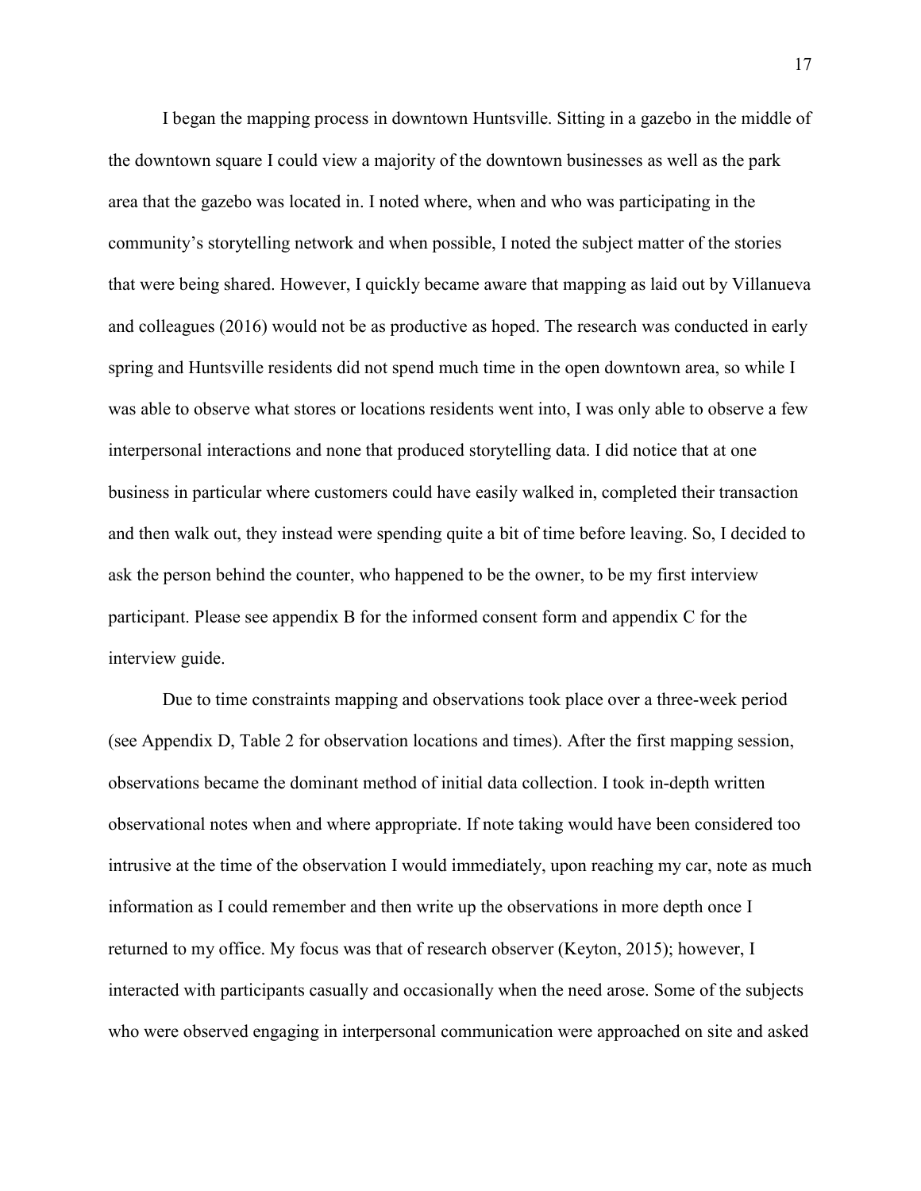I began the mapping process in downtown Huntsville. Sitting in a gazebo in the middle of the downtown square I could view a majority of the downtown businesses as well as the park area that the gazebo was located in. I noted where, when and who was participating in the community's storytelling network and when possible, I noted the subject matter of the stories that were being shared. However, I quickly became aware that mapping as laid out by Villanueva and colleagues (2016) would not be as productive as hoped. The research was conducted in early spring and Huntsville residents did not spend much time in the open downtown area, so while I was able to observe what stores or locations residents went into, I was only able to observe a few interpersonal interactions and none that produced storytelling data. I did notice that at one business in particular where customers could have easily walked in, completed their transaction and then walk out, they instead were spending quite a bit of time before leaving. So, I decided to ask the person behind the counter, who happened to be the owner, to be my first interview participant. Please see appendix B for the informed consent form and appendix C for the interview guide.

Due to time constraints mapping and observations took place over a three-week period (see Appendix D, Table 2 for observation locations and times). After the first mapping session, observations became the dominant method of initial data collection. I took in-depth written observational notes when and where appropriate. If note taking would have been considered too intrusive at the time of the observation I would immediately, upon reaching my car, note as much information as I could remember and then write up the observations in more depth once I returned to my office. My focus was that of research observer (Keyton, 2015); however, I interacted with participants casually and occasionally when the need arose. Some of the subjects who were observed engaging in interpersonal communication were approached on site and asked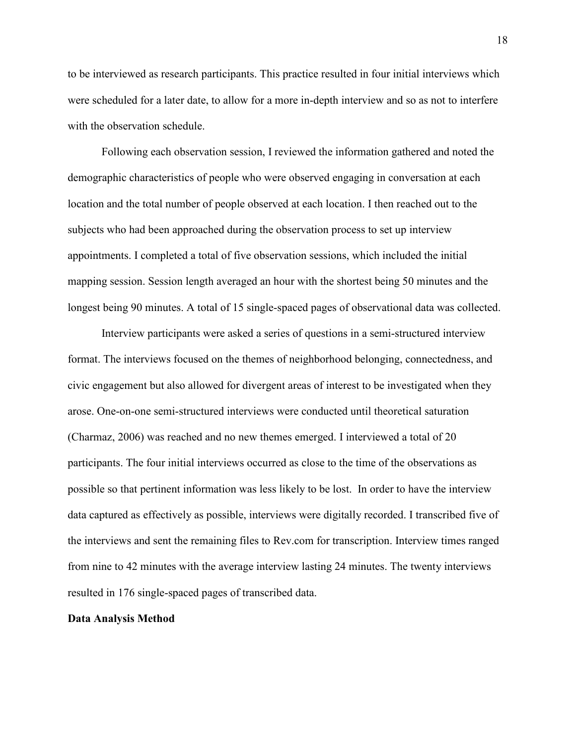to be interviewed as research participants. This practice resulted in four initial interviews which were scheduled for a later date, to allow for a more in-depth interview and so as not to interfere with the observation schedule.

Following each observation session, I reviewed the information gathered and noted the demographic characteristics of people who were observed engaging in conversation at each location and the total number of people observed at each location. I then reached out to the subjects who had been approached during the observation process to set up interview appointments. I completed a total of five observation sessions, which included the initial mapping session. Session length averaged an hour with the shortest being 50 minutes and the longest being 90 minutes. A total of 15 single-spaced pages of observational data was collected.

Interview participants were asked a series of questions in a semi-structured interview format. The interviews focused on the themes of neighborhood belonging, connectedness, and civic engagement but also allowed for divergent areas of interest to be investigated when they arose. One-on-one semi-structured interviews were conducted until theoretical saturation (Charmaz, 2006) was reached and no new themes emerged. I interviewed a total of 20 participants. The four initial interviews occurred as close to the time of the observations as possible so that pertinent information was less likely to be lost. In order to have the interview data captured as effectively as possible, interviews were digitally recorded. I transcribed five of the interviews and sent the remaining files to Rev.com for transcription. Interview times ranged from nine to 42 minutes with the average interview lasting 24 minutes. The twenty interviews resulted in 176 single-spaced pages of transcribed data.

**Data Analysis Method**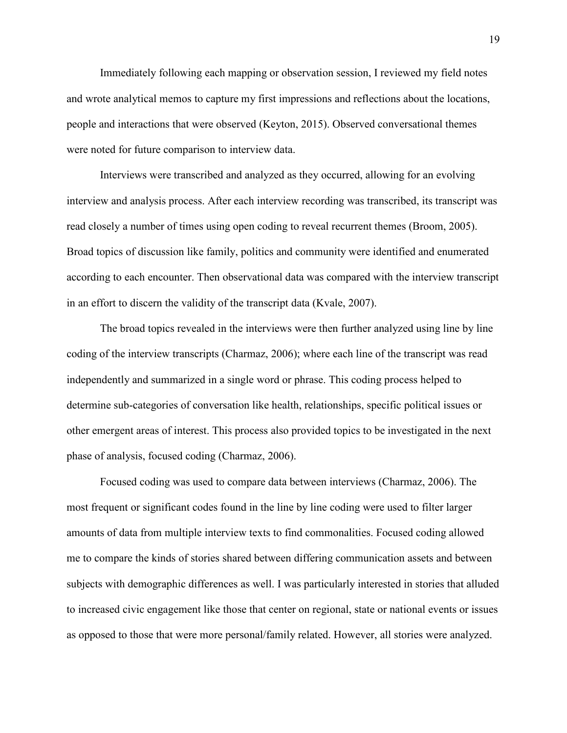Immediately following each mapping or observation session, I reviewed my field notes and wrote analytical memos to capture my first impressions and reflections about the locations, people and interactions that were observed (Keyton, 2015). Observed conversational themes were noted for future comparison to interview data.

Interviews were transcribed and analyzed as they occurred, allowing for an evolving interview and analysis process. After each interview recording was transcribed, its transcript was read closely a number of times using open coding to reveal recurrent themes (Broom, 2005). Broad topics of discussion like family, politics and community were identified and enumerated according to each encounter. Then observational data was compared with the interview transcript in an effort to discern the validity of the transcript data (Kvale, 2007).

The broad topics revealed in the interviews were then further analyzed using line by line coding of the interview transcripts (Charmaz, 2006); where each line of the transcript was read independently and summarized in a single word or phrase. This coding process helped to determine sub-categories of conversation like health, relationships, specific political issues or other emergent areas of interest. This process also provided topics to be investigated in the next phase of analysis, focused coding (Charmaz, 2006).

Focused coding was used to compare data between interviews (Charmaz, 2006). The most frequent or significant codes found in the line by line coding were used to filter larger amounts of data from multiple interview texts to find commonalities. Focused coding allowed me to compare the kinds of stories shared between differing communication assets and between subjects with demographic differences as well. I was particularly interested in stories that alluded to increased civic engagement like those that center on regional, state or national events or issues as opposed to those that were more personal/family related. However, all stories were analyzed.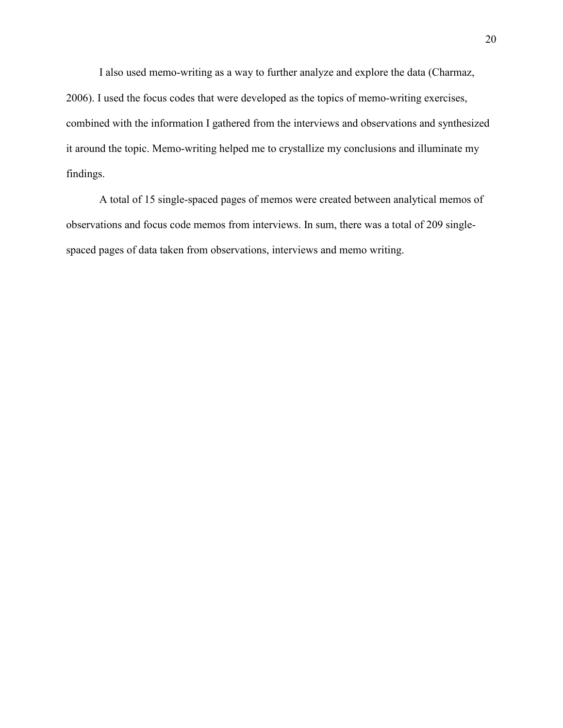I also used memo-writing as a way to further analyze and explore the data (Charmaz, 2006). I used the focus codes that were developed as the topics of memo-writing exercises, combined with the information I gathered from the interviews and observations and synthesized it around the topic. Memo-writing helped me to crystallize my conclusions and illuminate my findings.

A total of 15 single-spaced pages of memos were created between analytical memos of observations and focus code memos from interviews. In sum, there was a total of 209 single-spaced pages of data taken from observations, interviews and memo writing.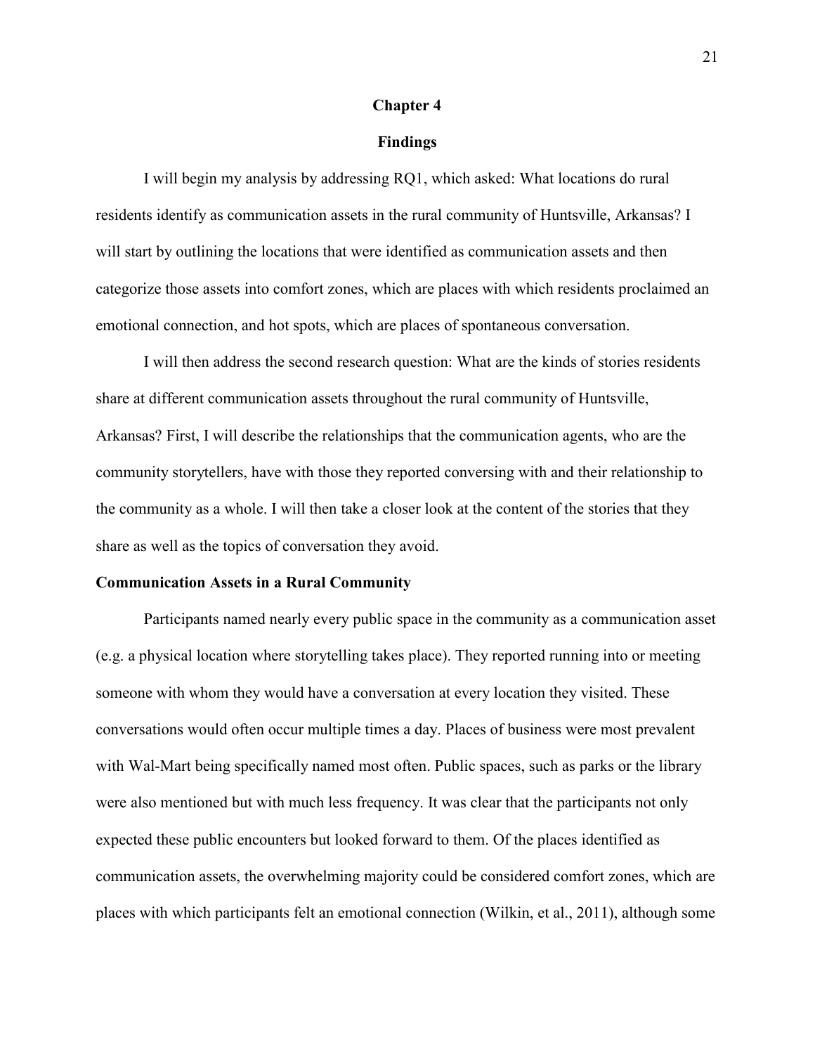# Chapter 4

# Findings

I will begin my analysis by addressing RQ1, which asked: What locations do rural residents identify as communication assets in the rural community of Huntsville, Arkansas? I will start by outlining the locations that were identified as communication assets and then categorize those assets into comfort zones, which are places with which residents proclaimed an emotional connection, and hot spots, which are places of spontaneous conversation.

I will then address the second research question: What are the kinds of stories residents share at different communication assets throughout the rural community of Huntsville, Arkansas? First, I will describe the relationships that the communication agents, who are the community storytellers, have with those they reported conversing with and their relationship to the community as a whole. I will then take a closer look at the content of the stories that they share as well as the topics of conversation they avoid.

## Communication Assets in a Rural Community

Participants named nearly every public space in the community as a communication asset (e.g. a physical location where storytelling takes place). They reported running into or meeting someone with whom they would have a conversation at every location they visited. These conversations would often occur multiple times a day. Places of business were most prevalent with Wal-Mart being specifically named most often. Public spaces, such as parks or the library were also mentioned but with much less frequency. It was clear that the participants not only expected these public encounters but looked forward to them. Of the places identified as communication assets, the overwhelming majority could be considered comfort zones, which are places with which participants felt an emotional connection (Wilkin, et al., 2011), although some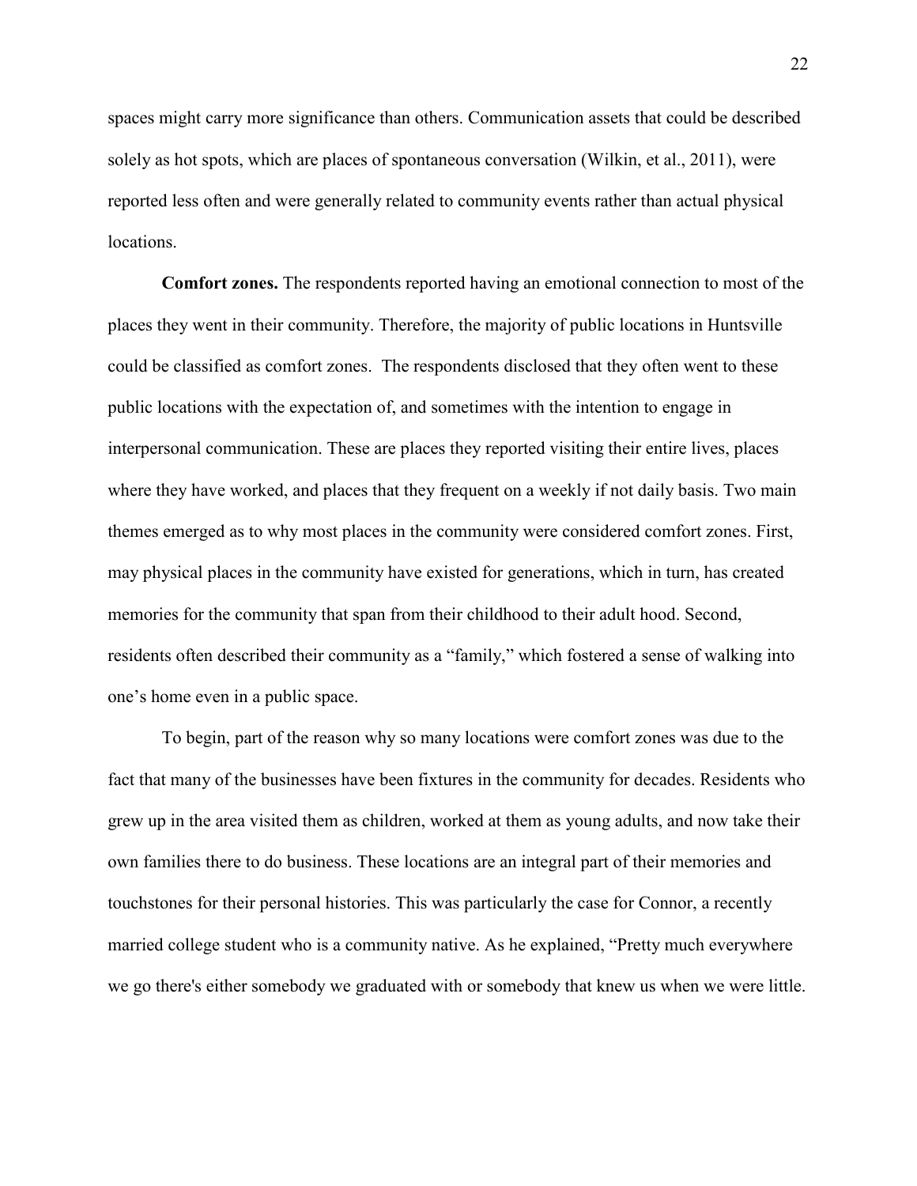spaces might carry more significance than others. Communication assets that could be described solely as hot spots, which are places of spontaneous conversation (Wilkin, et al., 2011), were reported less often and were generally related to community events rather than actual physical locations.

**Comfort zones.** The respondents reported having an emotional connection to most of the places they went in their community. Therefore, the majority of public locations in Huntsville could be classified as comfort zones. The respondents disclosed that they often went to these public locations with the expectation of, and sometimes with the intention to engage in interpersonal communication. These are places they reported visiting their entire lives, places where they have worked, and places that they frequent on a weekly if not daily basis. Two main themes emerged as to why most places in the community were considered comfort zones. First, may physical places in the community have existed for generations, which in turn, has created memories for the community that span from their childhood to their adult hood. Second, residents often described their community as a "family," which fostered a sense of walking into one's home even in a public space.

To begin, part of the reason why so many locations were comfort zones was due to the fact that many of the businesses have been fixtures in the community for decades. Residents who grew up in the area visited them as children, worked at them as young adults, and now take their own families there to do business. These locations are an integral part of their memories and touchstones for their personal histories. This was particularly the case for Connor, a recently married college student who is a community native. As he explained, "Pretty much everywhere we go there's either somebody we graduated with or somebody that knew us when we were little.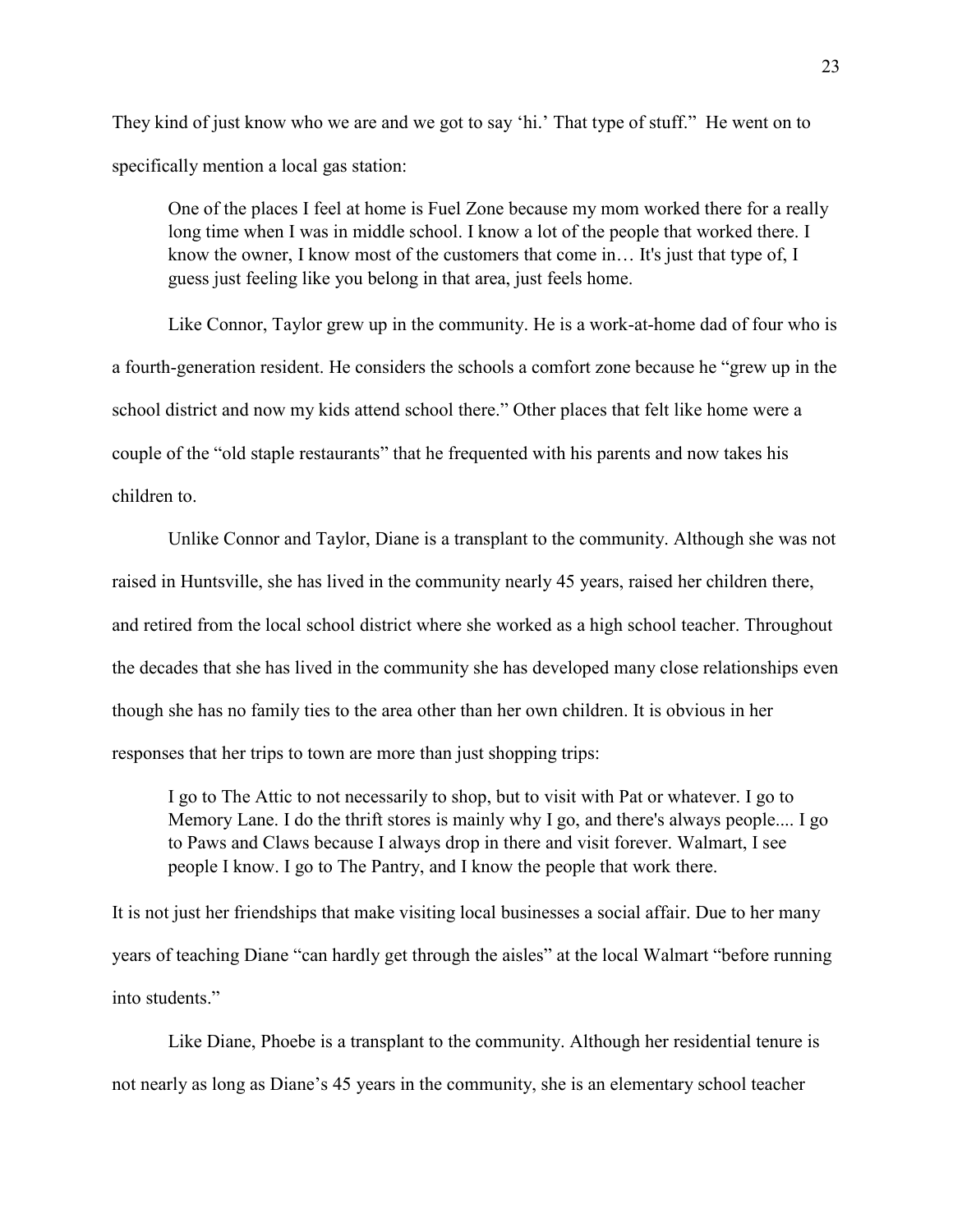They kind of just know who we are and we got to say 'hi.' That type of stuff." He went on to specifically mention a local gas station:

> One of the places I feel at home is Fuel Zone because my mom worked there for a really long time when I was in middle school. I know a lot of the people that worked there. I know the owner, I know most of the customers that come in… It's just that type of, I guess just feeling like you belong in that area, just feels home.

Like Connor, Taylor grew up in the community. He is a work-at-home dad of four who is a fourth-generation resident. He considers the schools a comfort zone because he "grew up in the school district and now my kids attend school there." Other places that felt like home were a couple of the "old staple restaurants" that he frequented with his parents and now takes his children to.

Unlike Connor and Taylor, Diane is a transplant to the community. Although she was not raised in Huntsville, she has lived in the community nearly 45 years, raised her children there, and retired from the local school district where she worked as a high school teacher. Throughout the decades that she has lived in the community she has developed many close relationships even though she has no family ties to the area other than her own children. It is obvious in her responses that her trips to town are more than just shopping trips:

> I go to The Attic to not necessarily to shop, but to visit with Pat or whatever. I go to Memory Lane. I do the thrift stores is mainly why I go, and there's always people.... I go to Paws and Claws because I always drop in there and visit forever. Walmart, I see people I know. I go to The Pantry, and I know the people that work there.

It is not just her friendships that make visiting local businesses a social affair. Due to her many years of teaching Diane "can hardly get through the aisles" at the local Walmart "before running into students."

Like Diane, Phoebe is a transplant to the community. Although her residential tenure is not nearly as long as Diane's 45 years in the community, she is an elementary school teacher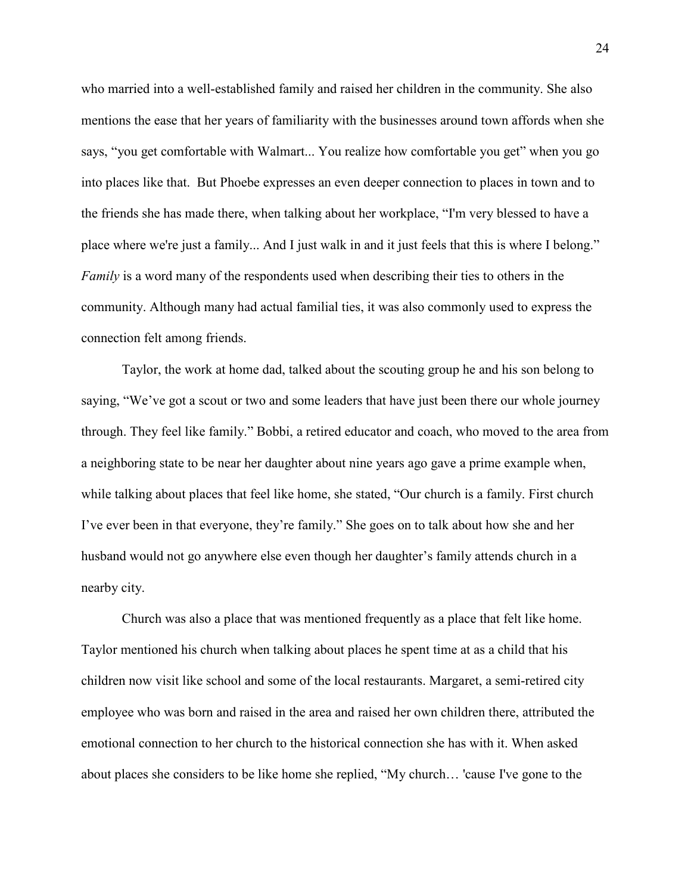who married into a well-established family and raised her children in the community. She also mentions the ease that her years of familiarity with the businesses around town affords when she says, “you get comfortable with Walmart... You realize how comfortable you get” when you go into places like that. But Phoebe expresses an even deeper connection to places in town and to the friends she has made there, when talking about her workplace, “I'm very blessed to have a place where we're just a family... And I just walk in and it just feels that this is where I belong.” *Family* is a word many of the respondents used when describing their ties to others in the community. Although many had actual familial ties, it was also commonly used to express the connection felt among friends.

Taylor, the work at home dad, talked about the scouting group he and his son belong to saying, “We’ve got a scout or two and some leaders that have just been there our whole journey through. They feel like family.” Bobbi, a retired educator and coach, who moved to the area from a neighboring state to be near her daughter about nine years ago gave a prime example when, while talking about places that feel like home, she stated, “Our church is a family. First church I’ve ever been in that everyone, they’re family.” She goes on to talk about how she and her husband would not go anywhere else even though her daughter’s family attends church in a nearby city.

Church was also a place that was mentioned frequently as a place that felt like home. Taylor mentioned his church when talking about places he spent time at as a child that his children now visit like school and some of the local restaurants. Margaret, a semi-retired city employee who was born and raised in the area and raised her own children there, attributed the emotional connection to her church to the historical connection she has with it. When asked about places she considers to be like home she replied, “My church… 'cause I've gone to the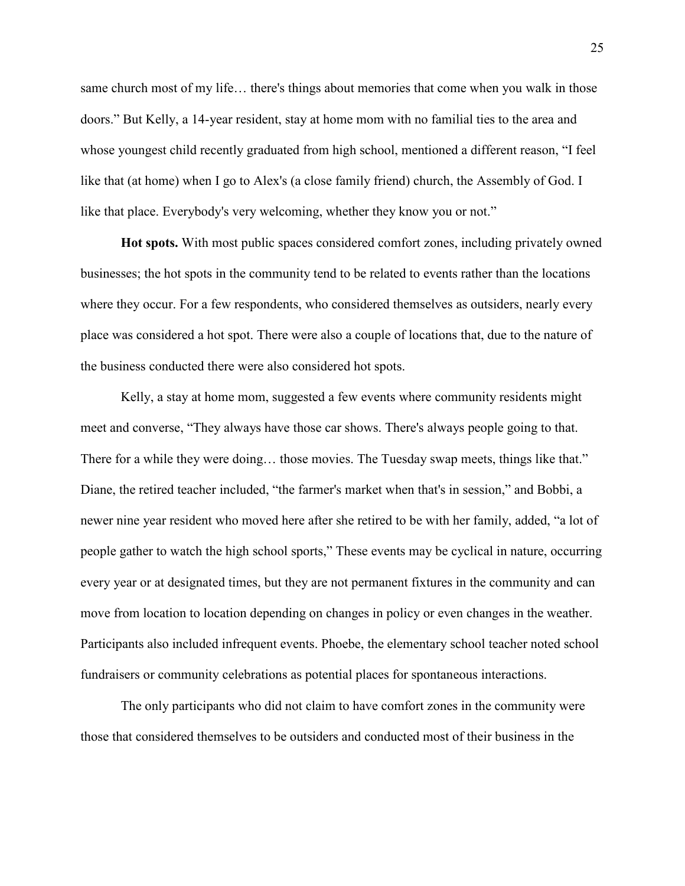same church most of my life… there's things about memories that come when you walk in those doors." But Kelly, a 14-year resident, stay at home mom with no familial ties to the area and whose youngest child recently graduated from high school, mentioned a different reason, "I feel like that (at home) when I go to Alex's (a close family friend) church, the Assembly of God. I like that place. Everybody's very welcoming, whether they know you or not."

**Hot spots.** With most public spaces considered comfort zones, including privately owned businesses; the hot spots in the community tend to be related to events rather than the locations where they occur. For a few respondents, who considered themselves as outsiders, nearly every place was considered a hot spot. There were also a couple of locations that, due to the nature of the business conducted there were also considered hot spots.

Kelly, a stay at home mom, suggested a few events where community residents might meet and converse, "They always have those car shows. There's always people going to that. There for a while they were doing… those movies. The Tuesday swap meets, things like that." Diane, the retired teacher included, "the farmer's market when that's in session," and Bobbi, a newer nine year resident who moved here after she retired to be with her family, added, "a lot of people gather to watch the high school sports," These events may be cyclical in nature, occurring every year or at designated times, but they are not permanent fixtures in the community and can move from location to location depending on changes in policy or even changes in the weather. Participants also included infrequent events. Phoebe, the elementary school teacher noted school fundraisers or community celebrations as potential places for spontaneous interactions.

The only participants who did not claim to have comfort zones in the community were those that considered themselves to be outsiders and conducted most of their business in the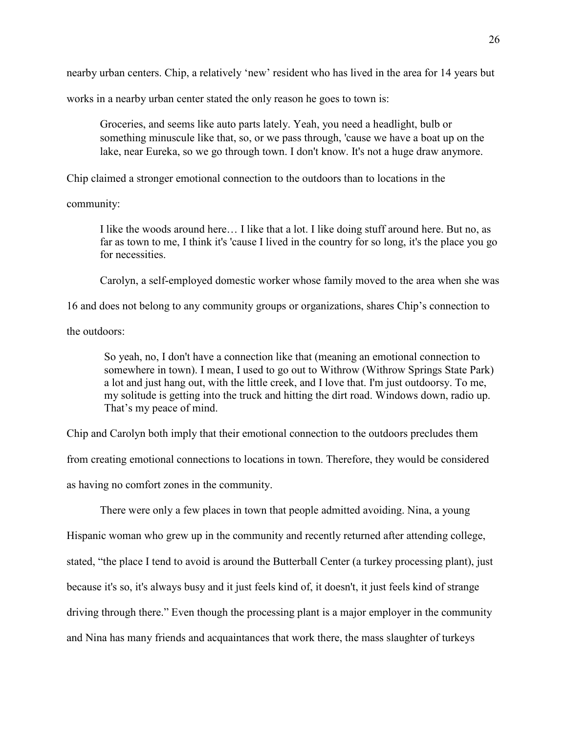nearby urban centers. Chip, a relatively 'new' resident who has lived in the area for 14 years but works in a nearby urban center stated the only reason he goes to town is:

> Groceries, and seems like auto parts lately. Yeah, you need a headlight, bulb or something minuscule like that, so, or we pass through, 'cause we have a boat up on the lake, near Eureka, so we go through town. I don't know. It's not a huge draw anymore.

Chip claimed a stronger emotional connection to the outdoors than to locations in the community:

> I like the woods around here… I like that a lot. I like doing stuff around here. But no, as far as town to me, I think it's 'cause I lived in the country for so long, it's the place you go for necessities.

Carolyn, a self-employed domestic worker whose family moved to the area when she was 16 and does not belong to any community groups or organizations, shares Chip's connection to the outdoors:

> So yeah, no, I don't have a connection like that (meaning an emotional connection to somewhere in town). I mean, I used to go out to Withrow (Withrow Springs State Park) a lot and just hang out, with the little creek, and I love that. I'm just outdoorsy. To me, my solitude is getting into the truck and hitting the dirt road. Windows down, radio up. That's my peace of mind.

Chip and Carolyn both imply that their emotional connection to the outdoors precludes them from creating emotional connections to locations in town. Therefore, they would be considered as having no comfort zones in the community.

There were only a few places in town that people admitted avoiding. Nina, a young Hispanic woman who grew up in the community and recently returned after attending college, stated, "the place I tend to avoid is around the Butterball Center (a turkey processing plant), just because it's so, it's always busy and it just feels kind of, it doesn't, it just feels kind of strange driving through there." Even though the processing plant is a major employer in the community and Nina has many friends and acquaintances that work there, the mass slaughter of turkeys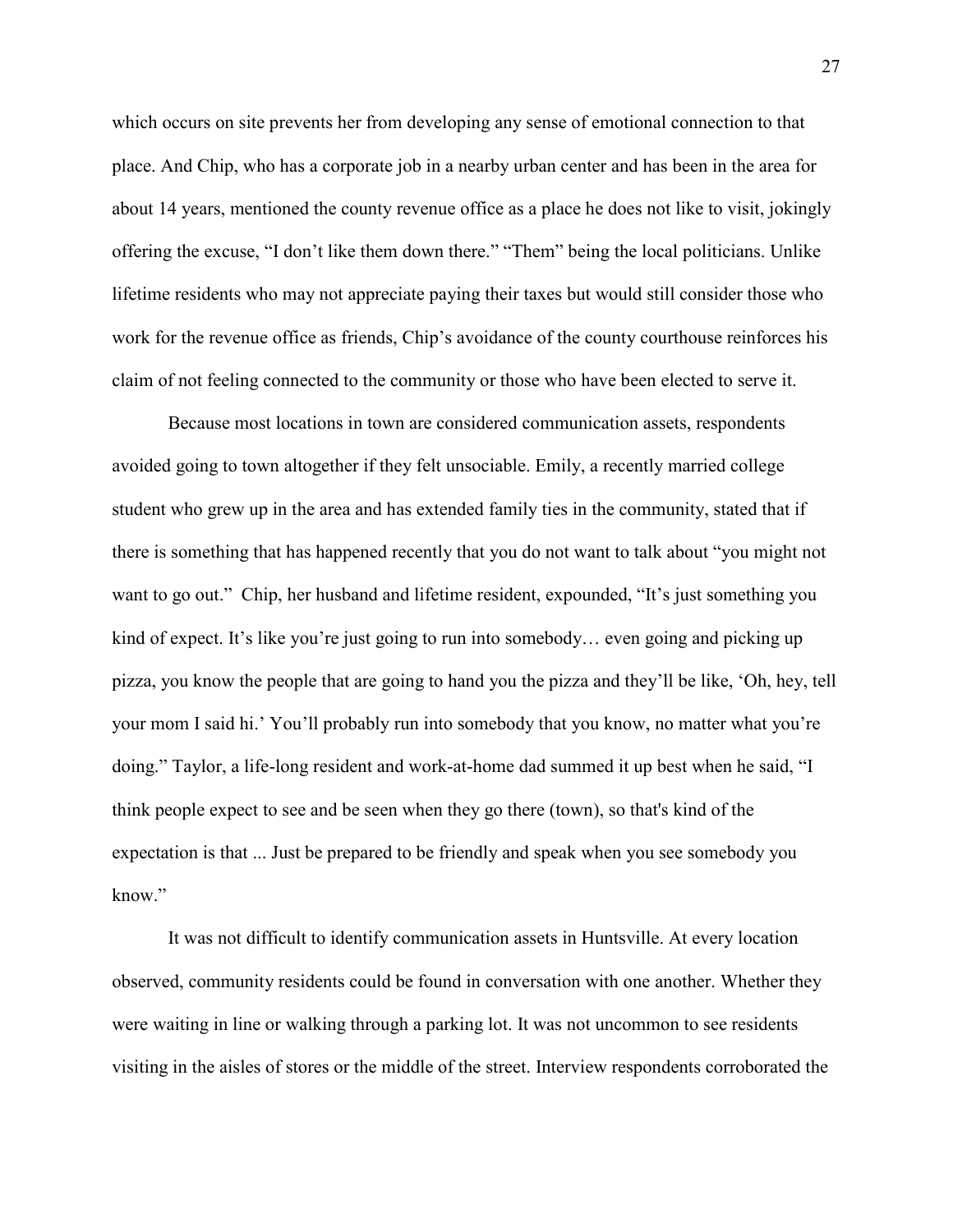which occurs on site prevents her from developing any sense of emotional connection to that place. And Chip, who has a corporate job in a nearby urban center and has been in the area for about 14 years, mentioned the county revenue office as a place he does not like to visit, jokingly offering the excuse, "I don't like them down there." "Them" being the local politicians. Unlike lifetime residents who may not appreciate paying their taxes but would still consider those who work for the revenue office as friends, Chip's avoidance of the county courthouse reinforces his claim of not feeling connected to the community or those who have been elected to serve it.

Because most locations in town are considered communication assets, respondents avoided going to town altogether if they felt unsociable. Emily, a recently married college student who grew up in the area and has extended family ties in the community, stated that if there is something that has happened recently that you do not want to talk about "you might not want to go out." Chip, her husband and lifetime resident, expounded, "It's just something you kind of expect. It's like you're just going to run into somebody… even going and picking up pizza, you know the people that are going to hand you the pizza and they'll be like, 'Oh, hey, tell your mom I said hi.' You'll probably run into somebody that you know, no matter what you're doing." Taylor, a life-long resident and work-at-home dad summed it up best when he said, "I think people expect to see and be seen when they go there (town), so that's kind of the expectation is that ... Just be prepared to be friendly and speak when you see somebody you know."

It was not difficult to identify communication assets in Huntsville. At every location observed, community residents could be found in conversation with one another. Whether they were waiting in line or walking through a parking lot. It was not uncommon to see residents visiting in the aisles of stores or the middle of the street. Interview respondents corroborated the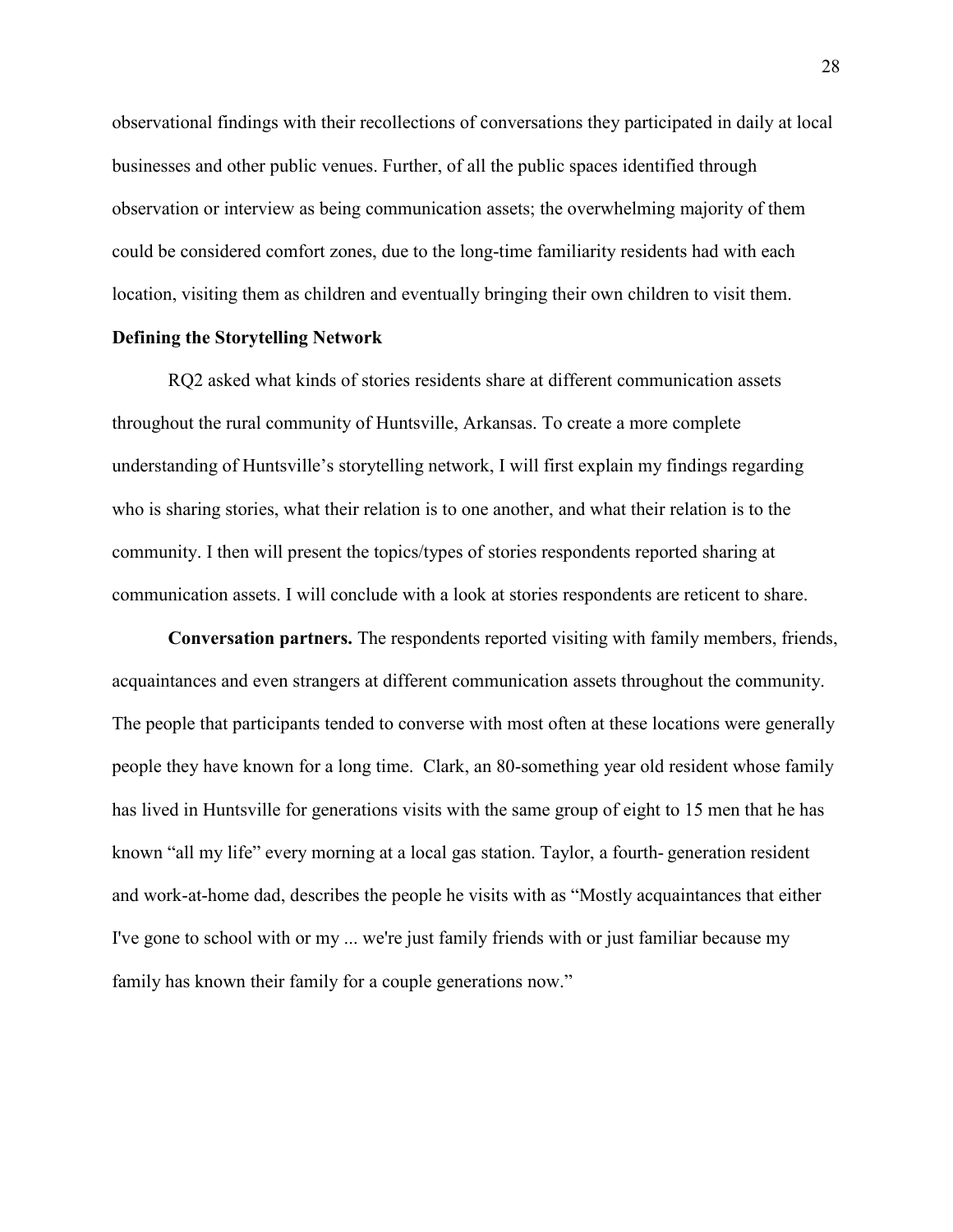observational findings with their recollections of conversations they participated in daily at local businesses and other public venues. Further, of all the public spaces identified through observation or interview as being communication assets; the overwhelming majority of them could be considered comfort zones, due to the long-time familiarity residents had with each location, visiting them as children and eventually bringing their own children to visit them.

**Defining the Storytelling Network**

RQ2 asked what kinds of stories residents share at different communication assets throughout the rural community of Huntsville, Arkansas. To create a more complete understanding of Huntsville's storytelling network, I will first explain my findings regarding who is sharing stories, what their relation is to one another, and what their relation is to the community. I then will present the topics/types of stories respondents reported sharing at communication assets. I will conclude with a look at stories respondents are reticent to share.

**Conversation partners.** The respondents reported visiting with family members, friends, acquaintances and even strangers at different communication assets throughout the community. The people that participants tended to converse with most often at these locations were generally people they have known for a long time. Clark, an 80-something year old resident whose family has lived in Huntsville for generations visits with the same group of eight to 15 men that he has known "all my life" every morning at a local gas station. Taylor, a fourth- generation resident and work-at-home dad, describes the people he visits with as "Mostly acquaintances that either I've gone to school with or my ... we're just family friends with or just familiar because my family has known their family for a couple generations now."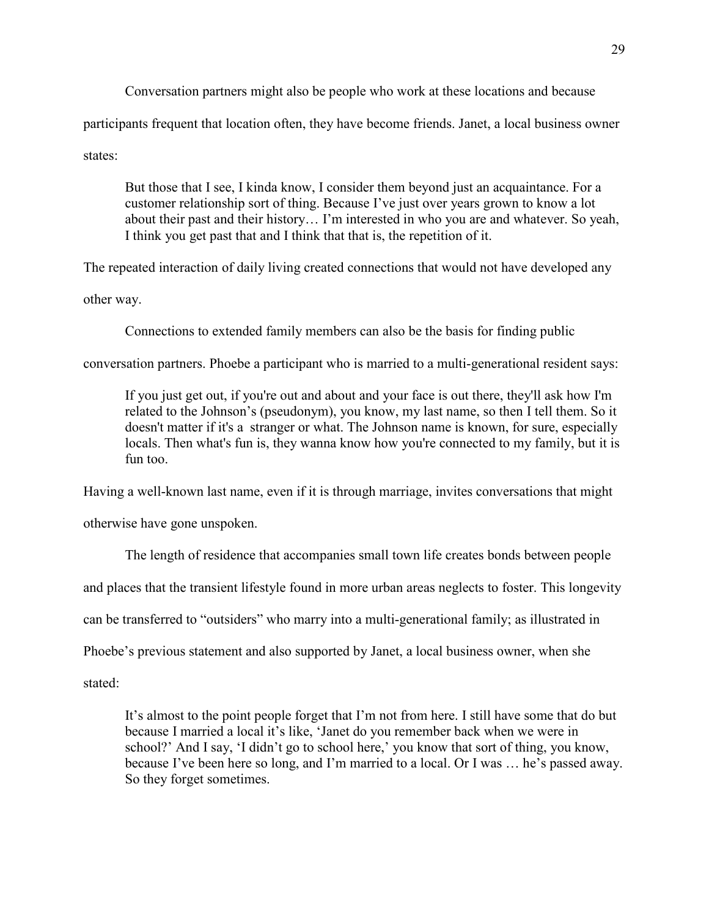Conversation partners might also be people who work at these locations and because participants frequent that location often, they have become friends. Janet, a local business owner states:

> But those that I see, I kinda know, I consider them beyond just an acquaintance. For a customer relationship sort of thing. Because I've just over years grown to know a lot about their past and their history… I'm interested in who you are and whatever. So yeah, I think you get past that and I think that that is, the repetition of it.

The repeated interaction of daily living created connections that would not have developed any other way.

Connections to extended family members can also be the basis for finding public conversation partners. Phoebe a participant who is married to a multi-generational resident says:

> If you just get out, if you're out and about and your face is out there, they'll ask how I'm related to the Johnson's (pseudonym), you know, my last name, so then I tell them. So it doesn't matter if it's a stranger or what. The Johnson name is known, for sure, especially locals. Then what's fun is, they wanna know how you're connected to my family, but it is fun too.

Having a well-known last name, even if it is through marriage, invites conversations that might otherwise have gone unspoken.

The length of residence that accompanies small town life creates bonds between people and places that the transient lifestyle found in more urban areas neglects to foster. This longevity can be transferred to "outsiders" who marry into a multi-generational family; as illustrated in Phoebe's previous statement and also supported by Janet, a local business owner, when she stated:

> It's almost to the point people forget that I'm not from here. I still have some that do but because I married a local it's like, 'Janet do you remember back when we were in school?' And I say, 'I didn't go to school here,' you know that sort of thing, you know, because I've been here so long, and I'm married to a local. Or I was … he's passed away. So they forget sometimes.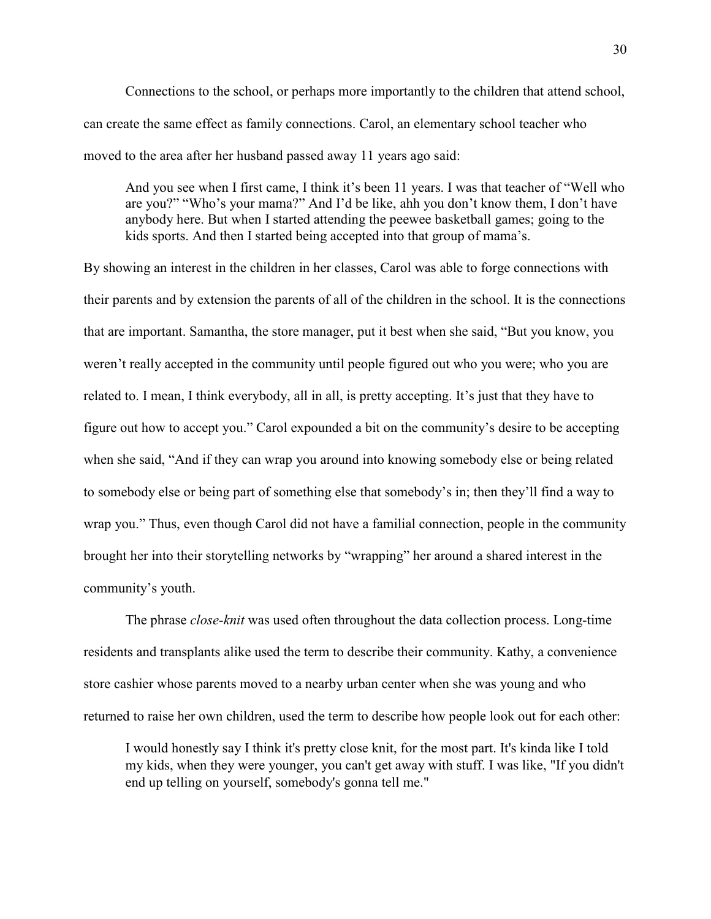Connections to the school, or perhaps more importantly to the children that attend school, can create the same effect as family connections. Carol, an elementary school teacher who moved to the area after her husband passed away 11 years ago said:

> And you see when I first came, I think it's been 11 years. I was that teacher of "Well who are you?" "Who's your mama?" And I'd be like, ahh you don't know them, I don't have anybody here. But when I started attending the peewee basketball games; going to the kids sports. And then I started being accepted into that group of mama's.

By showing an interest in the children in her classes, Carol was able to forge connections with their parents and by extension the parents of all of the children in the school. It is the connections that are important. Samantha, the store manager, put it best when she said, "But you know, you weren't really accepted in the community until people figured out who you were; who you are related to. I mean, I think everybody, all in all, is pretty accepting. It's just that they have to figure out how to accept you." Carol expounded a bit on the community's desire to be accepting when she said, "And if they can wrap you around into knowing somebody else or being related to somebody else or being part of something else that somebody's in; then they'll find a way to wrap you." Thus, even though Carol did not have a familial connection, people in the community brought her into their storytelling networks by "wrapping" her around a shared interest in the community's youth.

The phrase *close-knit* was used often throughout the data collection process. Long-time residents and transplants alike used the term to describe their community. Kathy, a convenience store cashier whose parents moved to a nearby urban center when she was young and who returned to raise her own children, used the term to describe how people look out for each other:

> I would honestly say I think it's pretty close knit, for the most part. It's kinda like I told my kids, when they were younger, you can't get away with stuff. I was like, "If you didn't end up telling on yourself, somebody's gonna tell me."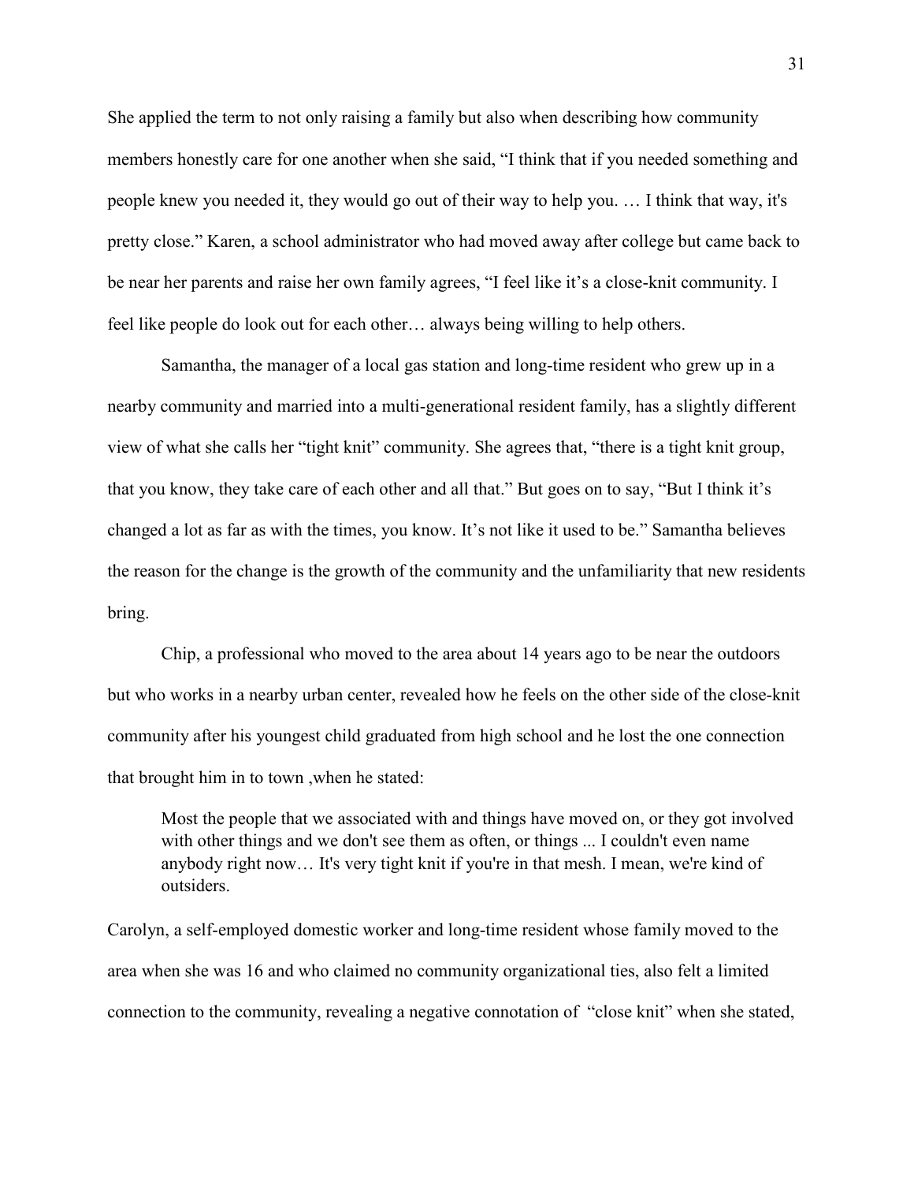She applied the term to not only raising a family but also when describing how community members honestly care for one another when she said, "I think that if you needed something and people knew you needed it, they would go out of their way to help you. … I think that way, it's pretty close." Karen, a school administrator who had moved away after college but came back to be near her parents and raise her own family agrees, "I feel like it's a close-knit community. I feel like people do look out for each other… always being willing to help others.

Samantha, the manager of a local gas station and long-time resident who grew up in a nearby community and married into a multi-generational resident family, has a slightly different view of what she calls her "tight knit" community. She agrees that, "there is a tight knit group, that you know, they take care of each other and all that." But goes on to say, "But I think it's changed a lot as far as with the times, you know. It's not like it used to be." Samantha believes the reason for the change is the growth of the community and the unfamiliarity that new residents bring.

Chip, a professional who moved to the area about 14 years ago to be near the outdoors but who works in a nearby urban center, revealed how he feels on the other side of the close-knit community after his youngest child graduated from high school and he lost the one connection that brought him in to town ,when he stated:

> Most the people that we associated with and things have moved on, or they got involved with other things and we don't see them as often, or things ... I couldn't even name anybody right now… It's very tight knit if you're in that mesh. I mean, we're kind of outsiders.

Carolyn, a self-employed domestic worker and long-time resident whose family moved to the area when she was 16 and who claimed no community organizational ties, also felt a limited connection to the community, revealing a negative connotation of "close knit" when she stated,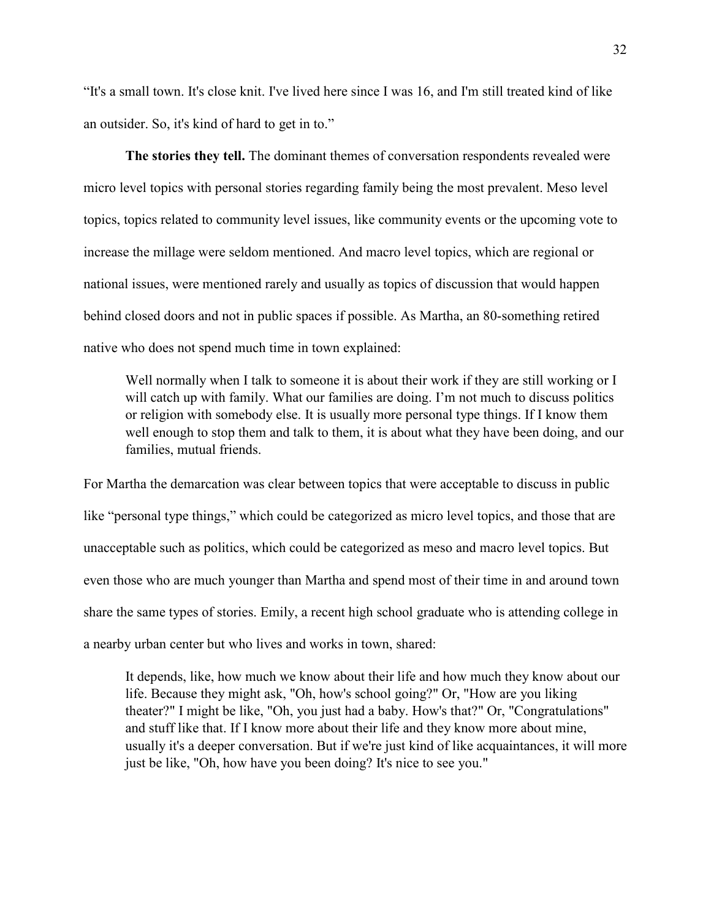"It's a small town. It's close knit. I've lived here since I was 16, and I'm still treated kind of like an outsider. So, it's kind of hard to get in to."

**The stories they tell.** The dominant themes of conversation respondents revealed were micro level topics with personal stories regarding family being the most prevalent. Meso level topics, topics related to community level issues, like community events or the upcoming vote to increase the millage were seldom mentioned. And macro level topics, which are regional or national issues, were mentioned rarely and usually as topics of discussion that would happen behind closed doors and not in public spaces if possible. As Martha, an 80-something retired native who does not spend much time in town explained:

> Well normally when I talk to someone it is about their work if they are still working or I will catch up with family. What our families are doing. I'm not much to discuss politics or religion with somebody else. It is usually more personal type things. If I know them well enough to stop them and talk to them, it is about what they have been doing, and our families, mutual friends.

For Martha the demarcation was clear between topics that were acceptable to discuss in public like "personal type things," which could be categorized as micro level topics, and those that are unacceptable such as politics, which could be categorized as meso and macro level topics. But even those who are much younger than Martha and spend most of their time in and around town share the same types of stories. Emily, a recent high school graduate who is attending college in a nearby urban center but who lives and works in town, shared:

> It depends, like, how much we know about their life and how much they know about our life. Because they might ask, "Oh, how's school going?" Or, "How are you liking theater?" I might be like, "Oh, you just had a baby. How's that?" Or, "Congratulations" and stuff like that. If I know more about their life and they know more about mine, usually it's a deeper conversation. But if we're just kind of like acquaintances, it will more just be like, "Oh, how have you been doing? It's nice to see you."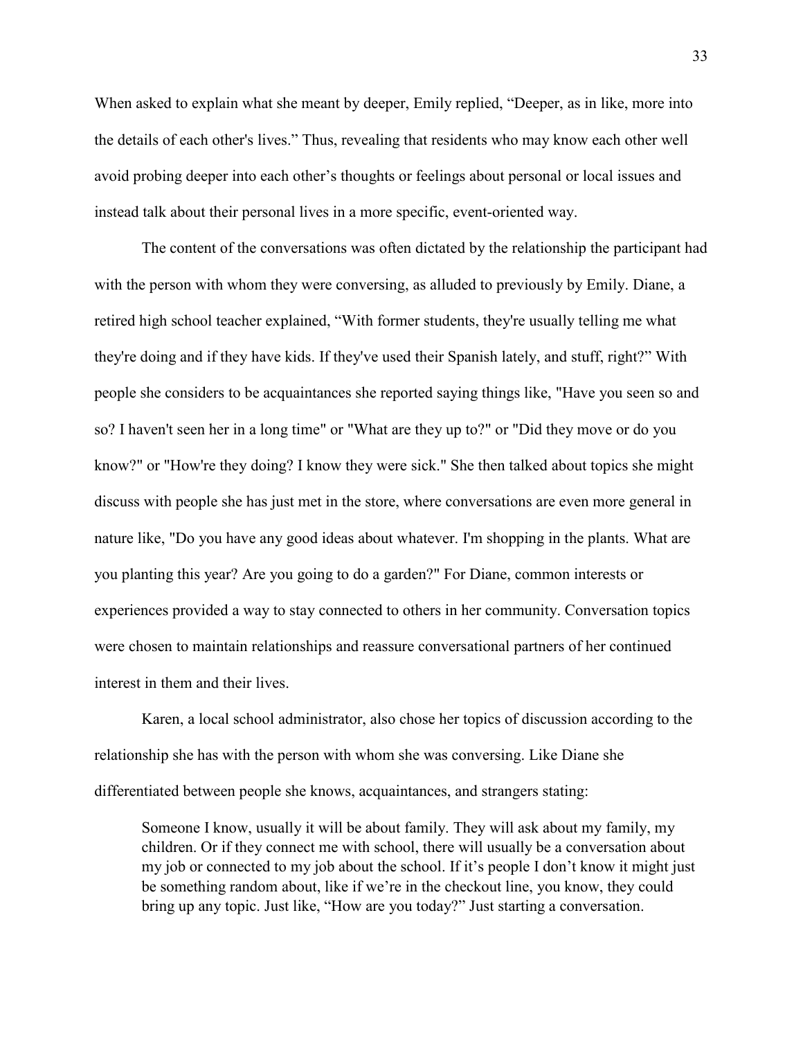When asked to explain what she meant by deeper, Emily replied, "Deeper, as in like, more into the details of each other's lives." Thus, revealing that residents who may know each other well avoid probing deeper into each other's thoughts or feelings about personal or local issues and instead talk about their personal lives in a more specific, event-oriented way.

The content of the conversations was often dictated by the relationship the participant had with the person with whom they were conversing, as alluded to previously by Emily. Diane, a retired high school teacher explained, "With former students, they're usually telling me what they're doing and if they have kids. If they've used their Spanish lately, and stuff, right?" With people she considers to be acquaintances she reported saying things like, "Have you seen so and so? I haven't seen her in a long time" or "What are they up to?" or "Did they move or do you know?" or "How're they doing? I know they were sick." She then talked about topics she might discuss with people she has just met in the store, where conversations are even more general in nature like, "Do you have any good ideas about whatever. I'm shopping in the plants. What are you planting this year? Are you going to do a garden?" For Diane, common interests or experiences provided a way to stay connected to others in her community. Conversation topics were chosen to maintain relationships and reassure conversational partners of her continued interest in them and their lives.

Karen, a local school administrator, also chose her topics of discussion according to the relationship she has with the person with whom she was conversing. Like Diane she differentiated between people she knows, acquaintances, and strangers stating:

> Someone I know, usually it will be about family. They will ask about my family, my children. Or if they connect me with school, there will usually be a conversation about my job or connected to my job about the school. If it's people I don't know it might just be something random about, like if we're in the checkout line, you know, they could bring up any topic. Just like, "How are you today?" Just starting a conversation.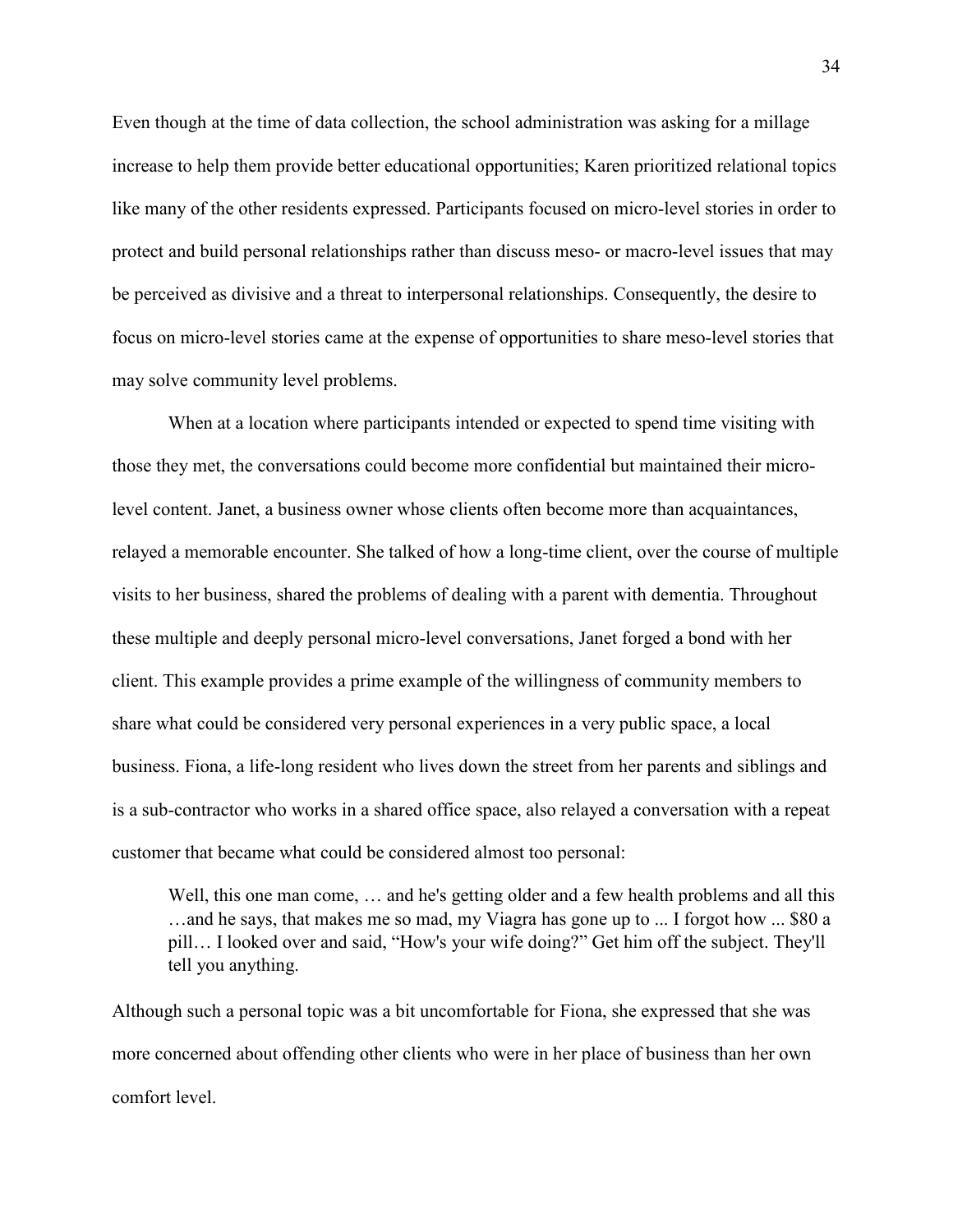Even though at the time of data collection, the school administration was asking for a millage increase to help them provide better educational opportunities; Karen prioritized relational topics like many of the other residents expressed. Participants focused on micro-level stories in order to protect and build personal relationships rather than discuss meso- or macro-level issues that may be perceived as divisive and a threat to interpersonal relationships. Consequently, the desire to focus on micro-level stories came at the expense of opportunities to share meso-level stories that may solve community level problems.

When at a location where participants intended or expected to spend time visiting with those they met, the conversations could become more confidential but maintained their micro-level content. Janet, a business owner whose clients often become more than acquaintances, relayed a memorable encounter. She talked of how a long-time client, over the course of multiple visits to her business, shared the problems of dealing with a parent with dementia. Throughout these multiple and deeply personal micro-level conversations, Janet forged a bond with her client. This example provides a prime example of the willingness of community members to share what could be considered very personal experiences in a very public space, a local business. Fiona, a life-long resident who lives down the street from her parents and siblings and is a sub-contractor who works in a shared office space, also relayed a conversation with a repeat customer that became what could be considered almost too personal:

> Well, this one man come, … and he's getting older and a few health problems and all this …and he says, that makes me so mad, my Viagra has gone up to ... I forgot how ... $80 a pill… I looked over and said, "How's your wife doing?" Get him off the subject. They'll tell you anything.

Although such a personal topic was a bit uncomfortable for Fiona, she expressed that she was more concerned about offending other clients who were in her place of business than her own comfort level.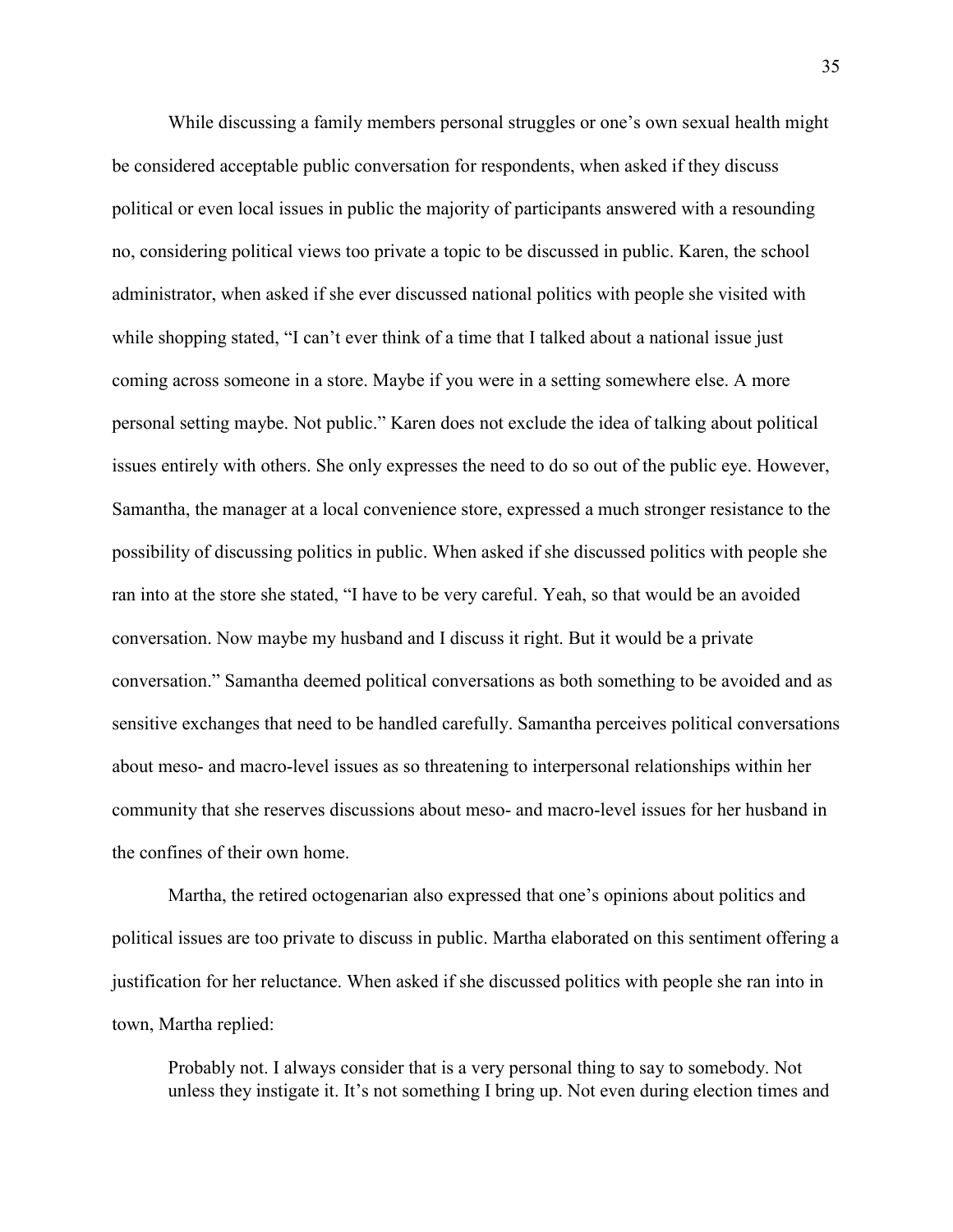While discussing a family members personal struggles or one's own sexual health might be considered acceptable public conversation for respondents, when asked if they discuss political or even local issues in public the majority of participants answered with a resounding no, considering political views too private a topic to be discussed in public. Karen, the school administrator, when asked if she ever discussed national politics with people she visited with while shopping stated, "I can't ever think of a time that I talked about a national issue just coming across someone in a store. Maybe if you were in a setting somewhere else. A more personal setting maybe. Not public." Karen does not exclude the idea of talking about political issues entirely with others. She only expresses the need to do so out of the public eye. However, Samantha, the manager at a local convenience store, expressed a much stronger resistance to the possibility of discussing politics in public. When asked if she discussed politics with people she ran into at the store she stated, "I have to be very careful. Yeah, so that would be an avoided conversation. Now maybe my husband and I discuss it right. But it would be a private conversation." Samantha deemed political conversations as both something to be avoided and as sensitive exchanges that need to be handled carefully. Samantha perceives political conversations about meso- and macro-level issues as so threatening to interpersonal relationships within her community that she reserves discussions about meso- and macro-level issues for her husband in the confines of their own home.

Martha, the retired octogenarian also expressed that one's opinions about politics and political issues are too private to discuss in public. Martha elaborated on this sentiment offering a justification for her reluctance. When asked if she discussed politics with people she ran into in town, Martha replied:

> Probably not. I always consider that is a very personal thing to say to somebody. Not unless they instigate it. It's not something I bring up. Not even during election times and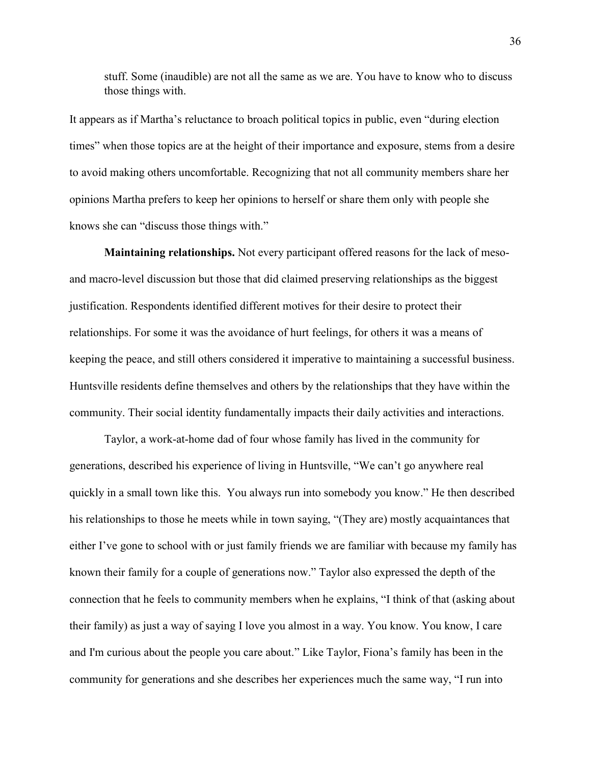> stuff. Some (inaudible) are not all the same as we are. You have to know who to discuss those things with.

It appears as if Martha's reluctance to broach political topics in public, even "during election times" when those topics are at the height of their importance and exposure, stems from a desire to avoid making others uncomfortable. Recognizing that not all community members share her opinions Martha prefers to keep her opinions to herself or share them only with people she knows she can "discuss those things with."

**Maintaining relationships.** Not every participant offered reasons for the lack of meso- and macro-level discussion but those that did claimed preserving relationships as the biggest justification. Respondents identified different motives for their desire to protect their relationships. For some it was the avoidance of hurt feelings, for others it was a means of keeping the peace, and still others considered it imperative to maintaining a successful business. Huntsville residents define themselves and others by the relationships that they have within the community. Their social identity fundamentally impacts their daily activities and interactions.

Taylor, a work-at-home dad of four whose family has lived in the community for generations, described his experience of living in Huntsville, "We can't go anywhere real quickly in a small town like this. You always run into somebody you know." He then described his relationships to those he meets while in town saying, "(They are) mostly acquaintances that either I've gone to school with or just family friends we are familiar with because my family has known their family for a couple of generations now." Taylor also expressed the depth of the connection that he feels to community members when he explains, "I think of that (asking about their family) as just a way of saying I love you almost in a way. You know. You know, I care and I'm curious about the people you care about." Like Taylor, Fiona's family has been in the community for generations and she describes her experiences much the same way, "I run into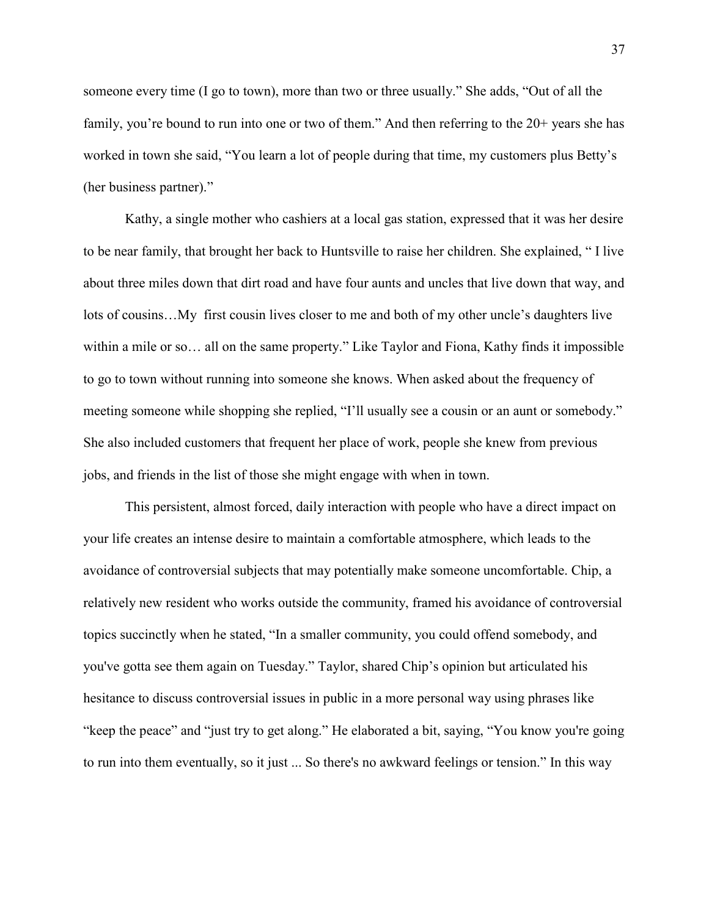someone every time (I go to town), more than two or three usually." She adds, "Out of all the family, you're bound to run into one or two of them." And then referring to the 20+ years she has worked in town she said, "You learn a lot of people during that time, my customers plus Betty's (her business partner)."

Kathy, a single mother who cashiers at a local gas station, expressed that it was her desire to be near family, that brought her back to Huntsville to raise her children. She explained, " I live about three miles down that dirt road and have four aunts and uncles that live down that way, and lots of cousins…My first cousin lives closer to me and both of my other uncle's daughters live within a mile or so… all on the same property." Like Taylor and Fiona, Kathy finds it impossible to go to town without running into someone she knows. When asked about the frequency of meeting someone while shopping she replied, "I'll usually see a cousin or an aunt or somebody." She also included customers that frequent her place of work, people she knew from previous jobs, and friends in the list of those she might engage with when in town.

This persistent, almost forced, daily interaction with people who have a direct impact on your life creates an intense desire to maintain a comfortable atmosphere, which leads to the avoidance of controversial subjects that may potentially make someone uncomfortable. Chip, a relatively new resident who works outside the community, framed his avoidance of controversial topics succinctly when he stated, "In a smaller community, you could offend somebody, and you've gotta see them again on Tuesday." Taylor, shared Chip's opinion but articulated his hesitance to discuss controversial issues in public in a more personal way using phrases like "keep the peace" and "just try to get along." He elaborated a bit, saying, "You know you're going to run into them eventually, so it just ... So there's no awkward feelings or tension." In this way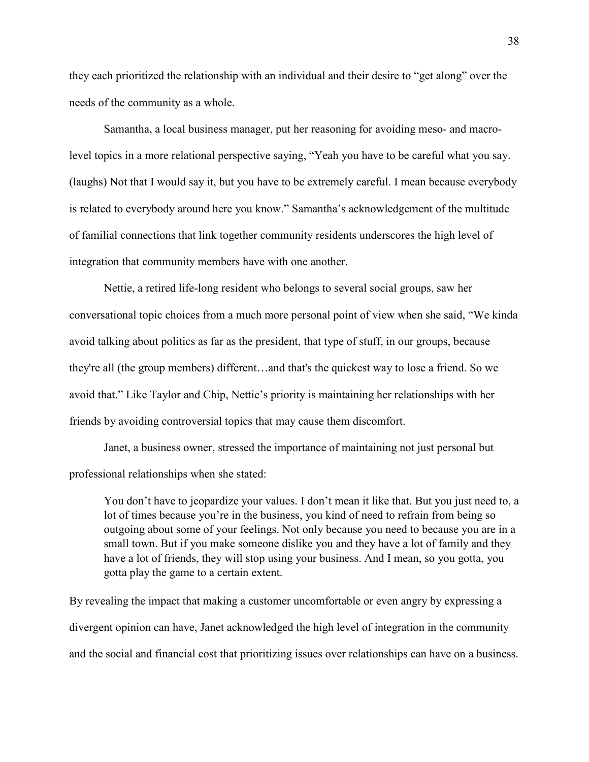they each prioritized the relationship with an individual and their desire to "get along" over the needs of the community as a whole.

Samantha, a local business manager, put her reasoning for avoiding meso- and macro-level topics in a more relational perspective saying, "Yeah you have to be careful what you say. (laughs) Not that I would say it, but you have to be extremely careful. I mean because everybody is related to everybody around here you know." Samantha's acknowledgement of the multitude of familial connections that link together community residents underscores the high level of integration that community members have with one another.

Nettie, a retired life-long resident who belongs to several social groups, saw her conversational topic choices from a much more personal point of view when she said, "We kinda avoid talking about politics as far as the president, that type of stuff, in our groups, because they're all (the group members) different…and that's the quickest way to lose a friend. So we avoid that." Like Taylor and Chip, Nettie's priority is maintaining her relationships with her friends by avoiding controversial topics that may cause them discomfort.

Janet, a business owner, stressed the importance of maintaining not just personal but professional relationships when she stated:

> You don't have to jeopardize your values. I don't mean it like that. But you just need to, a lot of times because you're in the business, you kind of need to refrain from being so outgoing about some of your feelings. Not only because you need to because you are in a small town. But if you make someone dislike you and they have a lot of family and they have a lot of friends, they will stop using your business. And I mean, so you gotta, you gotta play the game to a certain extent.

By revealing the impact that making a customer uncomfortable or even angry by expressing a divergent opinion can have, Janet acknowledged the high level of integration in the community and the social and financial cost that prioritizing issues over relationships can have on a business.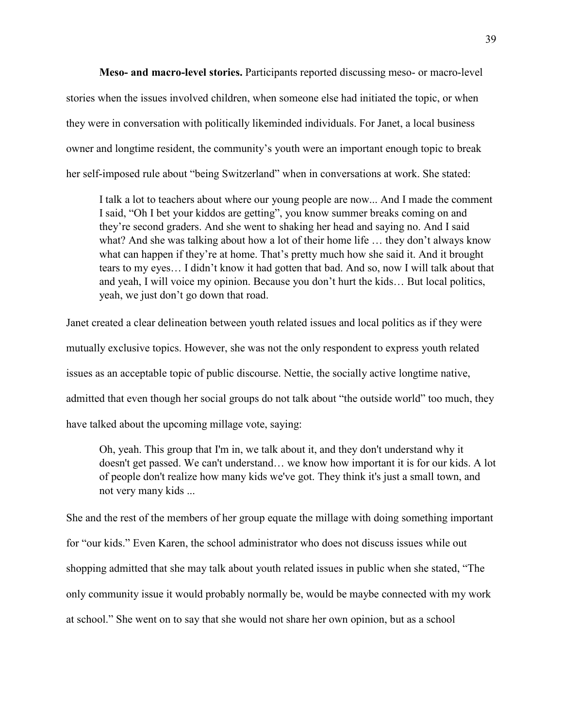**Meso- and macro-level stories.** Participants reported discussing meso- or macro-level stories when the issues involved children, when someone else had initiated the topic, or when they were in conversation with politically likeminded individuals. For Janet, a local business owner and longtime resident, the community's youth were an important enough topic to break her self-imposed rule about "being Switzerland" when in conversations at work. She stated:

> I talk a lot to teachers about where our young people are now... And I made the comment I said, "Oh I bet your kiddos are getting", you know summer breaks coming on and they're second graders. And she went to shaking her head and saying no. And I said what? And she was talking about how a lot of their home life … they don't always know what can happen if they're at home. That's pretty much how she said it. And it brought tears to my eyes… I didn't know it had gotten that bad. And so, now I will talk about that and yeah, I will voice my opinion. Because you don't hurt the kids… But local politics, yeah, we just don't go down that road.

Janet created a clear delineation between youth related issues and local politics as if they were mutually exclusive topics. However, she was not the only respondent to express youth related issues as an acceptable topic of public discourse. Nettie, the socially active longtime native, admitted that even though her social groups do not talk about "the outside world" too much, they have talked about the upcoming millage vote, saying:

> Oh, yeah. This group that I'm in, we talk about it, and they don't understand why it doesn't get passed. We can't understand… we know how important it is for our kids. A lot of people don't realize how many kids we've got. They think it's just a small town, and not very many kids ...

She and the rest of the members of her group equate the millage with doing something important for "our kids." Even Karen, the school administrator who does not discuss issues while out shopping admitted that she may talk about youth related issues in public when she stated, "The only community issue it would probably normally be, would be maybe connected with my work at school." She went on to say that she would not share her own opinion, but as a school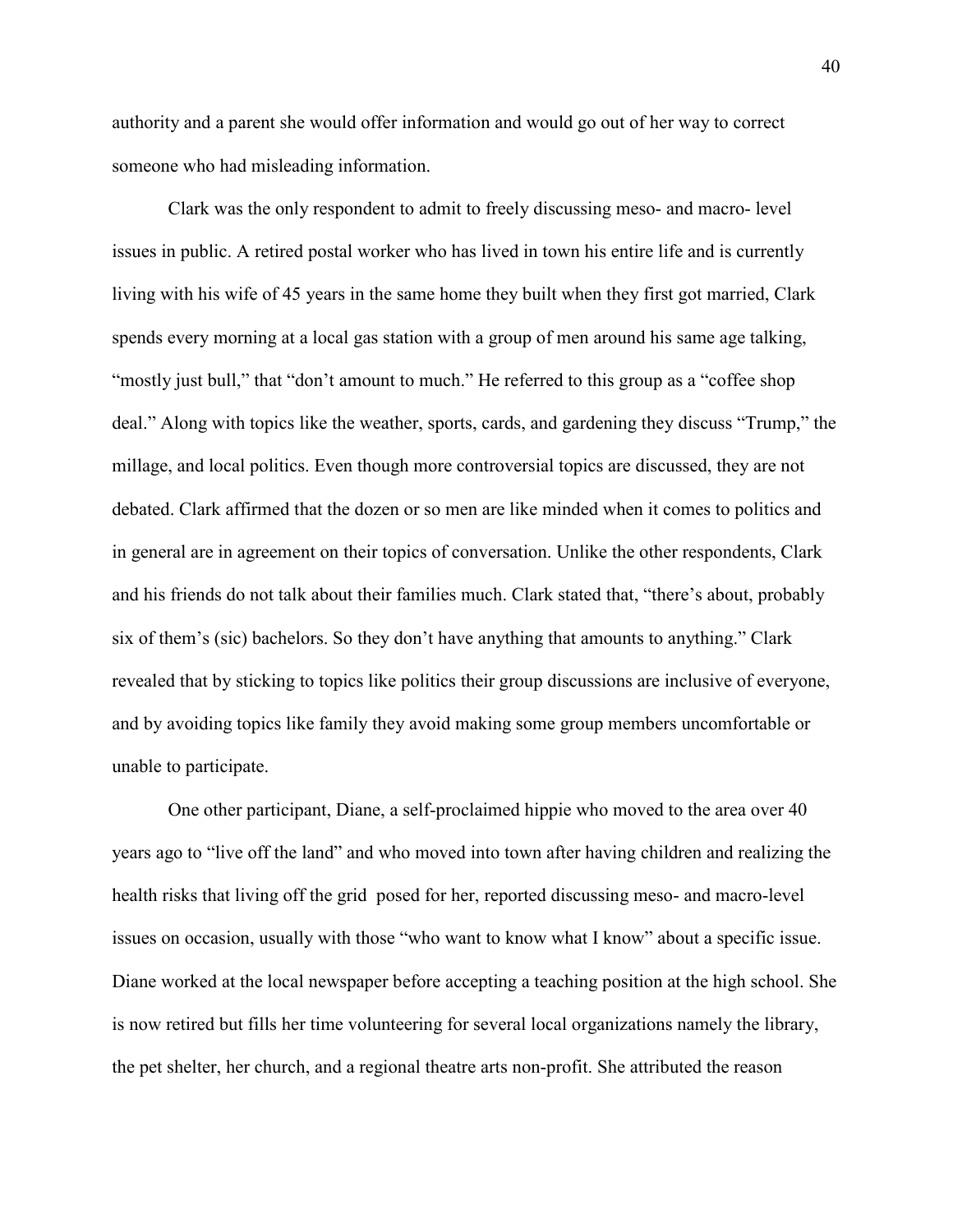authority and a parent she would offer information and would go out of her way to correct someone who had misleading information.

Clark was the only respondent to admit to freely discussing meso- and macro- level issues in public. A retired postal worker who has lived in town his entire life and is currently living with his wife of 45 years in the same home they built when they first got married, Clark spends every morning at a local gas station with a group of men around his same age talking, "mostly just bull," that "don't amount to much." He referred to this group as a "coffee shop deal." Along with topics like the weather, sports, cards, and gardening they discuss "Trump," the millage, and local politics. Even though more controversial topics are discussed, they are not debated. Clark affirmed that the dozen or so men are like minded when it comes to politics and in general are in agreement on their topics of conversation. Unlike the other respondents, Clark and his friends do not talk about their families much. Clark stated that, "there's about, probably six of them's (sic) bachelors. So they don't have anything that amounts to anything." Clark revealed that by sticking to topics like politics their group discussions are inclusive of everyone, and by avoiding topics like family they avoid making some group members uncomfortable or unable to participate.

One other participant, Diane, a self-proclaimed hippie who moved to the area over 40 years ago to "live off the land" and who moved into town after having children and realizing the health risks that living off the grid posed for her, reported discussing meso- and macro-level issues on occasion, usually with those "who want to know what I know" about a specific issue. Diane worked at the local newspaper before accepting a teaching position at the high school. She is now retired but fills her time volunteering for several local organizations namely the library, the pet shelter, her church, and a regional theatre arts non-profit. She attributed the reason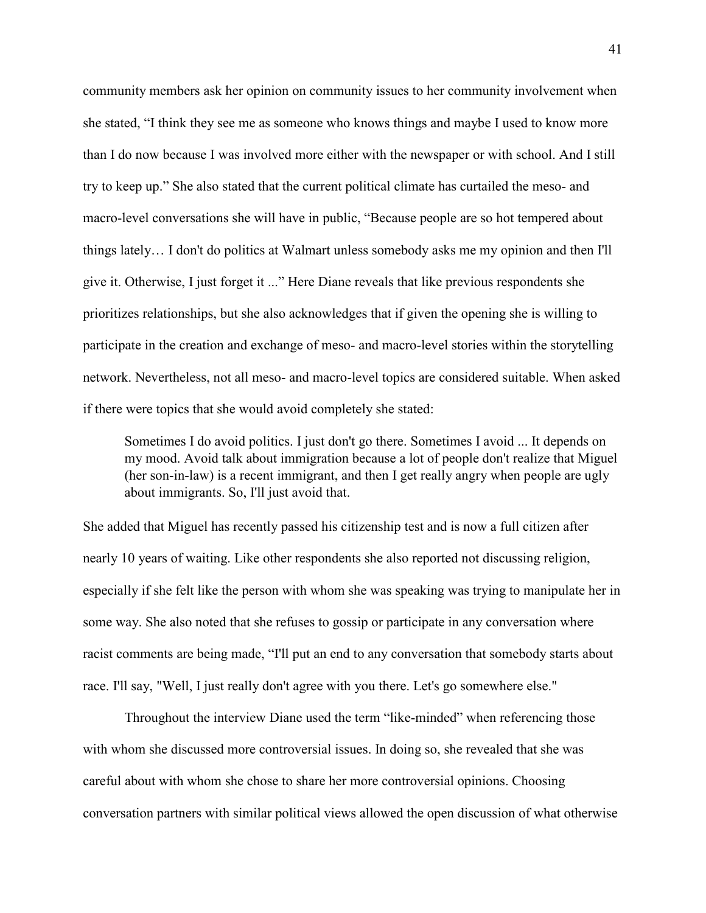community members ask her opinion on community issues to her community involvement when she stated, “I think they see me as someone who knows things and maybe I used to know more than I do now because I was involved more either with the newspaper or with school. And I still try to keep up.” She also stated that the current political climate has curtailed the meso- and macro-level conversations she will have in public, “Because people are so hot tempered about things lately… I don't do politics at Walmart unless somebody asks me my opinion and then I'll give it. Otherwise, I just forget it ...” Here Diane reveals that like previous respondents she prioritizes relationships, but she also acknowledges that if given the opening she is willing to participate in the creation and exchange of meso- and macro-level stories within the storytelling network. Nevertheless, not all meso- and macro-level topics are considered suitable. When asked if there were topics that she would avoid completely she stated:

> Sometimes I do avoid politics. I just don't go there. Sometimes I avoid ... It depends on my mood. Avoid talk about immigration because a lot of people don't realize that Miguel (her son-in-law) is a recent immigrant, and then I get really angry when people are ugly about immigrants. So, I'll just avoid that.

She added that Miguel has recently passed his citizenship test and is now a full citizen after nearly 10 years of waiting. Like other respondents she also reported not discussing religion, especially if she felt like the person with whom she was speaking was trying to manipulate her in some way. She also noted that she refuses to gossip or participate in any conversation where racist comments are being made, “I'll put an end to any conversation that somebody starts about race. I'll say, "Well, I just really don't agree with you there. Let's go somewhere else."

Throughout the interview Diane used the term “like-minded” when referencing those with whom she discussed more controversial issues. In doing so, she revealed that she was careful about with whom she chose to share her more controversial opinions. Choosing conversation partners with similar political views allowed the open discussion of what otherwise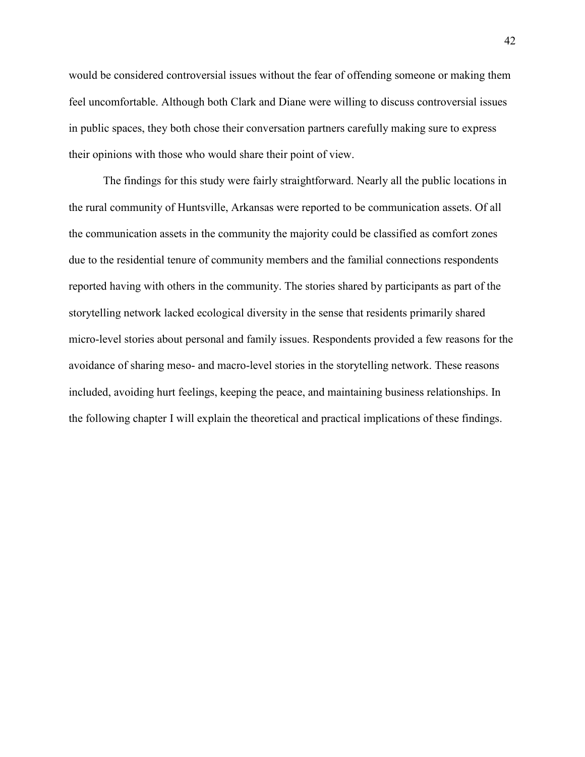would be considered controversial issues without the fear of offending someone or making them feel uncomfortable. Although both Clark and Diane were willing to discuss controversial issues in public spaces, they both chose their conversation partners carefully making sure to express their opinions with those who would share their point of view.

The findings for this study were fairly straightforward. Nearly all the public locations in the rural community of Huntsville, Arkansas were reported to be communication assets. Of all the communication assets in the community the majority could be classified as comfort zones due to the residential tenure of community members and the familial connections respondents reported having with others in the community. The stories shared by participants as part of the storytelling network lacked ecological diversity in the sense that residents primarily shared micro-level stories about personal and family issues. Respondents provided a few reasons for the avoidance of sharing meso- and macro-level stories in the storytelling network. These reasons included, avoiding hurt feelings, keeping the peace, and maintaining business relationships. In the following chapter I will explain the theoretical and practical implications of these findings.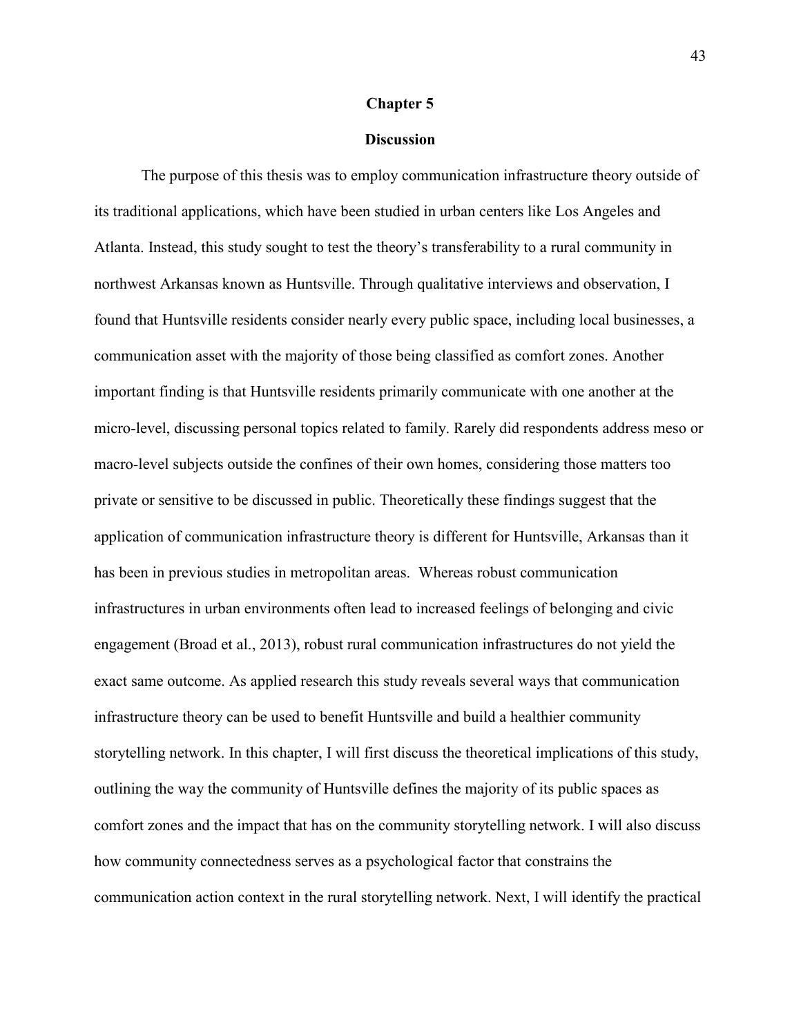# Chapter 5

## Discussion

The purpose of this thesis was to employ communication infrastructure theory outside of its traditional applications, which have been studied in urban centers like Los Angeles and Atlanta. Instead, this study sought to test the theory's transferability to a rural community in northwest Arkansas known as Huntsville. Through qualitative interviews and observation, I found that Huntsville residents consider nearly every public space, including local businesses, a communication asset with the majority of those being classified as comfort zones. Another important finding is that Huntsville residents primarily communicate with one another at the micro-level, discussing personal topics related to family. Rarely did respondents address meso or macro-level subjects outside the confines of their own homes, considering those matters too private or sensitive to be discussed in public. Theoretically these findings suggest that the application of communication infrastructure theory is different for Huntsville, Arkansas than it has been in previous studies in metropolitan areas. Whereas robust communication infrastructures in urban environments often lead to increased feelings of belonging and civic engagement (Broad et al., 2013), robust rural communication infrastructures do not yield the exact same outcome. As applied research this study reveals several ways that communication infrastructure theory can be used to benefit Huntsville and build a healthier community storytelling network. In this chapter, I will first discuss the theoretical implications of this study, outlining the way the community of Huntsville defines the majority of its public spaces as comfort zones and the impact that has on the community storytelling network. I will also discuss how community connectedness serves as a psychological factor that constrains the communication action context in the rural storytelling network. Next, I will identify the practical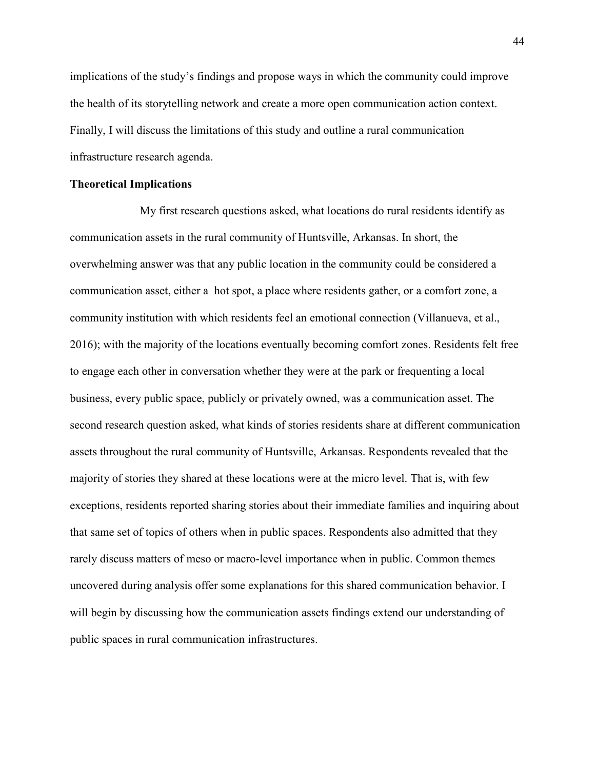implications of the study's findings and propose ways in which the community could improve the health of its storytelling network and create a more open communication action context. Finally, I will discuss the limitations of this study and outline a rural communication infrastructure research agenda.

**Theoretical Implications**

My first research questions asked, what locations do rural residents identify as communication assets in the rural community of Huntsville, Arkansas. In short, the overwhelming answer was that any public location in the community could be considered a communication asset, either a hot spot, a place where residents gather, or a comfort zone, a community institution with which residents feel an emotional connection (Villanueva, et al., 2016); with the majority of the locations eventually becoming comfort zones. Residents felt free to engage each other in conversation whether they were at the park or frequenting a local business, every public space, publicly or privately owned, was a communication asset. The second research question asked, what kinds of stories residents share at different communication assets throughout the rural community of Huntsville, Arkansas. Respondents revealed that the majority of stories they shared at these locations were at the micro level. That is, with few exceptions, residents reported sharing stories about their immediate families and inquiring about that same set of topics of others when in public spaces. Respondents also admitted that they rarely discuss matters of meso or macro-level importance when in public. Common themes uncovered during analysis offer some explanations for this shared communication behavior. I will begin by discussing how the communication assets findings extend our understanding of public spaces in rural communication infrastructures.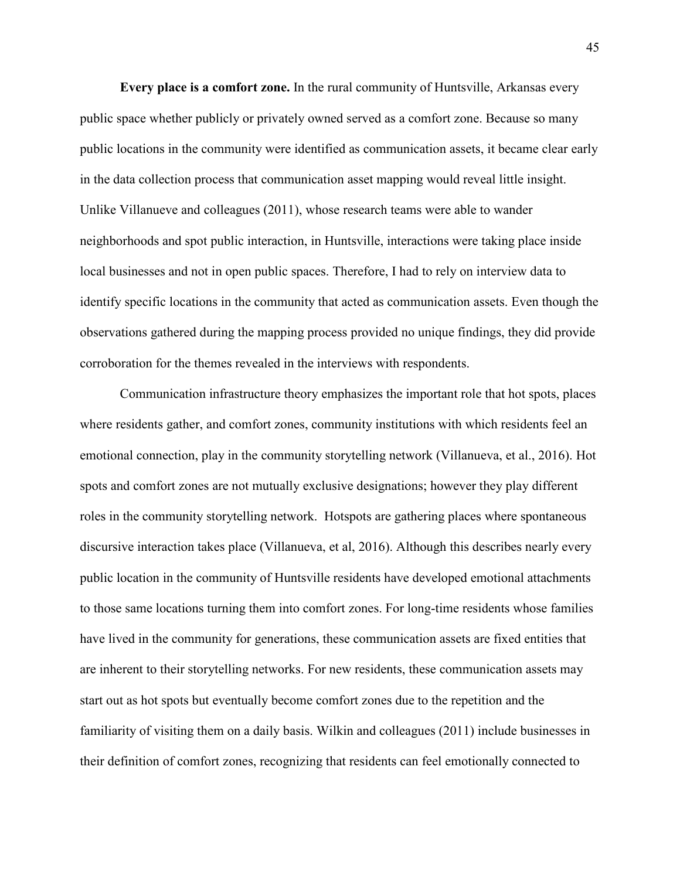**Every place is a comfort zone.** In the rural community of Huntsville, Arkansas every public space whether publicly or privately owned served as a comfort zone. Because so many public locations in the community were identified as communication assets, it became clear early in the data collection process that communication asset mapping would reveal little insight. Unlike Villanueve and colleagues (2011), whose research teams were able to wander neighborhoods and spot public interaction, in Huntsville, interactions were taking place inside local businesses and not in open public spaces. Therefore, I had to rely on interview data to identify specific locations in the community that acted as communication assets. Even though the observations gathered during the mapping process provided no unique findings, they did provide corroboration for the themes revealed in the interviews with respondents.

Communication infrastructure theory emphasizes the important role that hot spots, places where residents gather, and comfort zones, community institutions with which residents feel an emotional connection, play in the community storytelling network (Villanueva, et al., 2016). Hot spots and comfort zones are not mutually exclusive designations; however they play different roles in the community storytelling network. Hotspots are gathering places where spontaneous discursive interaction takes place (Villanueva, et al, 2016). Although this describes nearly every public location in the community of Huntsville residents have developed emotional attachments to those same locations turning them into comfort zones. For long-time residents whose families have lived in the community for generations, these communication assets are fixed entities that are inherent to their storytelling networks. For new residents, these communication assets may start out as hot spots but eventually become comfort zones due to the repetition and the familiarity of visiting them on a daily basis. Wilkin and colleagues (2011) include businesses in their definition of comfort zones, recognizing that residents can feel emotionally connected to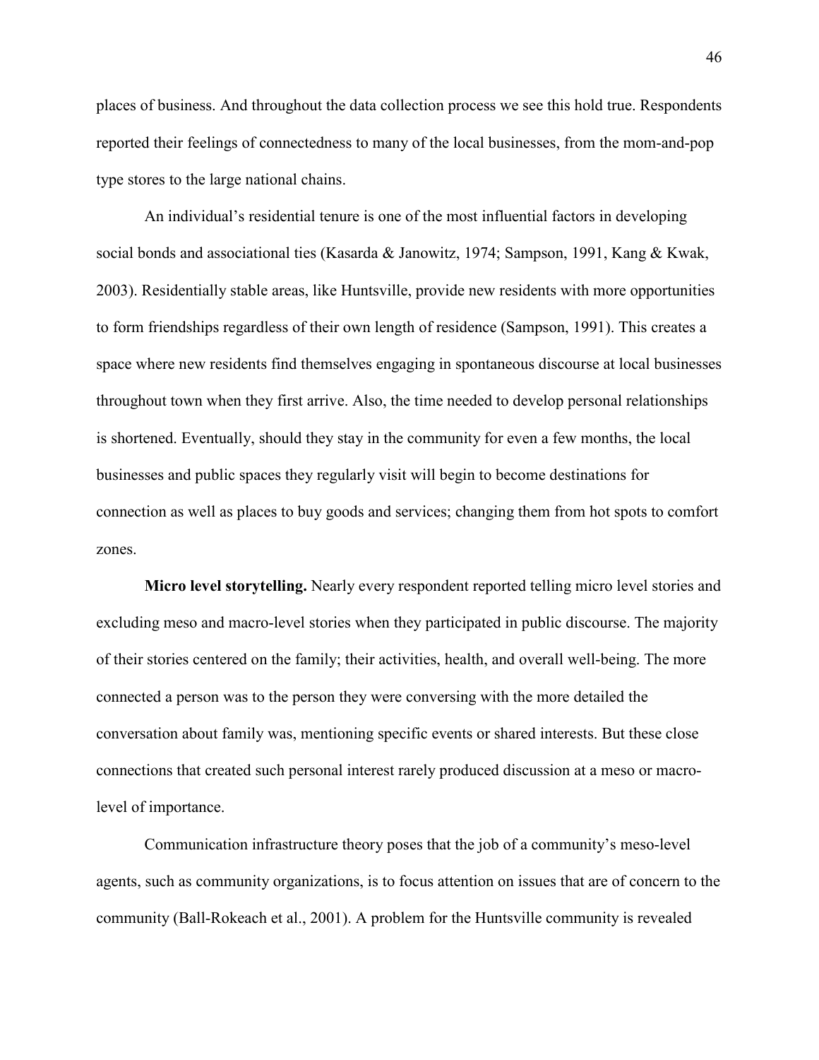places of business. And throughout the data collection process we see this hold true. Respondents reported their feelings of connectedness to many of the local businesses, from the mom-and-pop type stores to the large national chains.

An individual's residential tenure is one of the most influential factors in developing social bonds and associational ties (Kasarda & Janowitz, 1974; Sampson, 1991, Kang & Kwak, 2003). Residentially stable areas, like Huntsville, provide new residents with more opportunities to form friendships regardless of their own length of residence (Sampson, 1991). This creates a space where new residents find themselves engaging in spontaneous discourse at local businesses throughout town when they first arrive. Also, the time needed to develop personal relationships is shortened. Eventually, should they stay in the community for even a few months, the local businesses and public spaces they regularly visit will begin to become destinations for connection as well as places to buy goods and services; changing them from hot spots to comfort zones.

**Micro level storytelling.** Nearly every respondent reported telling micro level stories and excluding meso and macro-level stories when they participated in public discourse. The majority of their stories centered on the family; their activities, health, and overall well-being. The more connected a person was to the person they were conversing with the more detailed the conversation about family was, mentioning specific events or shared interests. But these close connections that created such personal interest rarely produced discussion at a meso or macro-level of importance.

Communication infrastructure theory poses that the job of a community's meso-level agents, such as community organizations, is to focus attention on issues that are of concern to the community (Ball-Rokeach et al., 2001). A problem for the Huntsville community is revealed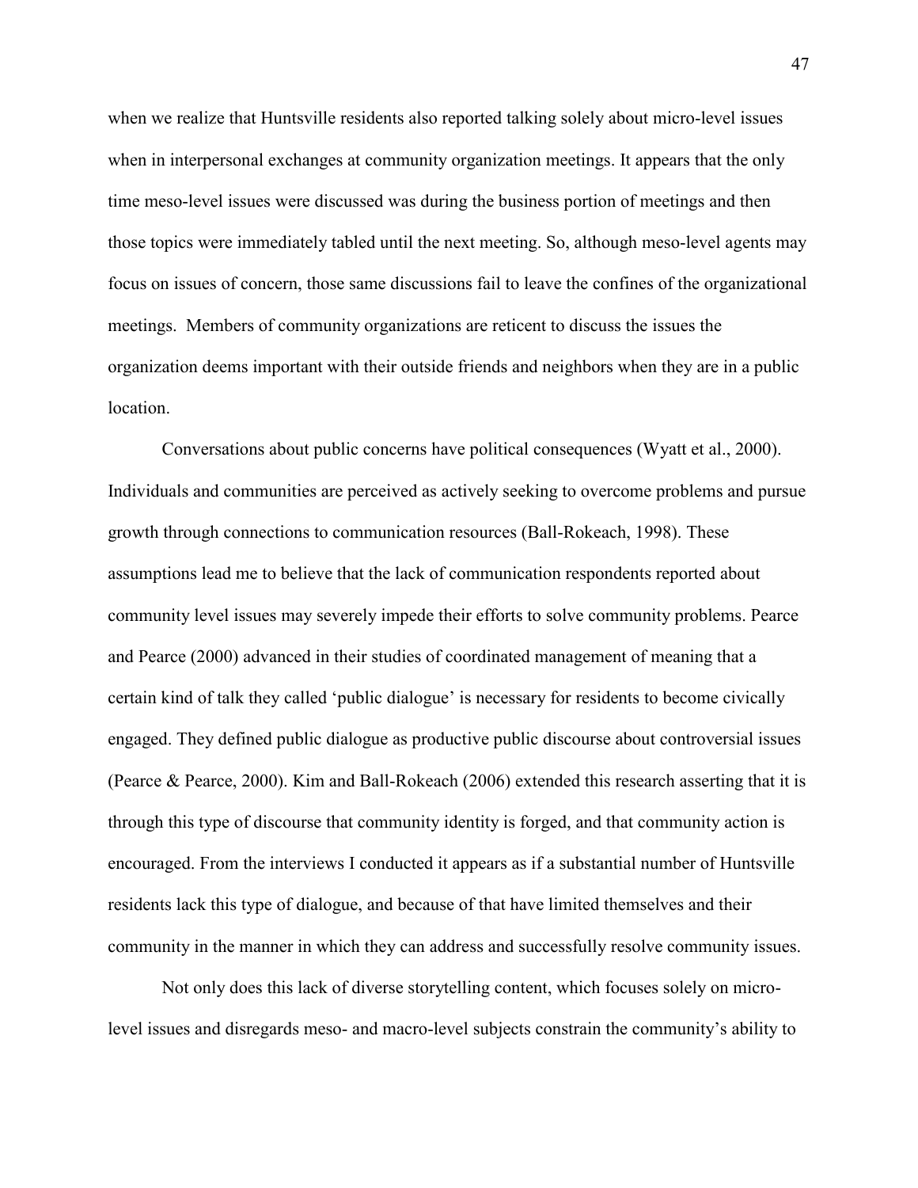when we realize that Huntsville residents also reported talking solely about micro-level issues when in interpersonal exchanges at community organization meetings. It appears that the only time meso-level issues were discussed was during the business portion of meetings and then those topics were immediately tabled until the next meeting. So, although meso-level agents may focus on issues of concern, those same discussions fail to leave the confines of the organizational meetings. Members of community organizations are reticent to discuss the issues the organization deems important with their outside friends and neighbors when they are in a public location.

Conversations about public concerns have political consequences (Wyatt et al., 2000). Individuals and communities are perceived as actively seeking to overcome problems and pursue growth through connections to communication resources (Ball-Rokeach, 1998). These assumptions lead me to believe that the lack of communication respondents reported about community level issues may severely impede their efforts to solve community problems. Pearce and Pearce (2000) advanced in their studies of coordinated management of meaning that a certain kind of talk they called 'public dialogue' is necessary for residents to become civically engaged. They defined public dialogue as productive public discourse about controversial issues (Pearce & Pearce, 2000). Kim and Ball-Rokeach (2006) extended this research asserting that it is through this type of discourse that community identity is forged, and that community action is encouraged. From the interviews I conducted it appears as if a substantial number of Huntsville residents lack this type of dialogue, and because of that have limited themselves and their community in the manner in which they can address and successfully resolve community issues.

Not only does this lack of diverse storytelling content, which focuses solely on micro-level issues and disregards meso- and macro-level subjects constrain the community's ability to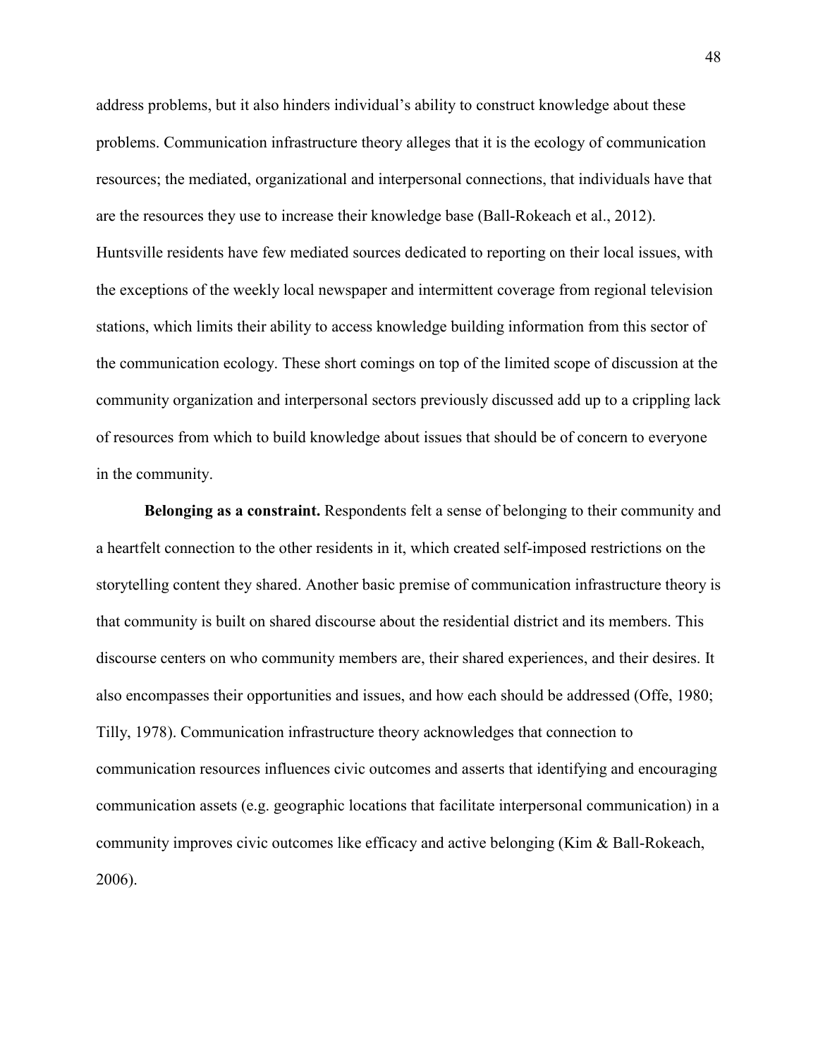address problems, but it also hinders individual's ability to construct knowledge about these problems. Communication infrastructure theory alleges that it is the ecology of communication resources; the mediated, organizational and interpersonal connections, that individuals have that are the resources they use to increase their knowledge base (Ball-Rokeach et al., 2012). Huntsville residents have few mediated sources dedicated to reporting on their local issues, with the exceptions of the weekly local newspaper and intermittent coverage from regional television stations, which limits their ability to access knowledge building information from this sector of the communication ecology. These short comings on top of the limited scope of discussion at the community organization and interpersonal sectors previously discussed add up to a crippling lack of resources from which to build knowledge about issues that should be of concern to everyone in the community.

**Belonging as a constraint.** Respondents felt a sense of belonging to their community and a heartfelt connection to the other residents in it, which created self-imposed restrictions on the storytelling content they shared. Another basic premise of communication infrastructure theory is that community is built on shared discourse about the residential district and its members. This discourse centers on who community members are, their shared experiences, and their desires. It also encompasses their opportunities and issues, and how each should be addressed (Offe, 1980; Tilly, 1978). Communication infrastructure theory acknowledges that connection to communication resources influences civic outcomes and asserts that identifying and encouraging communication assets (e.g. geographic locations that facilitate interpersonal communication) in a community improves civic outcomes like efficacy and active belonging (Kim & Ball-Rokeach, 2006).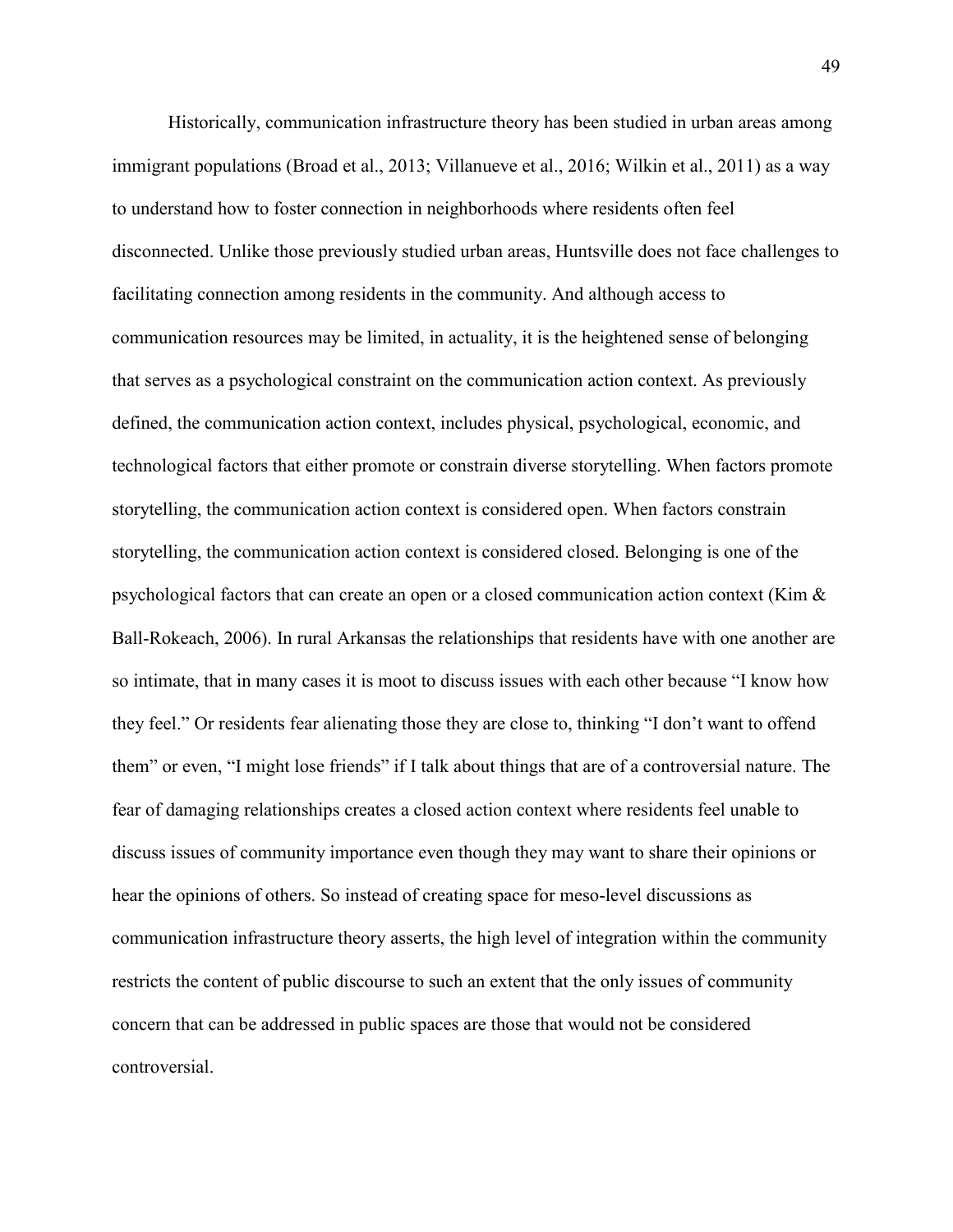Historically, communication infrastructure theory has been studied in urban areas among immigrant populations (Broad et al., 2013; Villanueve et al., 2016; Wilkin et al., 2011) as a way to understand how to foster connection in neighborhoods where residents often feel disconnected. Unlike those previously studied urban areas, Huntsville does not face challenges to facilitating connection among residents in the community. And although access to communication resources may be limited, in actuality, it is the heightened sense of belonging that serves as a psychological constraint on the communication action context. As previously defined, the communication action context, includes physical, psychological, economic, and technological factors that either promote or constrain diverse storytelling. When factors promote storytelling, the communication action context is considered open. When factors constrain storytelling, the communication action context is considered closed. Belonging is one of the psychological factors that can create an open or a closed communication action context (Kim & Ball-Rokeach, 2006). In rural Arkansas the relationships that residents have with one another are so intimate, that in many cases it is moot to discuss issues with each other because "I know how they feel." Or residents fear alienating those they are close to, thinking "I don't want to offend them" or even, "I might lose friends" if I talk about things that are of a controversial nature. The fear of damaging relationships creates a closed action context where residents feel unable to discuss issues of community importance even though they may want to share their opinions or hear the opinions of others. So instead of creating space for meso-level discussions as communication infrastructure theory asserts, the high level of integration within the community restricts the content of public discourse to such an extent that the only issues of community concern that can be addressed in public spaces are those that would not be considered controversial.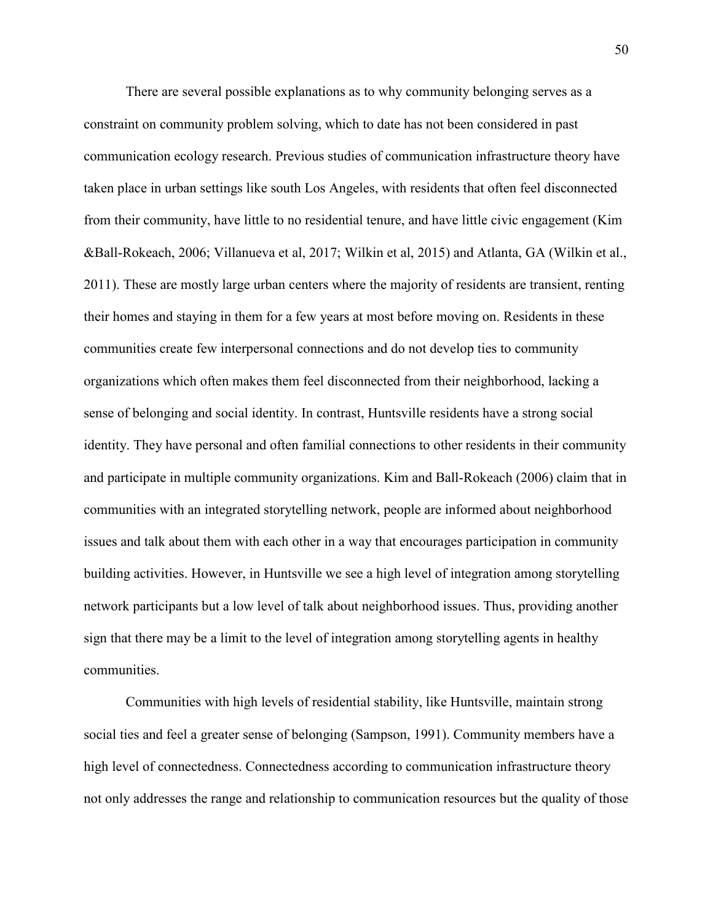There are several possible explanations as to why community belonging serves as a constraint on community problem solving, which to date has not been considered in past communication ecology research. Previous studies of communication infrastructure theory have taken place in urban settings like south Los Angeles, with residents that often feel disconnected from their community, have little to no residential tenure, and have little civic engagement (Kim &Ball-Rokeach, 2006; Villanueva et al, 2017; Wilkin et al, 2015) and Atlanta, GA (Wilkin et al., 2011). These are mostly large urban centers where the majority of residents are transient, renting their homes and staying in them for a few years at most before moving on. Residents in these communities create few interpersonal connections and do not develop ties to community organizations which often makes them feel disconnected from their neighborhood, lacking a sense of belonging and social identity. In contrast, Huntsville residents have a strong social identity. They have personal and often familial connections to other residents in their community and participate in multiple community organizations. Kim and Ball-Rokeach (2006) claim that in communities with an integrated storytelling network, people are informed about neighborhood issues and talk about them with each other in a way that encourages participation in community building activities. However, in Huntsville we see a high level of integration among storytelling network participants but a low level of talk about neighborhood issues. Thus, providing another sign that there may be a limit to the level of integration among storytelling agents in healthy communities.

Communities with high levels of residential stability, like Huntsville, maintain strong social ties and feel a greater sense of belonging (Sampson, 1991). Community members have a high level of connectedness. Connectedness according to communication infrastructure theory not only addresses the range and relationship to communication resources but the quality of those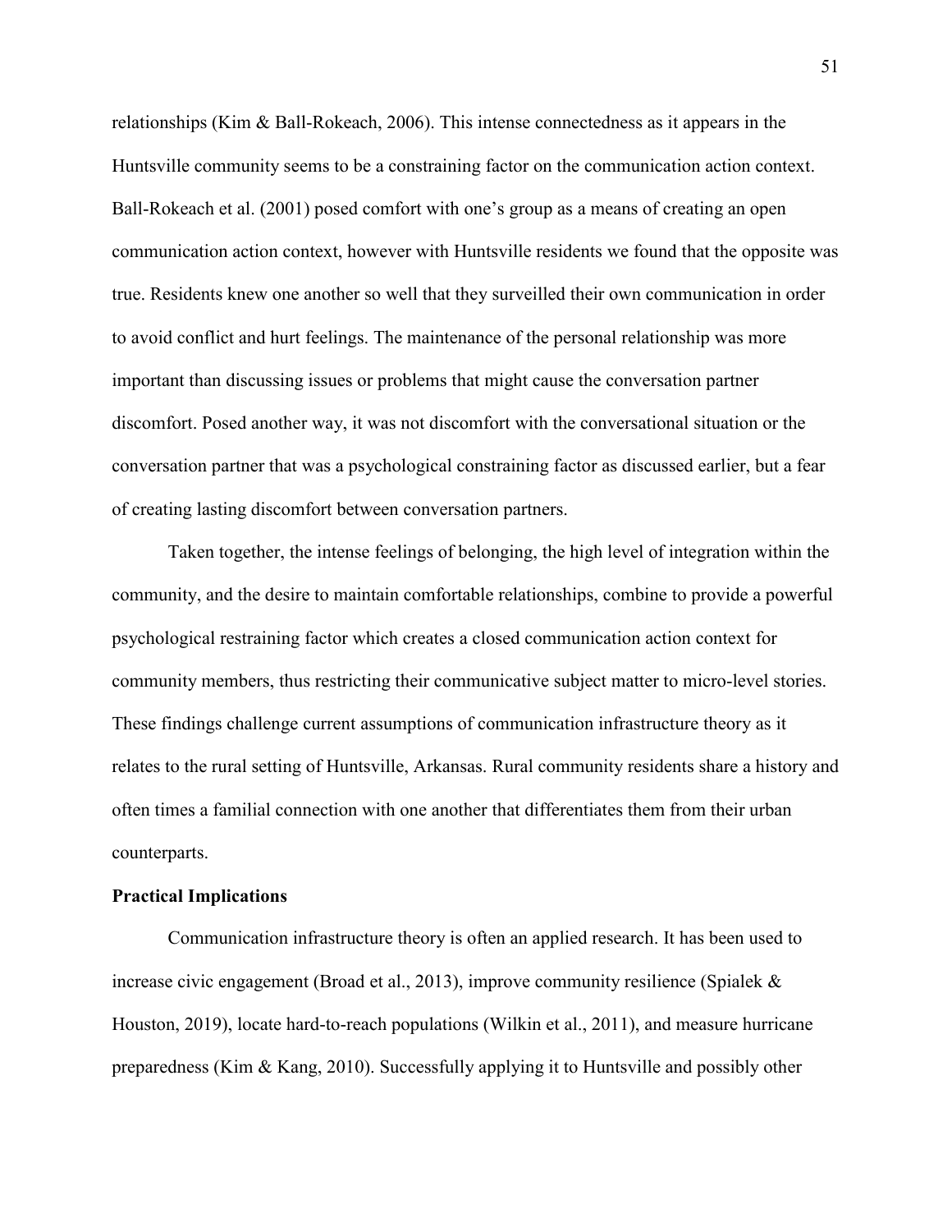relationships (Kim & Ball-Rokeach, 2006). This intense connectedness as it appears in the Huntsville community seems to be a constraining factor on the communication action context. Ball-Rokeach et al. (2001) posed comfort with one's group as a means of creating an open communication action context, however with Huntsville residents we found that the opposite was true. Residents knew one another so well that they surveilled their own communication in order to avoid conflict and hurt feelings. The maintenance of the personal relationship was more important than discussing issues or problems that might cause the conversation partner discomfort. Posed another way, it was not discomfort with the conversational situation or the conversation partner that was a psychological constraining factor as discussed earlier, but a fear of creating lasting discomfort between conversation partners.

Taken together, the intense feelings of belonging, the high level of integration within the community, and the desire to maintain comfortable relationships, combine to provide a powerful psychological restraining factor which creates a closed communication action context for community members, thus restricting their communicative subject matter to micro-level stories. These findings challenge current assumptions of communication infrastructure theory as it relates to the rural setting of Huntsville, Arkansas. Rural community residents share a history and often times a familial connection with one another that differentiates them from their urban counterparts.

**Practical Implications**

Communication infrastructure theory is often an applied research. It has been used to increase civic engagement (Broad et al., 2013), improve community resilience (Spialek & Houston, 2019), locate hard-to-reach populations (Wilkin et al., 2011), and measure hurricane preparedness (Kim & Kang, 2010). Successfully applying it to Huntsville and possibly other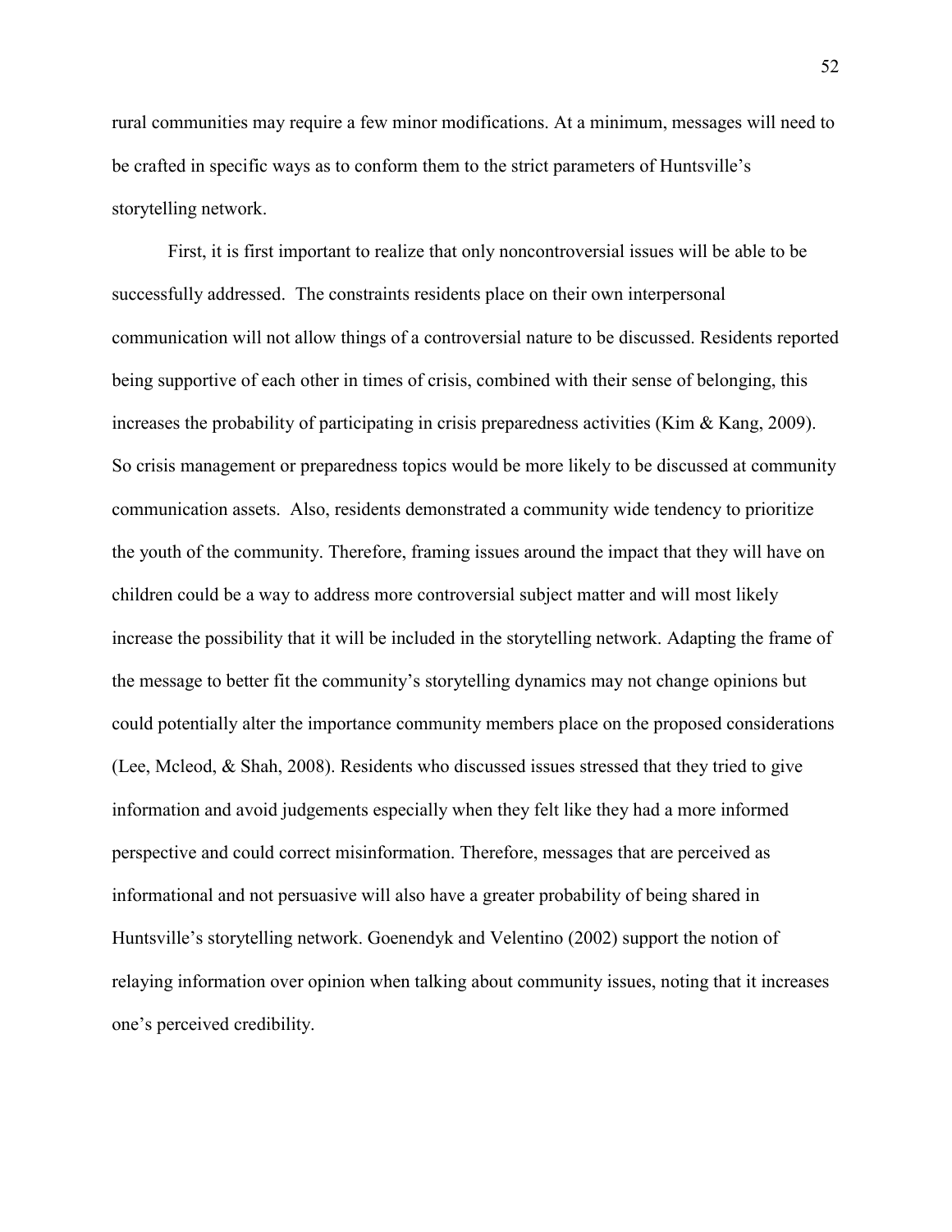rural communities may require a few minor modifications. At a minimum, messages will need to be crafted in specific ways as to conform them to the strict parameters of Huntsville's storytelling network.

First, it is first important to realize that only noncontroversial issues will be able to be successfully addressed. The constraints residents place on their own interpersonal communication will not allow things of a controversial nature to be discussed. Residents reported being supportive of each other in times of crisis, combined with their sense of belonging, this increases the probability of participating in crisis preparedness activities (Kim & Kang, 2009). So crisis management or preparedness topics would be more likely to be discussed at community communication assets. Also, residents demonstrated a community wide tendency to prioritize the youth of the community. Therefore, framing issues around the impact that they will have on children could be a way to address more controversial subject matter and will most likely increase the possibility that it will be included in the storytelling network. Adapting the frame of the message to better fit the community's storytelling dynamics may not change opinions but could potentially alter the importance community members place on the proposed considerations (Lee, Mcleod, & Shah, 2008). Residents who discussed issues stressed that they tried to give information and avoid judgements especially when they felt like they had a more informed perspective and could correct misinformation. Therefore, messages that are perceived as informational and not persuasive will also have a greater probability of being shared in Huntsville's storytelling network. Goenendyk and Velentino (2002) support the notion of relaying information over opinion when talking about community issues, noting that it increases one's perceived credibility.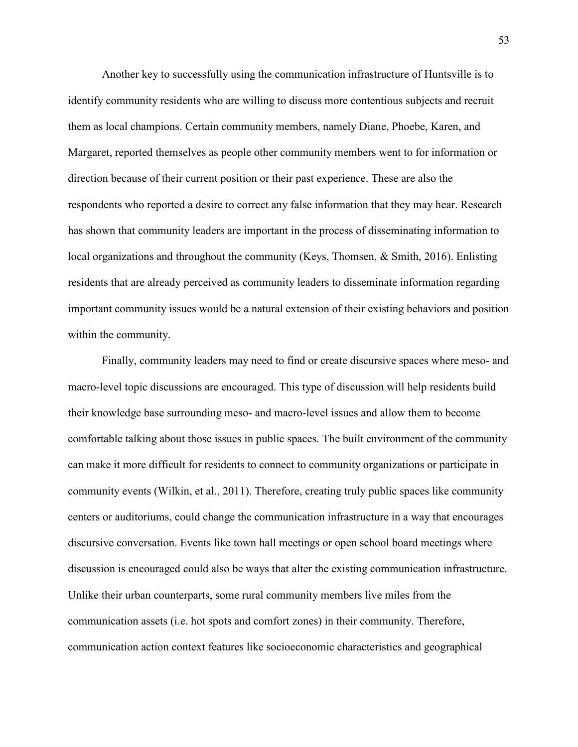Another key to successfully using the communication infrastructure of Huntsville is to identify community residents who are willing to discuss more contentious subjects and recruit them as local champions. Certain community members, namely Diane, Phoebe, Karen, and Margaret, reported themselves as people other community members went to for information or direction because of their current position or their past experience. These are also the respondents who reported a desire to correct any false information that they may hear. Research has shown that community leaders are important in the process of disseminating information to local organizations and throughout the community (Keys, Thomsen, & Smith, 2016). Enlisting residents that are already perceived as community leaders to disseminate information regarding important community issues would be a natural extension of their existing behaviors and position within the community.

Finally, community leaders may need to find or create discursive spaces where meso- and macro-level topic discussions are encouraged. This type of discussion will help residents build their knowledge base surrounding meso- and macro-level issues and allow them to become comfortable talking about those issues in public spaces. The built environment of the community can make it more difficult for residents to connect to community organizations or participate in community events (Wilkin, et al., 2011). Therefore, creating truly public spaces like community centers or auditoriums, could change the communication infrastructure in a way that encourages discursive conversation. Events like town hall meetings or open school board meetings where discussion is encouraged could also be ways that alter the existing communication infrastructure. Unlike their urban counterparts, some rural community members live miles from the communication assets (i.e. hot spots and comfort zones) in their community. Therefore, communication action context features like socioeconomic characteristics and geographical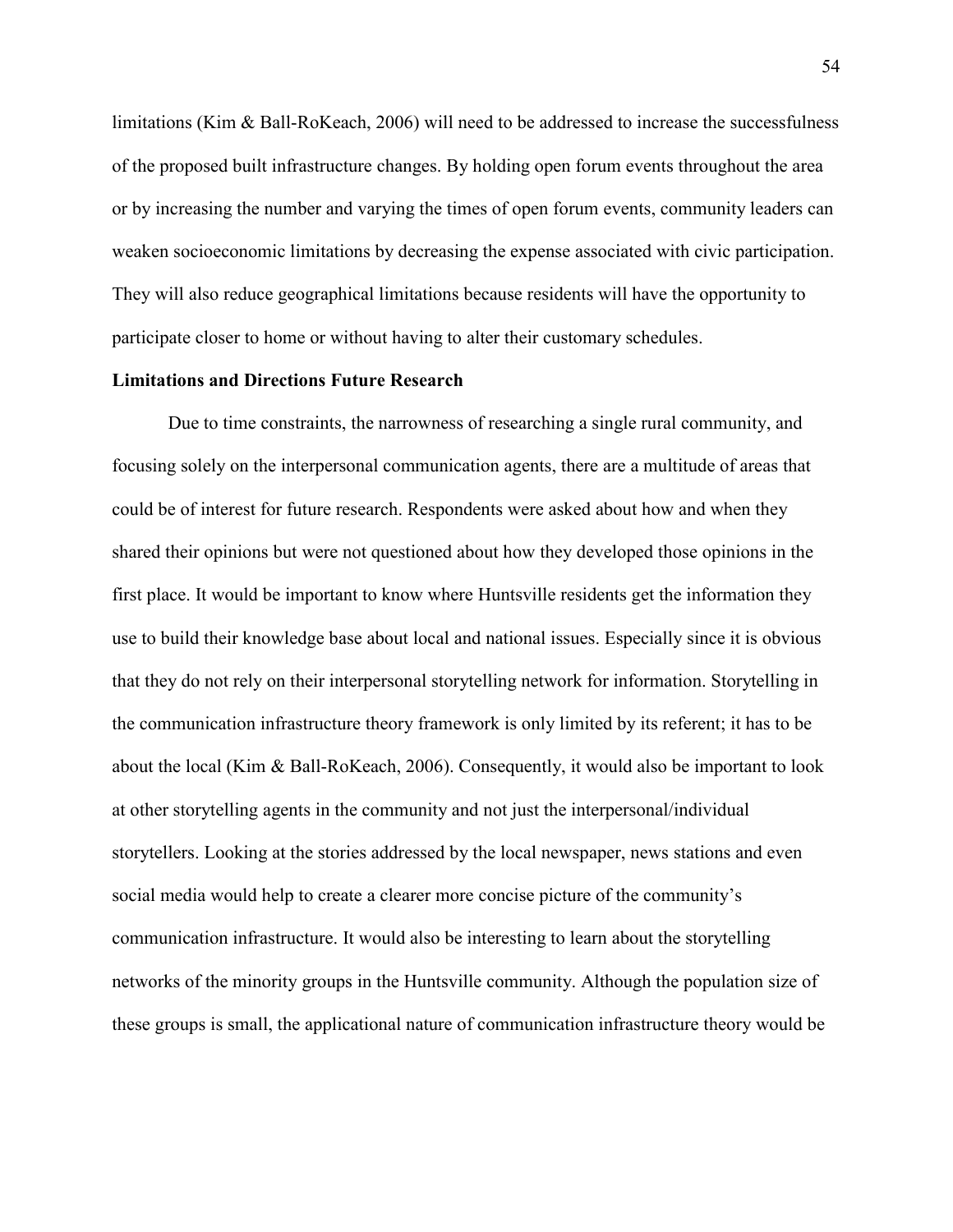limitations (Kim & Ball-RoKeach, 2006) will need to be addressed to increase the successfulness of the proposed built infrastructure changes. By holding open forum events throughout the area or by increasing the number and varying the times of open forum events, community leaders can weaken socioeconomic limitations by decreasing the expense associated with civic participation. They will also reduce geographical limitations because residents will have the opportunity to participate closer to home or without having to alter their customary schedules.

**Limitations and Directions Future Research**

Due to time constraints, the narrowness of researching a single rural community, and focusing solely on the interpersonal communication agents, there are a multitude of areas that could be of interest for future research. Respondents were asked about how and when they shared their opinions but were not questioned about how they developed those opinions in the first place. It would be important to know where Huntsville residents get the information they use to build their knowledge base about local and national issues. Especially since it is obvious that they do not rely on their interpersonal storytelling network for information. Storytelling in the communication infrastructure theory framework is only limited by its referent; it has to be about the local (Kim & Ball-RoKeach, 2006). Consequently, it would also be important to look at other storytelling agents in the community and not just the interpersonal/individual storytellers. Looking at the stories addressed by the local newspaper, news stations and even social media would help to create a clearer more concise picture of the community's communication infrastructure. It would also be interesting to learn about the storytelling networks of the minority groups in the Huntsville community. Although the population size of these groups is small, the applicational nature of communication infrastructure theory would be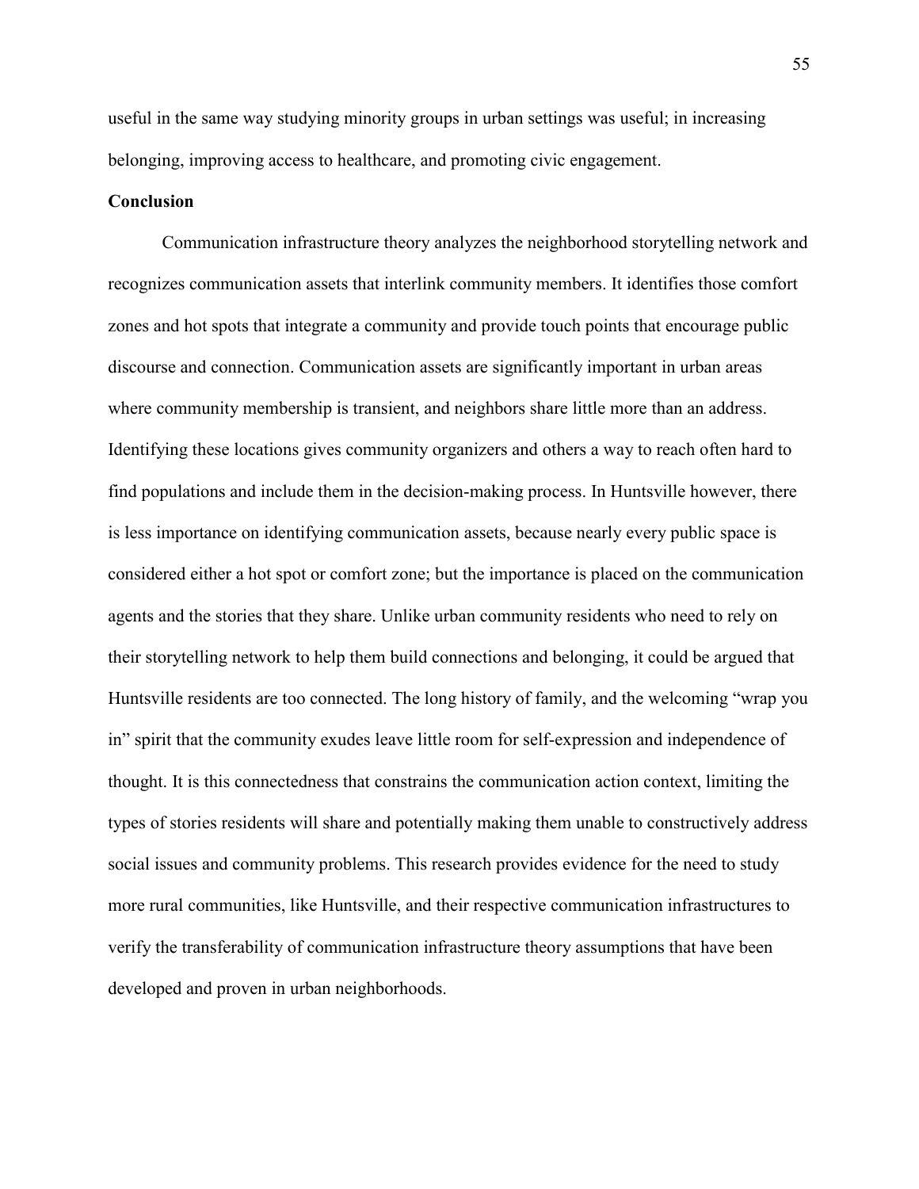useful in the same way studying minority groups in urban settings was useful; in increasing belonging, improving access to healthcare, and promoting civic engagement.

**Conclusion**

Communication infrastructure theory analyzes the neighborhood storytelling network and recognizes communication assets that interlink community members. It identifies those comfort zones and hot spots that integrate a community and provide touch points that encourage public discourse and connection. Communication assets are significantly important in urban areas where community membership is transient, and neighbors share little more than an address. Identifying these locations gives community organizers and others a way to reach often hard to find populations and include them in the decision-making process. In Huntsville however, there is less importance on identifying communication assets, because nearly every public space is considered either a hot spot or comfort zone; but the importance is placed on the communication agents and the stories that they share. Unlike urban community residents who need to rely on their storytelling network to help them build connections and belonging, it could be argued that Huntsville residents are too connected. The long history of family, and the welcoming "wrap you in" spirit that the community exudes leave little room for self-expression and independence of thought. It is this connectedness that constrains the communication action context, limiting the types of stories residents will share and potentially making them unable to constructively address social issues and community problems. This research provides evidence for the need to study more rural communities, like Huntsville, and their respective communication infrastructures to verify the transferability of communication infrastructure theory assumptions that have been developed and proven in urban neighborhoods.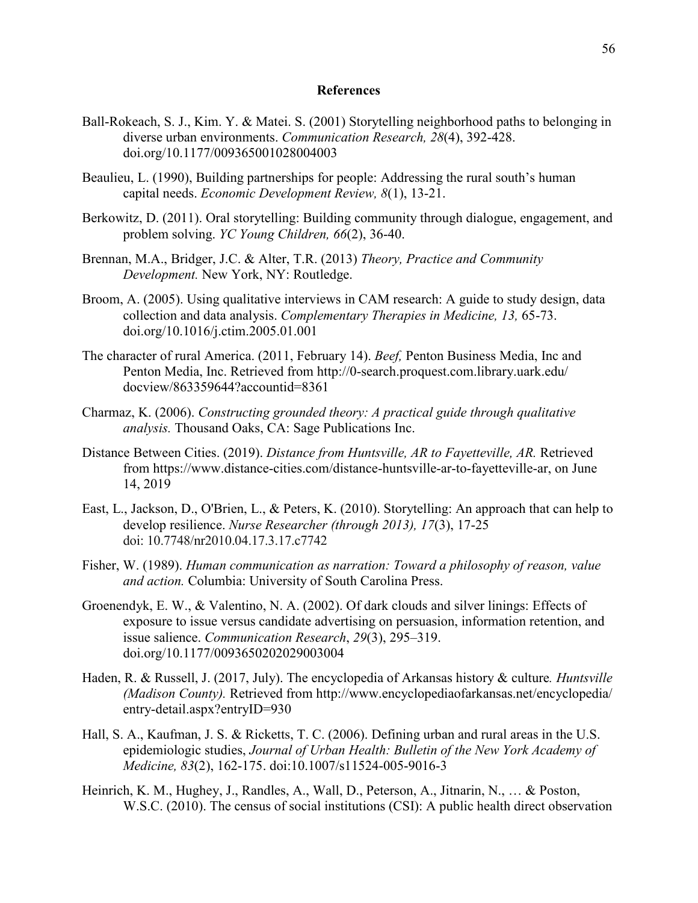## References

Ball-Rokeach, S. J., Kim. Y. & Matei. S. (2001) Storytelling neighborhood paths to belonging in diverse urban environments. *Communication Research, 28*(4), 392-428. doi.org/10.1177/009365001028004003

Beaulieu, L. (1990), Building partnerships for people: Addressing the rural south's human capital needs. *Economic Development Review, 8*(1), 13-21.

Berkowitz, D. (2011). Oral storytelling: Building community through dialogue, engagement, and problem solving. *YC Young Children, 66*(2), 36-40.

Brennan, M.A., Bridger, J.C. & Alter, T.R. (2013) *Theory, Practice and Community Development.* New York, NY: Routledge.

Broom, A. (2005). Using qualitative interviews in CAM research: A guide to study design, data collection and data analysis. *Complementary Therapies in Medicine, 13,* 65-73. doi.org/10.1016/j.ctim.2005.01.001

The character of rural America. (2011, February 14). *Beef,* Penton Business Media, Inc and Penton Media, Inc. Retrieved from http://0-search.proquest.com.library.uark.edu/docview/863359644?accountid=8361

Charmaz, K. (2006). *Constructing grounded theory: A practical guide through qualitative analysis.* Thousand Oaks, CA: Sage Publications Inc.

Distance Between Cities. (2019). *Distance from Huntsville, AR to Fayetteville, AR.* Retrieved from https://www.distance-cities.com/distance-huntsville-ar-to-fayetteville-ar, on June 14, 2019

East, L., Jackson, D., O'Brien, L., & Peters, K. (2010). Storytelling: An approach that can help to develop resilience. *Nurse Researcher (through 2013), 17*(3), 17-25 doi: 10.7748/nr2010.04.17.3.17.c7742

Fisher, W. (1989). *Human communication as narration: Toward a philosophy of reason, value and action.* Columbia: University of South Carolina Press.

Groenendyk, E. W., & Valentino, N. A. (2002). Of dark clouds and silver linings: Effects of exposure to issue versus candidate advertising on persuasion, information retention, and issue salience. *Communication Research*, *29*(3), 295–319. doi.org/10.1177/0093650202029003004

Haden, R. & Russell, J. (2017, July). The encyclopedia of Arkansas history & culture*. Huntsville (Madison County).* Retrieved from http://www.encyclopediaofarkansas.net/encyclopedia/entry-detail.aspx?entryID=930

Hall, S. A., Kaufman, J. S. & Ricketts, T. C. (2006). Defining urban and rural areas in the U.S. epidemiologic studies, *Journal of Urban Health: Bulletin of the New York Academy of Medicine, 83*(2), 162-175. doi:10.1007/s11524-005-9016-3

Heinrich, K. M., Hughey, J., Randles, A., Wall, D., Peterson, A., Jitnarin, N., … & Poston, W.S.C. (2010). The census of social institutions (CSI): A public health direct observation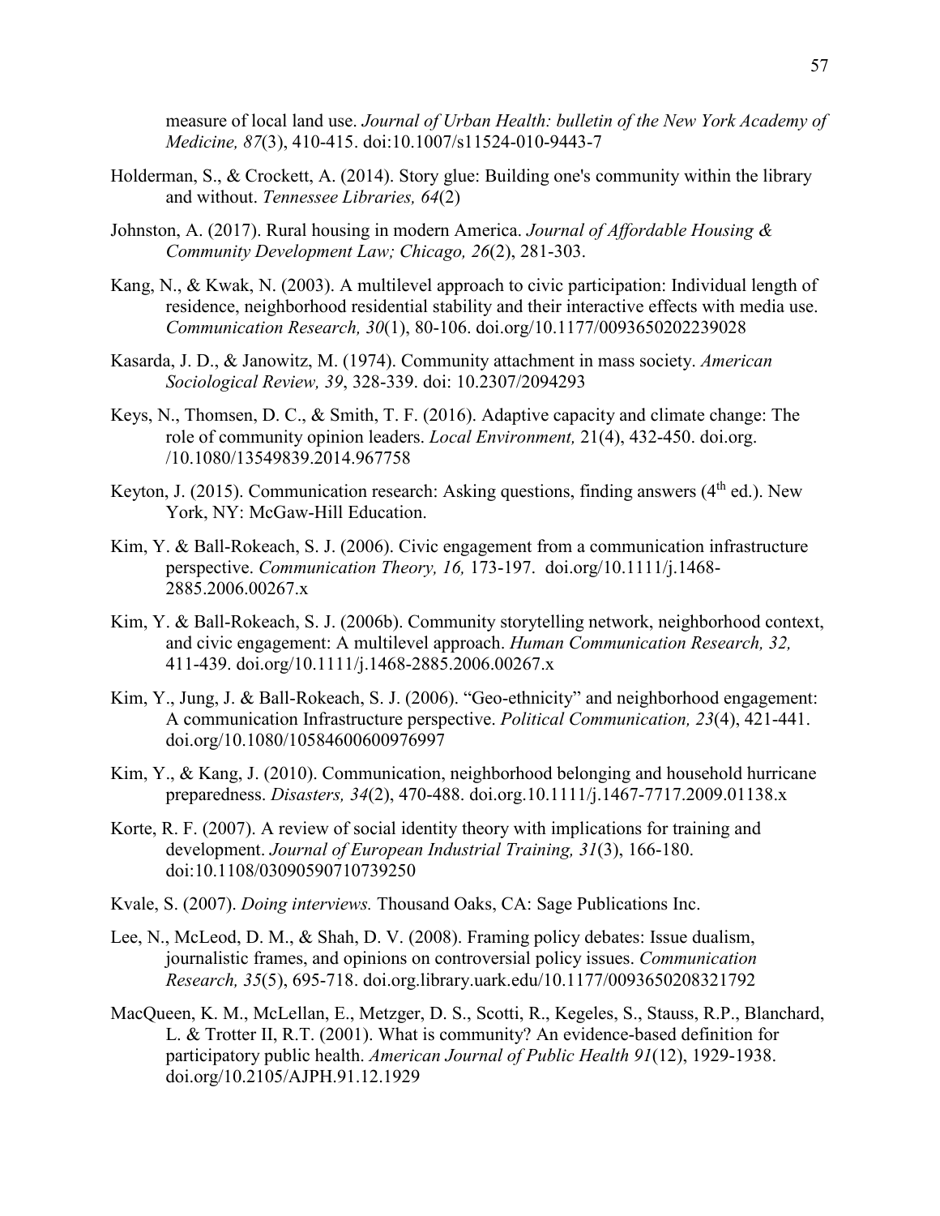measure of local land use. *Journal of Urban Health: bulletin of the New York Academy of Medicine, 87*(3), 410-415. doi:10.1007/s11524-010-9443-7

Holderman, S., & Crockett, A. (2014). Story glue: Building one's community within the library and without. *Tennessee Libraries, 64*(2)

Johnston, A. (2017). Rural housing in modern America. *Journal of Affordable Housing & Community Development Law; Chicago, 26*(2), 281-303.

Kang, N., & Kwak, N. (2003). A multilevel approach to civic participation: Individual length of residence, neighborhood residential stability and their interactive effects with media use. *Communication Research, 30*(1), 80-106. doi.org/10.1177/0093650202239028

Kasarda, J. D., & Janowitz, M. (1974). Community attachment in mass society. *American Sociological Review, 39*, 328-339. doi: 10.2307/2094293

Keys, N., Thomsen, D. C., & Smith, T. F. (2016). Adaptive capacity and climate change: The role of community opinion leaders. *Local Environment,* 21(4), 432-450. doi.org. /10.1080/13549839.2014.967758

Keyton, J. (2015). Communication research: Asking questions, finding answers (4th ed.). New York, NY: McGaw-Hill Education.

Kim, Y. & Ball-Rokeach, S. J. (2006). Civic engagement from a communication infrastructure perspective. *Communication Theory, 16,* 173-197. doi.org/10.1111/j.1468-2885.2006.00267.x

Kim, Y. & Ball-Rokeach, S. J. (2006b). Community storytelling network, neighborhood context, and civic engagement: A multilevel approach. *Human Communication Research, 32,* 411-439. doi.org/10.1111/j.1468-2885.2006.00267.x

Kim, Y., Jung, J. & Ball-Rokeach, S. J. (2006). "Geo-ethnicity" and neighborhood engagement: A communication Infrastructure perspective. *Political Communication, 23*(4), 421-441. doi.org/10.1080/10584600600976997

Kim, Y., & Kang, J. (2010). Communication, neighborhood belonging and household hurricane preparedness. *Disasters, 34*(2), 470-488. doi.org.10.1111/j.1467-7717.2009.01138.x

Korte, R. F. (2007). A review of social identity theory with implications for training and development. *Journal of European Industrial Training, 31*(3), 166-180. doi:10.1108/03090590710739250

Kvale, S. (2007). *Doing interviews.* Thousand Oaks, CA: Sage Publications Inc.

Lee, N., McLeod, D. M., & Shah, D. V. (2008). Framing policy debates: Issue dualism, journalistic frames, and opinions on controversial policy issues. *Communication Research, 35*(5), 695-718. doi.org.library.uark.edu/10.1177/0093650208321792

MacQueen, K. M., McLellan, E., Metzger, D. S., Scotti, R., Kegeles, S., Stauss, R.P., Blanchard, L. & Trotter II, R.T. (2001). What is community? An evidence-based definition for participatory public health. *American Journal of Public Health 91*(12), 1929-1938. doi.org/10.2105/AJPH.91.12.1929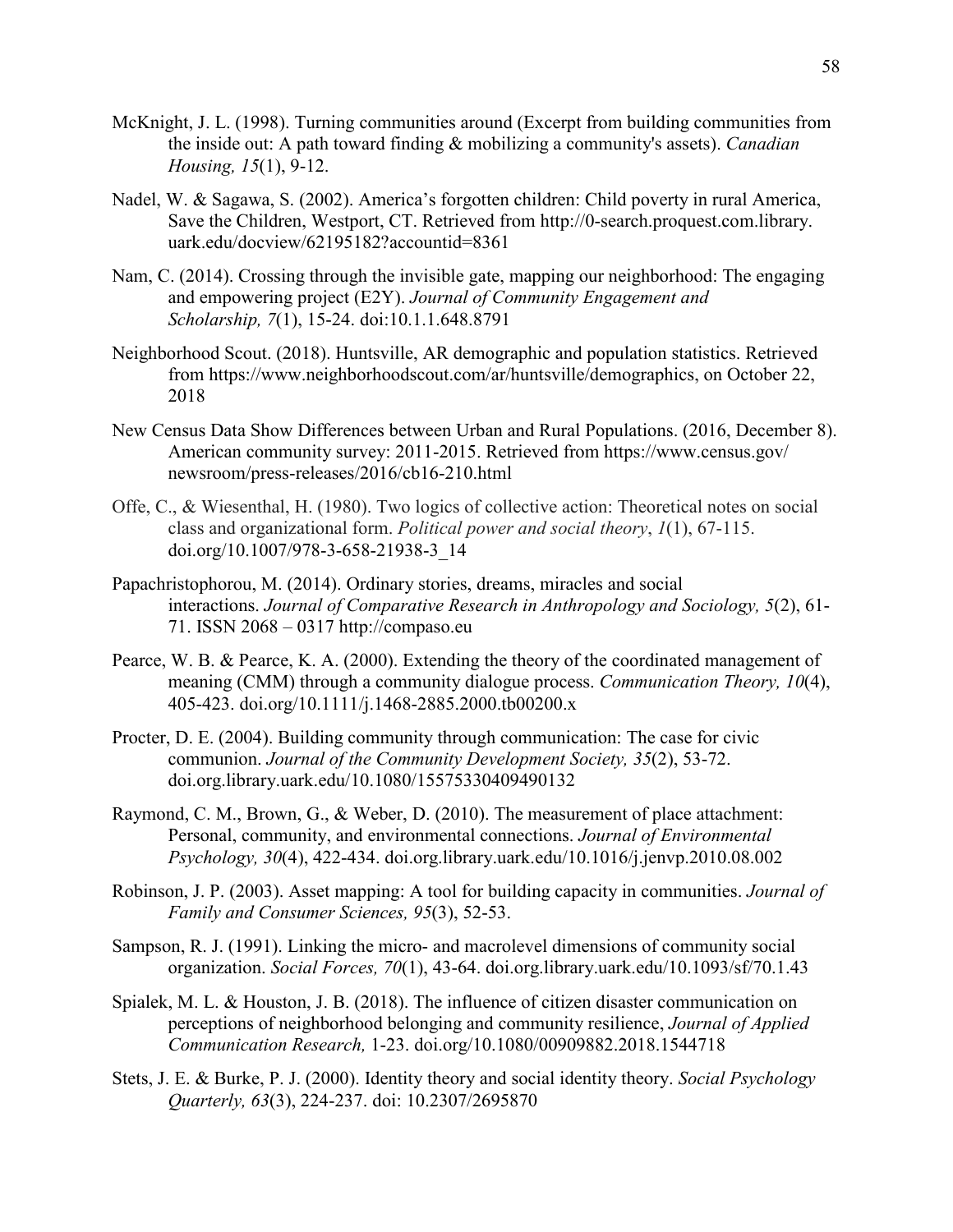McKnight, J. L. (1998). Turning communities around (Excerpt from building communities from the inside out: A path toward finding & mobilizing a community's assets). *Canadian Housing, 15*(1), 9-12.

Nadel, W. & Sagawa, S. (2002). America's forgotten children: Child poverty in rural America, Save the Children, Westport, CT. Retrieved from http://0-search.proquest.com.library.uark.edu/docview/62195182?accountid=8361

Nam, C. (2014). Crossing through the invisible gate, mapping our neighborhood: The engaging and empowering project (E2Y). *Journal of Community Engagement and Scholarship, 7*(1), 15-24. doi:10.1.1.648.8791

Neighborhood Scout. (2018). Huntsville, AR demographic and population statistics. Retrieved from https://www.neighborhoodscout.com/ar/huntsville/demographics, on October 22, 2018

New Census Data Show Differences between Urban and Rural Populations. (2016, December 8). American community survey: 2011-2015. Retrieved from https://www.census.gov/newsroom/press-releases/2016/cb16-210.html

Offe, C., & Wiesenthal, H. (1980). Two logics of collective action: Theoretical notes on social class and organizational form. *Political power and social theory*, *1*(1), 67-115. doi.org/10.1007/978-3-658-21938-3_14

Papachristophorou, M. (2014). Ordinary stories, dreams, miracles and social interactions. *Journal of Comparative Research in Anthropology and Sociology, 5*(2), 61-71. ISSN 2068 – 0317 http://compaso.eu

Pearce, W. B. & Pearce, K. A. (2000). Extending the theory of the coordinated management of meaning (CMM) through a community dialogue process. *Communication Theory, 10*(4), 405-423. doi.org/10.1111/j.1468-2885.2000.tb00200.x

Procter, D. E. (2004). Building community through communication: The case for civic communion. *Journal of the Community Development Society, 35*(2), 53-72. doi.org.library.uark.edu/10.1080/15575330409490132

Raymond, C. M., Brown, G., & Weber, D. (2010). The measurement of place attachment: Personal, community, and environmental connections. *Journal of Environmental Psychology, 30*(4), 422-434. doi.org.library.uark.edu/10.1016/j.jenvp.2010.08.002

Robinson, J. P. (2003). Asset mapping: A tool for building capacity in communities. *Journal of Family and Consumer Sciences, 95*(3), 52-53.

Sampson, R. J. (1991). Linking the micro- and macrolevel dimensions of community social organization. *Social Forces, 70*(1), 43-64. doi.org.library.uark.edu/10.1093/sf/70.1.43

Spialek, M. L. & Houston, J. B. (2018). The influence of citizen disaster communication on perceptions of neighborhood belonging and community resilience, *Journal of Applied Communication Research,* 1-23. doi.org/10.1080/00909882.2018.1544718

Stets, J. E. & Burke, P. J. (2000). Identity theory and social identity theory. *Social Psychology Quarterly, 63*(3), 224-237. doi: 10.2307/2695870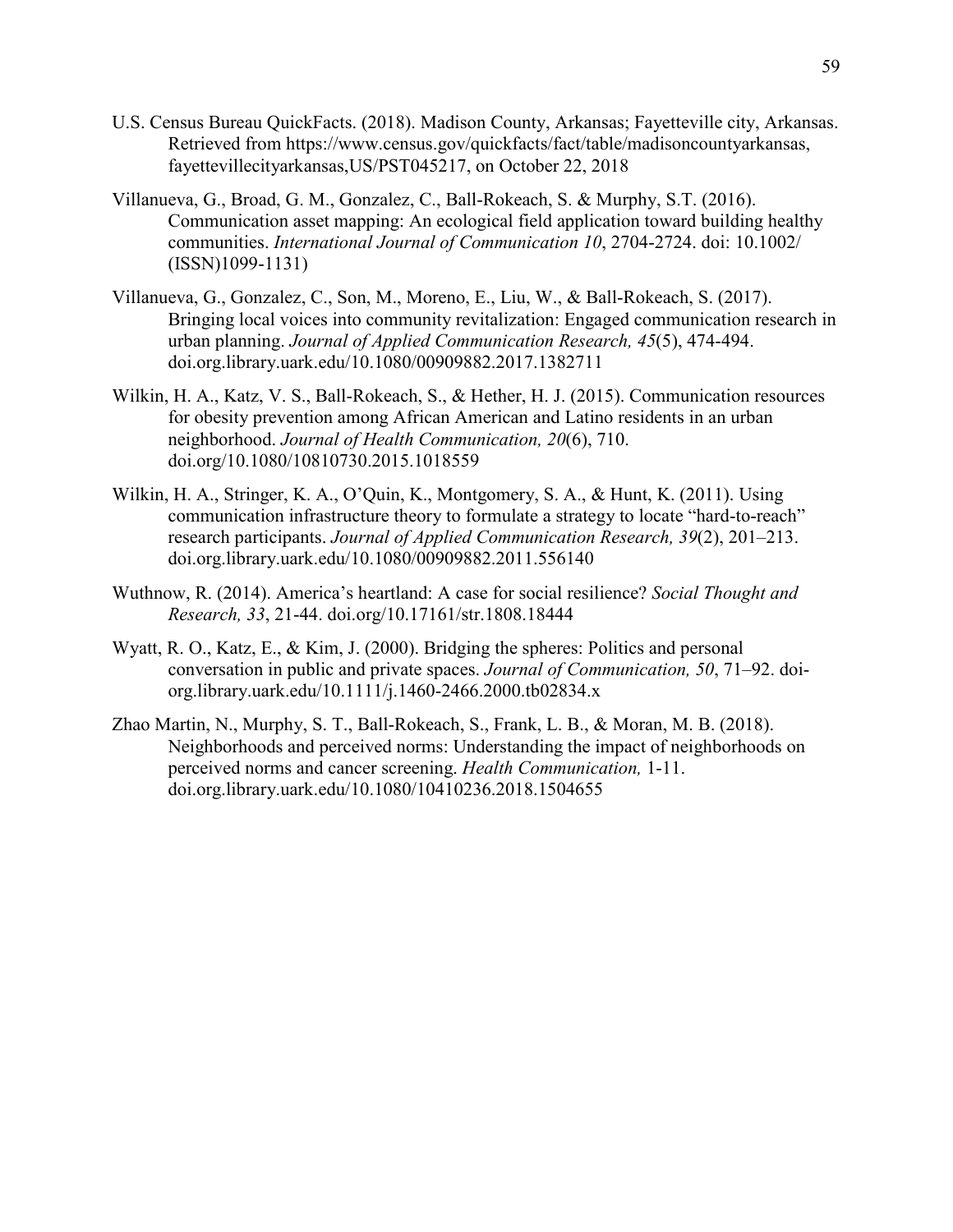U.S. Census Bureau QuickFacts. (2018). Madison County, Arkansas; Fayetteville city, Arkansas. Retrieved from https://www.census.gov/quickfacts/fact/table/madisoncountyarkansas, fayettevillecityarkansas,US/PST045217, on October 22, 2018

Villanueva, G., Broad, G. M., Gonzalez, C., Ball-Rokeach, S. & Murphy, S.T. (2016). Communication asset mapping: An ecological field application toward building healthy communities. *International Journal of Communication 10*, 2704-2724. doi: 10.1002/(ISSN)1099-1131)

Villanueva, G., Gonzalez, C., Son, M., Moreno, E., Liu, W., & Ball-Rokeach, S. (2017). Bringing local voices into community revitalization: Engaged communication research in urban planning. *Journal of Applied Communication Research, 45*(5), 474-494. doi.org.library.uark.edu/10.1080/00909882.2017.1382711

Wilkin, H. A., Katz, V. S., Ball-Rokeach, S., & Hether, H. J. (2015). Communication resources for obesity prevention among African American and Latino residents in an urban neighborhood. *Journal of Health Communication, 20*(6), 710. doi.org/10.1080/10810730.2015.1018559

Wilkin, H. A., Stringer, K. A., O'Quin, K., Montgomery, S. A., & Hunt, K. (2011). Using communication infrastructure theory to formulate a strategy to locate "hard-to-reach" research participants. *Journal of Applied Communication Research, 39*(2), 201–213. doi.org.library.uark.edu/10.1080/00909882.2011.556140

Wuthnow, R. (2014). America's heartland: A case for social resilience? *Social Thought and Research, 33*, 21-44. doi.org/10.17161/str.1808.18444

Wyatt, R. O., Katz, E., & Kim, J. (2000). Bridging the spheres: Politics and personal conversation in public and private spaces. *Journal of Communication, 50*, 71–92. doi-org.library.uark.edu/10.1111/j.1460-2466.2000.tb02834.x

Zhao Martin, N., Murphy, S. T., Ball-Rokeach, S., Frank, L. B., & Moran, M. B. (2018). Neighborhoods and perceived norms: Understanding the impact of neighborhoods on perceived norms and cancer screening. *Health Communication,* 1-11. doi.org.library.uark.edu/10.1080/10410236.2018.1504655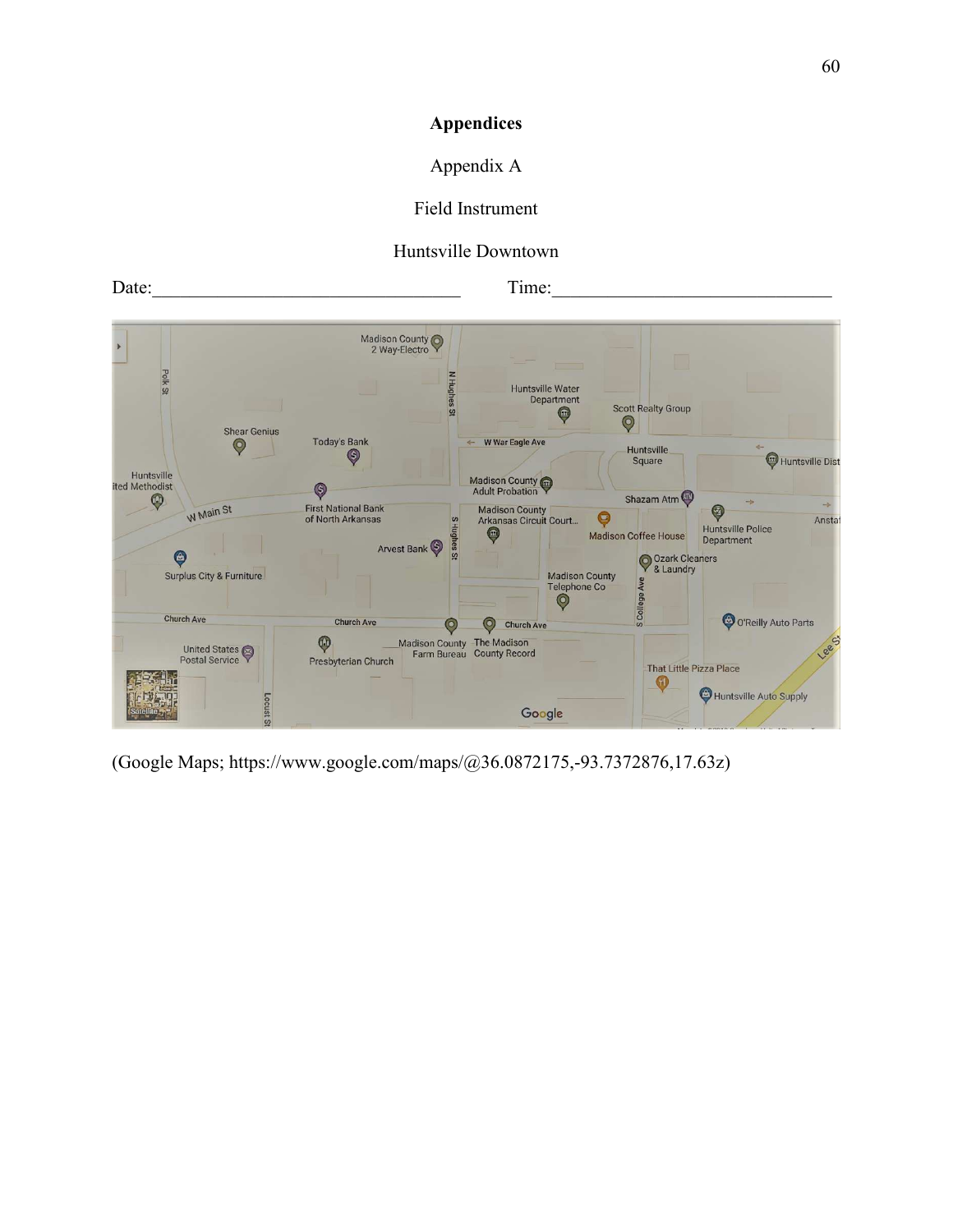# Appendices

## Appendix A

### Field Instrument

### Huntsville Downtown

Date:\_\_\_\_\_\_\_\_\_\_\_\_\_\_\_\_\_\_\_\_\_\_\_\_\_\_\_\_\_\_\_\_\_\_ Time:\_\_\_\_\_\_\_\_\_\_\_\_\_\_\_\_\_\_\_\_\_\_\_\_\_\_\_\_\_\_\_\_

(Google Maps; https://www.google.com/maps/@36.0872175,-93.7372876,17.63z)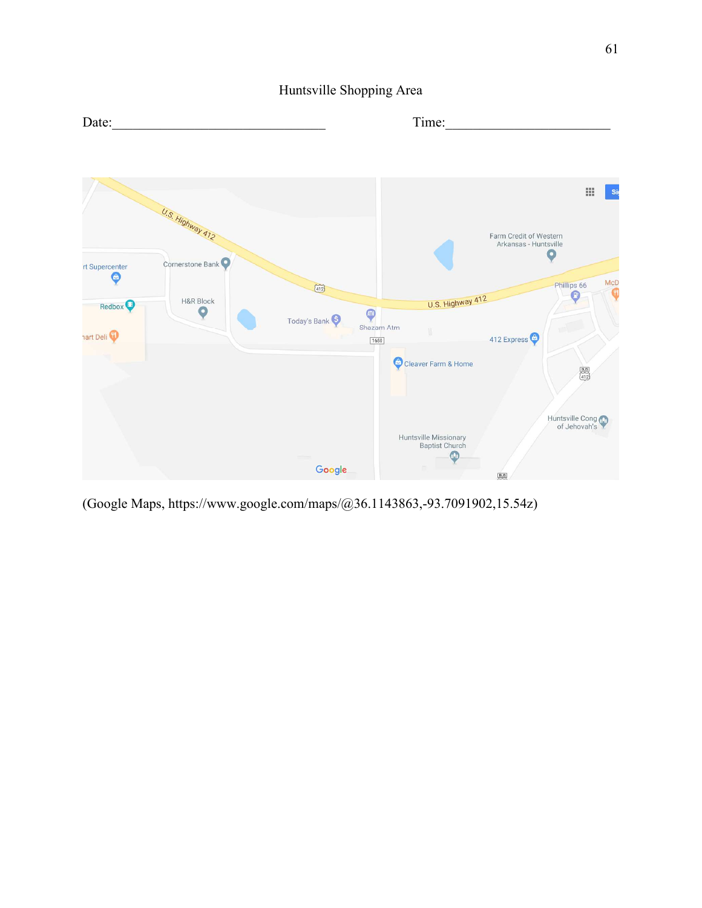Huntsville Shopping Area

Date:\_\_\_\_\_\_\_\_\_\_\_\_\_\_\_\_\_\_\_\_\_\_\_\_\_\_\_\_\_\_\_\_ Time:\_\_\_\_\_\_\_\_\_\_\_\_\_\_\_\_\_\_\_\_\_\_\_\_\_

(Google Maps, https://www.google.com/maps/@36.1143863,-93.7091902,15.54z)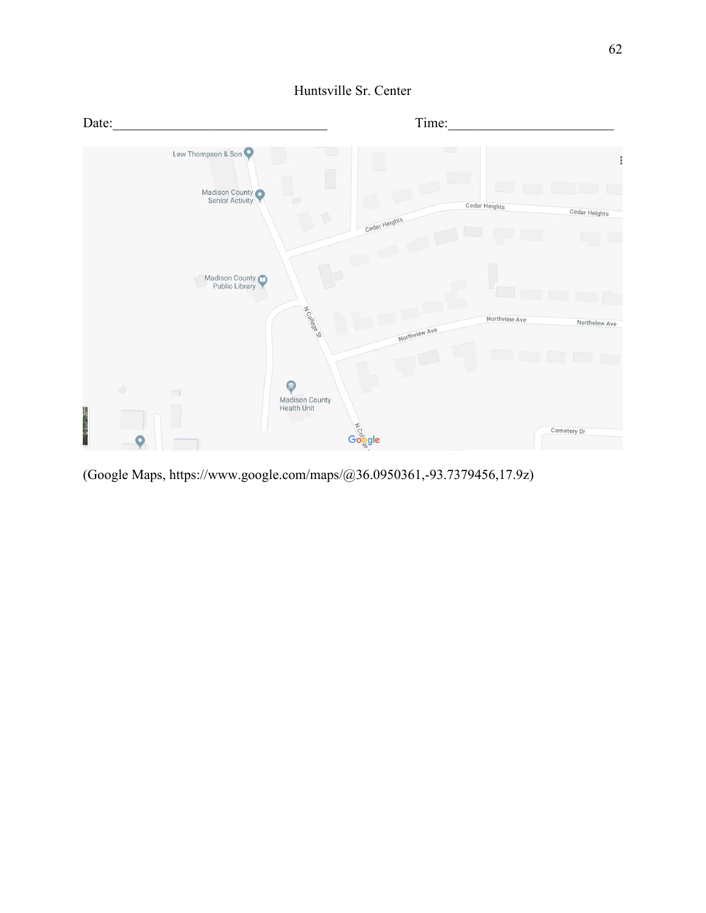Huntsville Sr. Center

Date:______________________________ Time:_______________________

(Google Maps, https://www.google.com/maps/@36.0950361,-93.7379456,17.9z)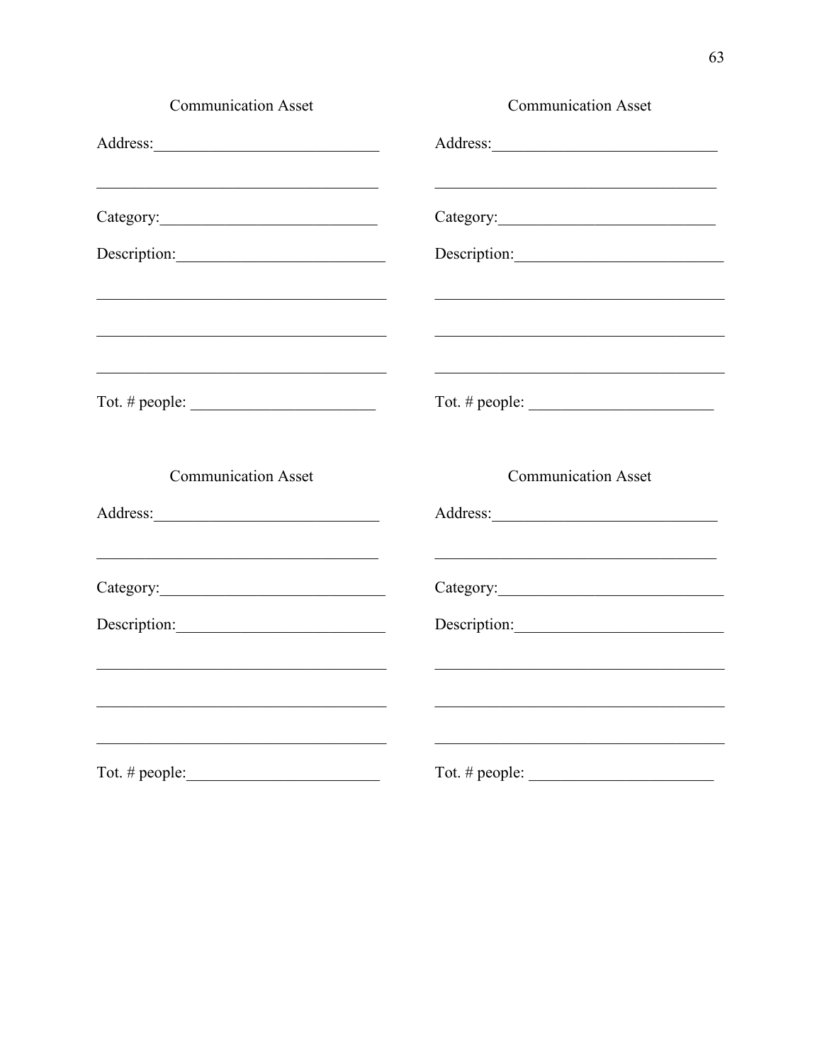Communication Asset

Address:____________________________

____________________________________

Category:___________________________

Description:_________________________

_____________________________________

_____________________________________

_____________________________________

Tot. # people: _______________________

Communication Asset

Address:____________________________

____________________________________

Category:___________________________

Description:_________________________

_____________________________________

_____________________________________

_____________________________________

Tot. # people: _______________________

Communication Asset

Address:____________________________

____________________________________

Category:____________________________

Description:_________________________

_____________________________________

_____________________________________

_____________________________________

Tot. # people:________________________

Communication Asset

Address:____________________________

____________________________________

Category:____________________________

Description:_________________________

_____________________________________

_____________________________________

_____________________________________

Tot. # people: _______________________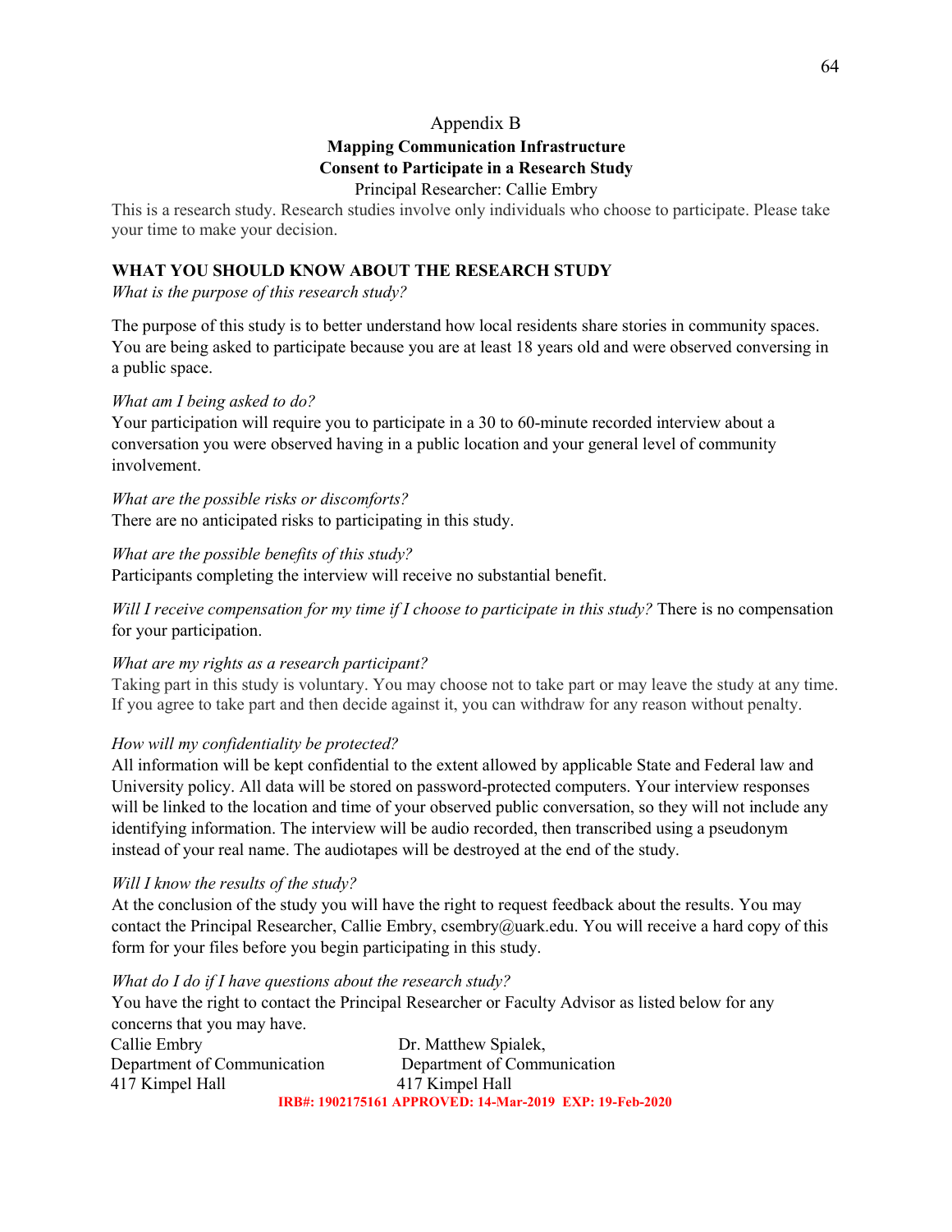Appendix B

**Mapping Communication Infrastructure**

**Consent to Participate in a Research Study**

Principal Researcher: Callie Embry

This is a research study. Research studies involve only individuals who choose to participate. Please take your time to make your decision.

**WHAT YOU SHOULD KNOW ABOUT THE RESEARCH STUDY**

*What is the purpose of this research study?*

The purpose of this study is to better understand how local residents share stories in community spaces. You are being asked to participate because you are at least 18 years old and were observed conversing in a public space.

*What am I being asked to do?*

Your participation will require you to participate in a 30 to 60-minute recorded interview about a conversation you were observed having in a public location and your general level of community involvement.

*What are the possible risks or discomforts?*

There are no anticipated risks to participating in this study.

*What are the possible benefits of this study?*

Participants completing the interview will receive no substantial benefit.

*Will I receive compensation for my time if I choose to participate in this study?* There is no compensation for your participation.

*What are my rights as a research participant?*

Taking part in this study is voluntary. You may choose not to take part or may leave the study at any time. If you agree to take part and then decide against it, you can withdraw for any reason without penalty.

*How will my confidentiality be protected?*

All information will be kept confidential to the extent allowed by applicable State and Federal law and University policy. All data will be stored on password-protected computers. Your interview responses will be linked to the location and time of your observed public conversation, so they will not include any identifying information. The interview will be audio recorded, then transcribed using a pseudonym instead of your real name. The audiotapes will be destroyed at the end of the study.

*Will I know the results of the study?*

At the conclusion of the study you will have the right to request feedback about the results. You may contact the Principal Researcher, Callie Embry, csembry@uark.edu. You will receive a hard copy of this form for your files before you begin participating in this study.

*What do I do if I have questions about the research study?*

You have the right to contact the Principal Researcher or Faculty Advisor as listed below for any concerns that you may have.

Callie Embry
Department of Communication
417 Kimpel Hall

Dr. Matthew Spialek,
Department of Communication
417 Kimpel Hall

IRB#: 1902175161 APPROVED: 14-Mar-2019 EXP: 19-Feb-2020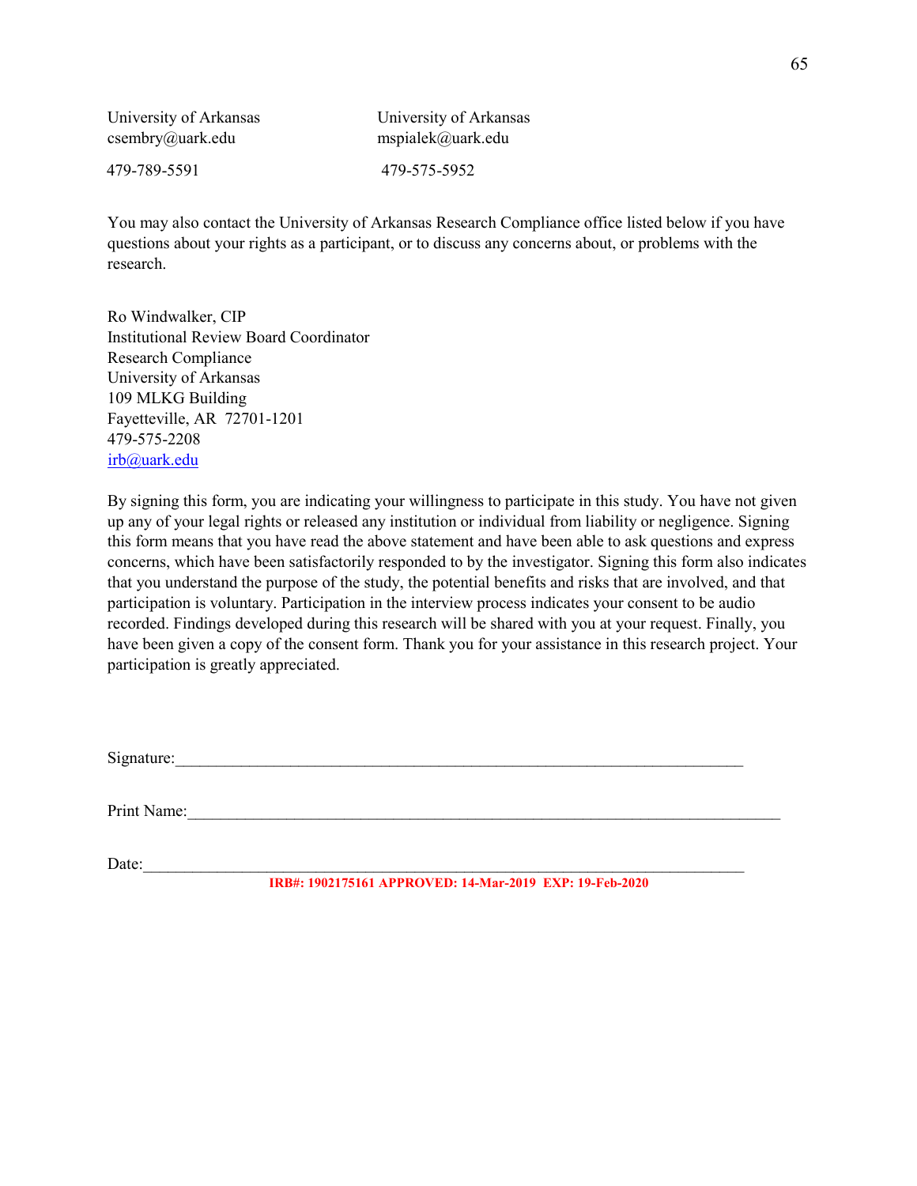| University of Arkansas | University of Arkansas |
|---|---|
| csembry@uark.edu | mspialek@uark.edu |
| 479-789-5591 | 479-575-5952 |

You may also contact the University of Arkansas Research Compliance office listed below if you have questions about your rights as a participant, or to discuss any concerns about, or problems with the research.

Ro Windwalker, CIP
Institutional Review Board Coordinator
Research Compliance
University of Arkansas
109 MLKG Building
Fayetteville, AR 72701-1201
479-575-2208
irb@uark.edu

By signing this form, you are indicating your willingness to participate in this study. You have not given up any of your legal rights or released any institution or individual from liability or negligence. Signing this form means that you have read the above statement and have been able to ask questions and express concerns, which have been satisfactorily responded to by the investigator. Signing this form also indicates that you understand the purpose of the study, the potential benefits and risks that are involved, and that participation is voluntary. Participation in the interview process indicates your consent to be audio recorded. Findings developed during this research will be shared with you at your request. Finally, you have been given a copy of the consent form. Thank you for your assistance in this research project. Your participation is greatly appreciated.

Signature:___________________________________________________________________________

Print Name:_________________________________________________________________________

Date:_______________________________________________________________________________

**IRB#: 1902175161 APPROVED: 14-Mar-2019 EXP: 19-Feb-2020**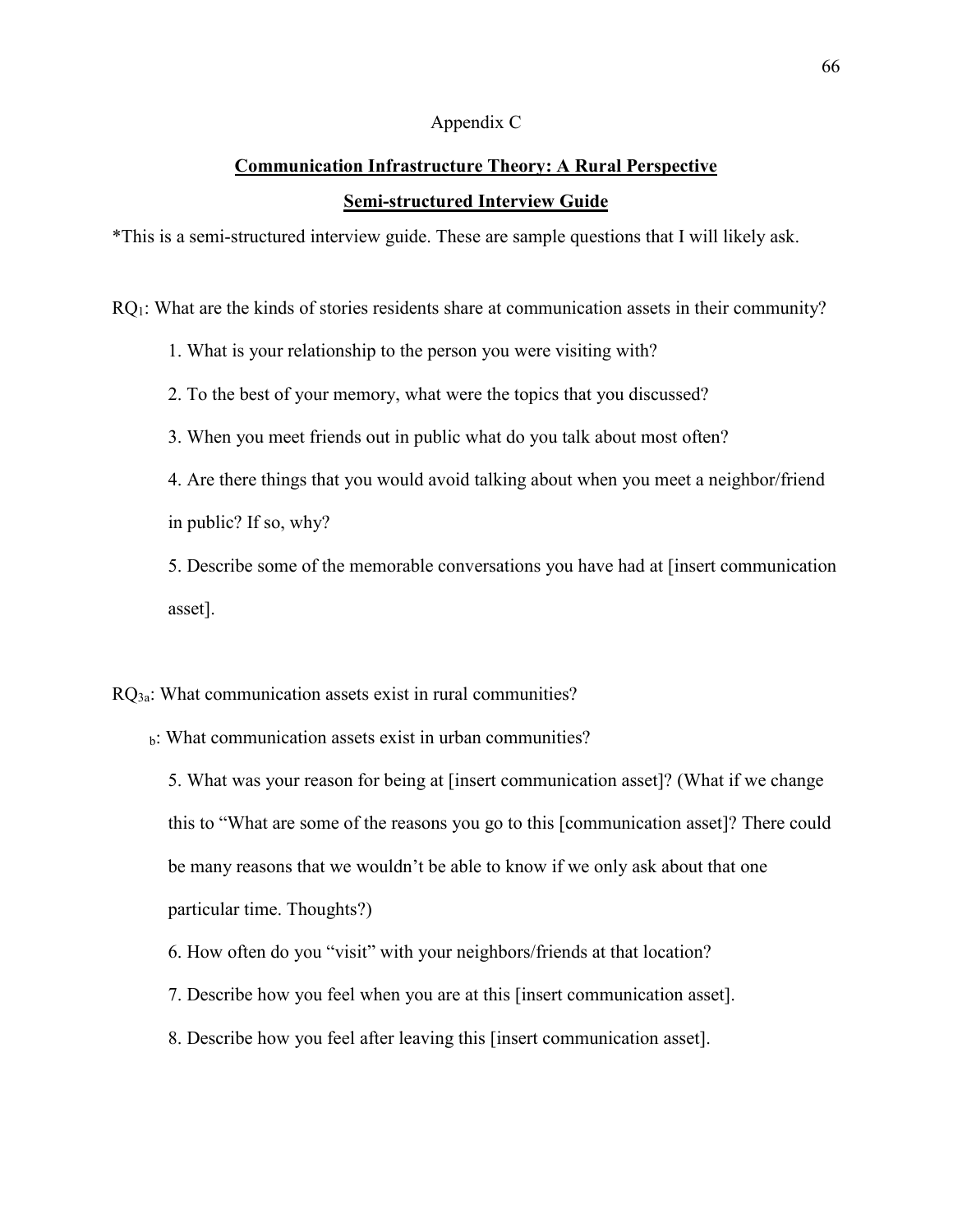Appendix C

**Communication Infrastructure Theory: A Rural Perspective**

**Semi-structured Interview Guide**

*This is a semi-structured interview guide. These are sample questions that I will likely ask.

$RQ_1$: What are the kinds of stories residents share at communication assets in their community?

1. What is your relationship to the person you were visiting with?

2. To the best of your memory, what were the topics that you discussed?

3. When you meet friends out in public what do you talk about most often?

4. Are there things that you would avoid talking about when you meet a neighbor/friend in public? If so, why?

5. Describe some of the memorable conversations you have had at [insert communication asset].

$RQ_{3a}$: What communication assets exist in rural communities?

$_b$: What communication assets exist in urban communities?

5. What was your reason for being at [insert communication asset]? (What if we change this to “What are some of the reasons you go to this [communication asset]? There could be many reasons that we wouldn’t be able to know if we only ask about that one particular time. Thoughts?)

6. How often do you “visit” with your neighbors/friends at that location?

7. Describe how you feel when you are at this [insert communication asset].

8. Describe how you feel after leaving this [insert communication asset].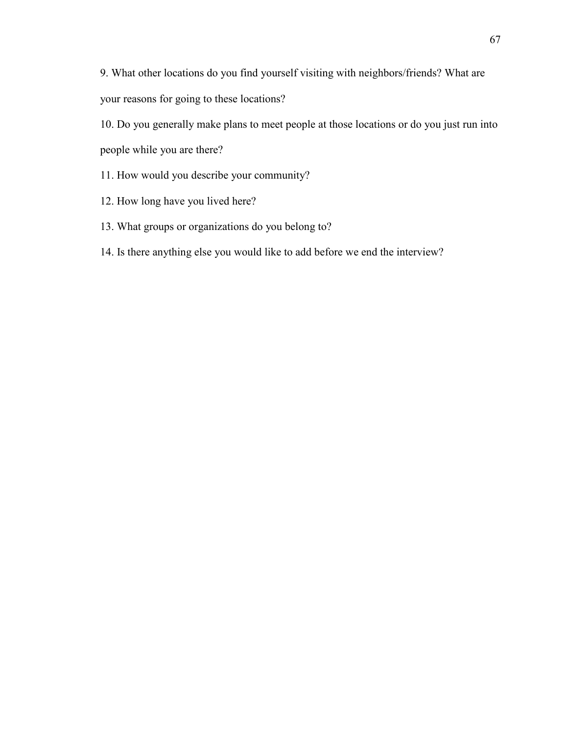9. What other locations do you find yourself visiting with neighbors/friends? What are your reasons for going to these locations?

10. Do you generally make plans to meet people at those locations or do you just run into people while you are there?

11. How would you describe your community?

12. How long have you lived here?

13. What groups or organizations do you belong to?

14. Is there anything else you would like to add before we end the interview?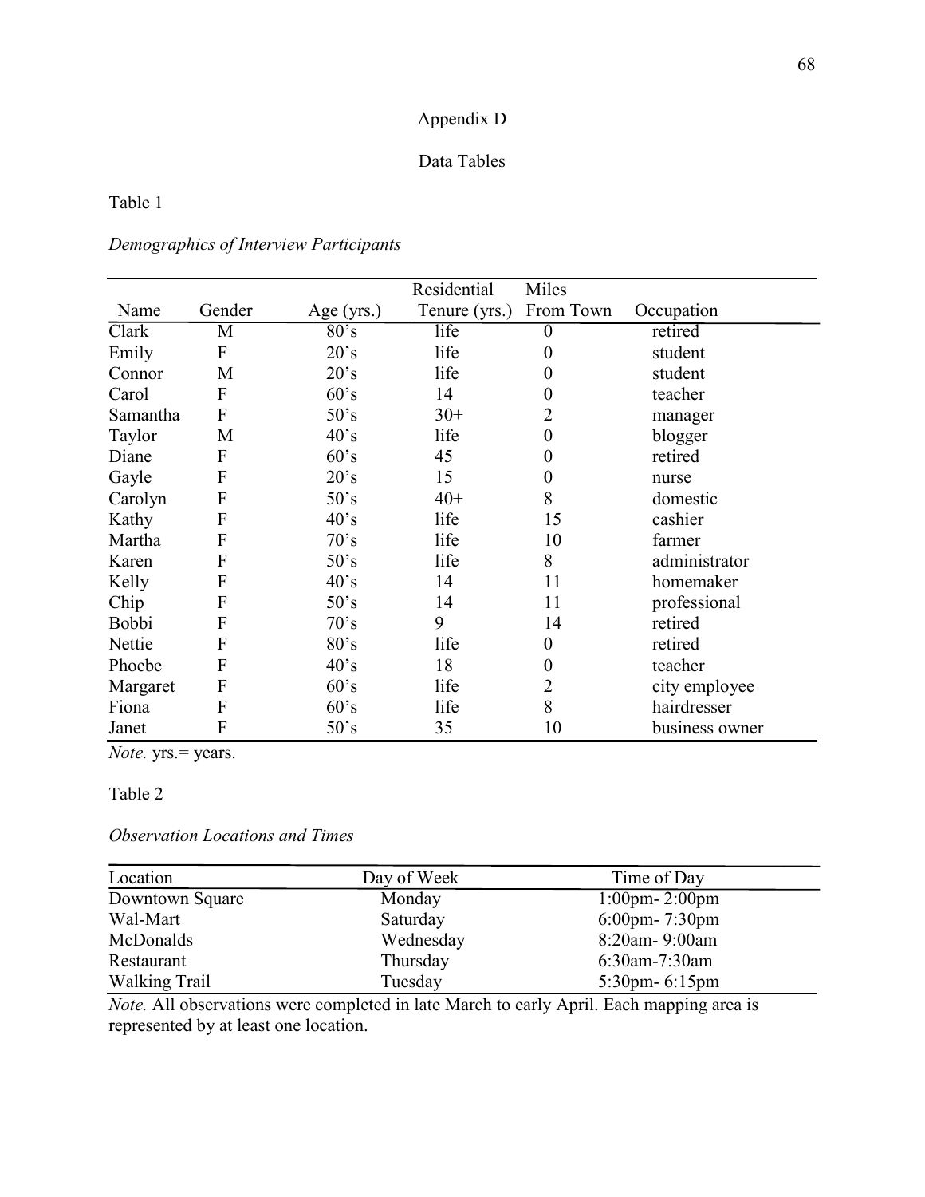# Appendix D

## Data Tables

Table 1

*Demographics of Interview Participants*

| Name | Gender | Age (yrs.) | Residential Tenure (yrs.) | Miles From Town | Occupation |
|---|---|---|---|---|---|
| Clark | M | 80's | life | 0 | retired |
| Emily | F | 20's | life | 0 | student |
| Connor | M | 20's | life | 0 | student |
| Carol | F | 60's | 14 | 0 | teacher |
| Samantha | F | 50's | 30+ | 2 | manager |
| Taylor | M | 40's | life | 0 | blogger |
| Diane | F | 60's | 45 | 0 | retired |
| Gayle | F | 20's | 15 | 0 | nurse |
| Carolyn | F | 50's | 40+ | 8 | domestic |
| Kathy | F | 40's | life | 15 | cashier |
| Martha | F | 70's | life | 10 | farmer |
| Karen | F | 50's | life | 8 | administrator |
| Kelly | F | 40's | 14 | 11 | homemaker |
| Chip | F | 50's | 14 | 11 | professional |
| Bobbi | F | 70's | 9 | 14 | retired |
| Nettie | F | 80's | life | 0 | retired |
| Phoebe | F | 40's | 18 | 0 | teacher |
| Margaret | F | 60's | life | 2 | city employee |
| Fiona | F | 60's | life | 8 | hairdresser |
| Janet | F | 50's | 35 | 10 | business owner |

*Note.* yrs.= years.

Table 2

*Observation Locations and Times*

| Location | Day of Week | Time of Day |
|---|---|---|
| Downtown Square | Monday | 1:00pm- 2:00pm |
| Wal-Mart | Saturday | 6:00pm- 7:30pm |
| McDonalds | Wednesday | 8:20am- 9:00am |
| Restaurant | Thursday | 6:30am-7:30am |
| Walking Trail | Tuesday | 5:30pm- 6:15pm |

*Note.* All observations were completed in late March to early April. Each mapping area is represented by at least one location.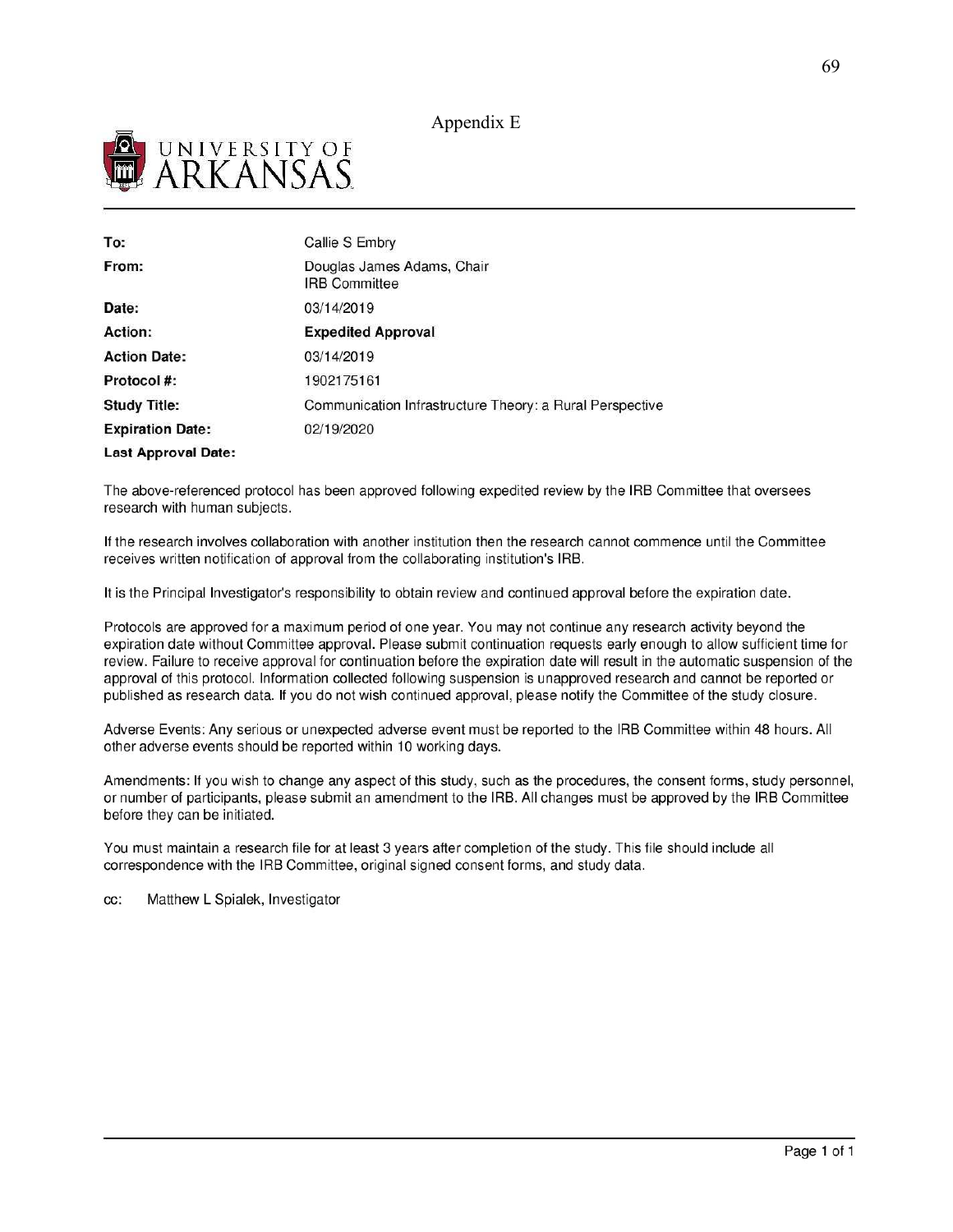# Appendix E

UNIVERSITY OF ARKANSAS

| | |
|---|---|
| **To:** | Callie S Embry |
| **From:** | Douglas James Adams, Chair<br>IRB Committee |
| **Date:** | 03/14/2019 |
| **Action:** | **Expedited Approval** |
| **Action Date:** | 03/14/2019 |
| **Protocol #:** | 1902175161 |
| **Study Title:** | Communication Infrastructure Theory: a Rural Perspective |
| **Expiration Date:** | 02/19/2020 |
| **Last Approval Date:** | |

The above-referenced protocol has been approved following expedited review by the IRB Committee that oversees research with human subjects.

If the research involves collaboration with another institution then the research cannot commence until the Committee receives written notification of approval from the collaborating institution's IRB.

It is the Principal Investigator's responsibility to obtain review and continued approval before the expiration date.

Protocols are approved for a maximum period of one year. You may not continue any research activity beyond the expiration date without Committee approval. Please submit continuation requests early enough to allow sufficient time for review. Failure to receive approval for continuation before the expiration date will result in the automatic suspension of the approval of this protocol. Information collected following suspension is unapproved research and cannot be reported or published as research data. If you do not wish continued approval, please notify the Committee of the study closure.

Adverse Events: Any serious or unexpected adverse event must be reported to the IRB Committee within 48 hours. All other adverse events should be reported within 10 working days.

Amendments: If you wish to change any aspect of this study, such as the procedures, the consent forms, study personnel, or number of participants, please submit an amendment to the IRB. All changes must be approved by the IRB Committee before they can be initiated.

You must maintain a research file for at least 3 years after completion of the study. This file should include all correspondence with the IRB Committee, original signed consent forms, and study data.

cc: Matthew L Spialek, Investigator